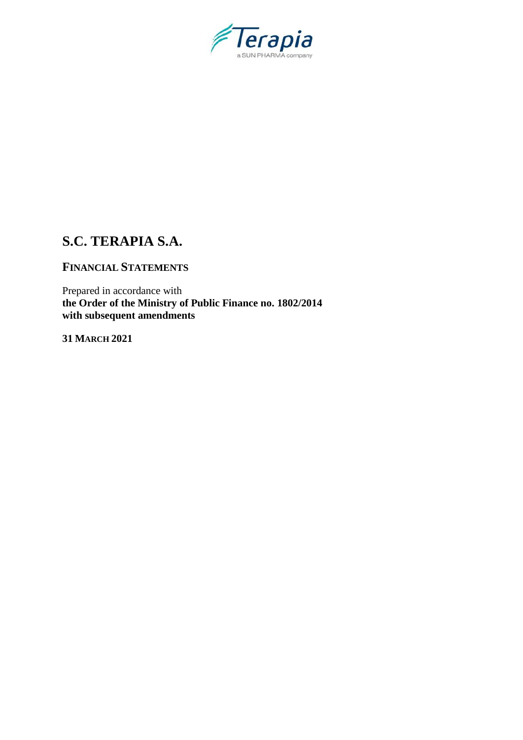# S.C. TERAPIA S.A.

## FINANCIAL STATEMENTS

Prepared in accordance with
**the Order of the Ministry of Public Finance no. 1802/2014**
**with subsequent amendments**

**31 MARCH 2021**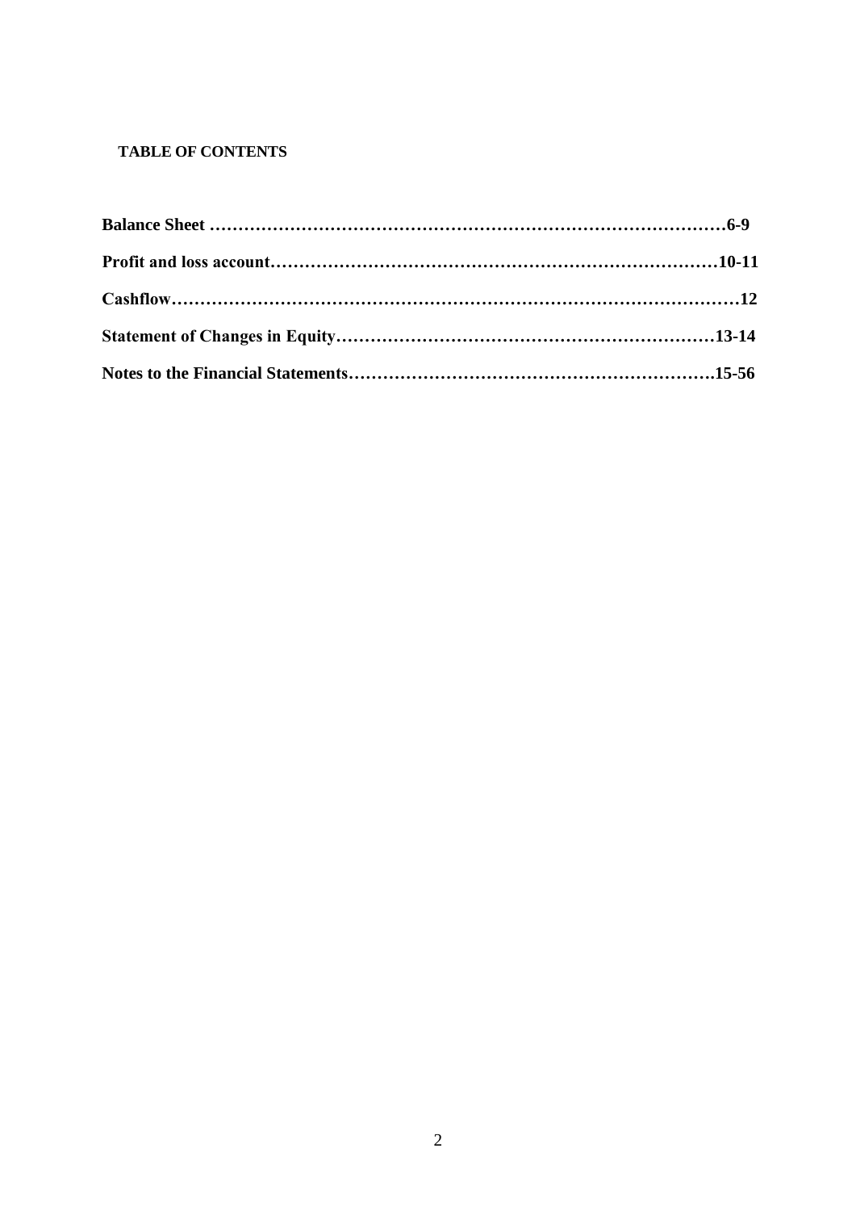**TABLE OF CONTENTS**

**Balance Sheet ………………………………………………………………………………6-9**

**Profit and loss account…………………………………………………………………10-11**

**Cashflow……………………………………………………………………………………12**

**Statement of Changes in Equity………………………………………………………13-14**

**Notes to the Financial Statements…………………………………………………….15-56**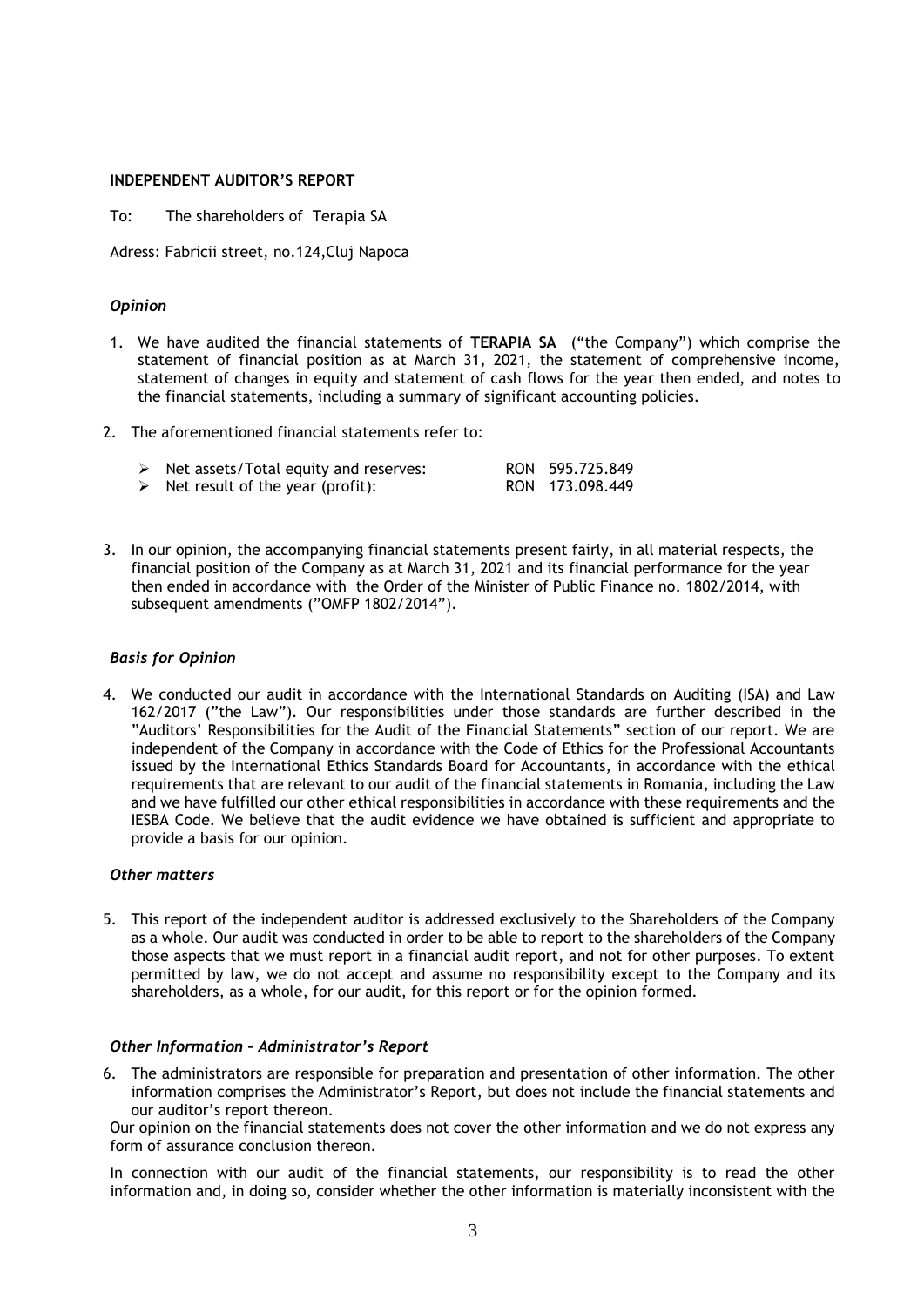**INDEPENDENT AUDITOR'S REPORT**

To: The shareholders of Terapia SA

Adress: Fabricii street, no.124,Cluj Napoca

***Opinion***

1. We have audited the financial statements of **TERAPIA SA** ("the Company") which comprise the statement of financial position as at March 31, 2021, the statement of comprehensive income, statement of changes in equity and statement of cash flows for the year then ended, and notes to the financial statements, including a summary of significant accounting policies.

2. The aforementioned financial statements refer to:

   - Net assets/Total equity and reserves: RON 595.725.849
   - Net result of the year (profit): RON 173.098.449

3. In our opinion, the accompanying financial statements present fairly, in all material respects, the financial position of the Company as at March 31, 2021 and its financial performance for the year then ended in accordance with the Order of the Minister of Public Finance no. 1802/2014, with subsequent amendments ("OMFP 1802/2014").

***Basis for Opinion***

4. We conducted our audit in accordance with the International Standards on Auditing (ISA) and Law 162/2017 ("the Law"). Our responsibilities under those standards are further described in the "Auditors' Responsibilities for the Audit of the Financial Statements" section of our report. We are independent of the Company in accordance with the Code of Ethics for the Professional Accountants issued by the International Ethics Standards Board for Accountants, in accordance with the ethical requirements that are relevant to our audit of the financial statements in Romania, including the Law and we have fulfilled our other ethical responsibilities in accordance with these requirements and the IESBA Code. We believe that the audit evidence we have obtained is sufficient and appropriate to provide a basis for our opinion.

***Other matters***

5. This report of the independent auditor is addressed exclusively to the Shareholders of the Company as a whole. Our audit was conducted in order to be able to report to the shareholders of the Company those aspects that we must report in a financial audit report, and not for other purposes. To extent permitted by law, we do not accept and assume no responsibility except to the Company and its shareholders, as a whole, for our audit, for this report or for the opinion formed.

***Other Information – Administrator's Report***

6. The administrators are responsible for preparation and presentation of other information. The other information comprises the Administrator's Report, but does not include the financial statements and our auditor's report thereon.

Our opinion on the financial statements does not cover the other information and we do not express any form of assurance conclusion thereon.

In connection with our audit of the financial statements, our responsibility is to read the other information and, in doing so, consider whether the other information is materially inconsistent with the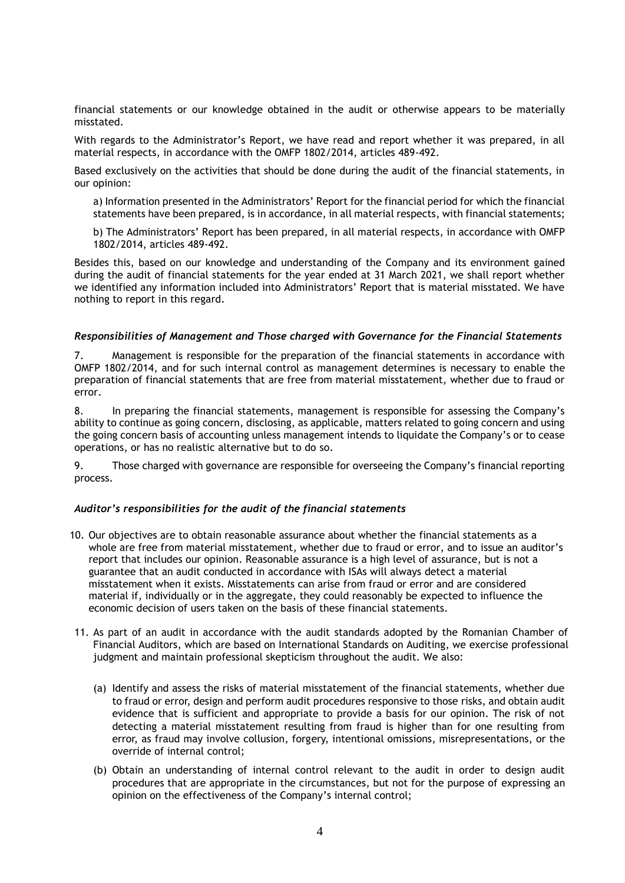financial statements or our knowledge obtained in the audit or otherwise appears to be materially misstated.

With regards to the Administrator's Report, we have read and report whether it was prepared, in all material respects, in accordance with the OMFP 1802/2014, articles 489-492.

Based exclusively on the activities that should be done during the audit of the financial statements, in our opinion:

a) Information presented in the Administrators' Report for the financial period for which the financial statements have been prepared, is in accordance, in all material respects, with financial statements;

b) The Administrators' Report has been prepared, in all material respects, in accordance with OMFP 1802/2014, articles 489-492.

Besides this, based on our knowledge and understanding of the Company and its environment gained during the audit of financial statements for the year ended at 31 March 2021, we shall report whether we identified any information included into Administrators' Report that is material misstated. We have nothing to report in this regard.

### *Responsibilities of Management and Those charged with Governance for the Financial Statements*

7. Management is responsible for the preparation of the financial statements in accordance with OMFP 1802/2014, and for such internal control as management determines is necessary to enable the preparation of financial statements that are free from material misstatement, whether due to fraud or error.

8. In preparing the financial statements, management is responsible for assessing the Company's ability to continue as going concern, disclosing, as applicable, matters related to going concern and using the going concern basis of accounting unless management intends to liquidate the Company's or to cease operations, or has no realistic alternative but to do so.

9. Those charged with governance are responsible for overseeing the Company's financial reporting process.

### *Auditor's responsibilities for the audit of the financial statements*

10. Our objectives are to obtain reasonable assurance about whether the financial statements as a whole are free from material misstatement, whether due to fraud or error, and to issue an auditor's report that includes our opinion. Reasonable assurance is a high level of assurance, but is not a guarantee that an audit conducted in accordance with ISAs will always detect a material misstatement when it exists. Misstatements can arise from fraud or error and are considered material if, individually or in the aggregate, they could reasonably be expected to influence the economic decision of users taken on the basis of these financial statements.

11. As part of an audit in accordance with the audit standards adopted by the Romanian Chamber of Financial Auditors, which are based on International Standards on Auditing, we exercise professional judgment and maintain professional skepticism throughout the audit. We also:

    (a) Identify and assess the risks of material misstatement of the financial statements, whether due to fraud or error, design and perform audit procedures responsive to those risks, and obtain audit evidence that is sufficient and appropriate to provide a basis for our opinion. The risk of not detecting a material misstatement resulting from fraud is higher than for one resulting from error, as fraud may involve collusion, forgery, intentional omissions, misrepresentations, or the override of internal control;

    (b) Obtain an understanding of internal control relevant to the audit in order to design audit procedures that are appropriate in the circumstances, but not for the purpose of expressing an opinion on the effectiveness of the Company's internal control;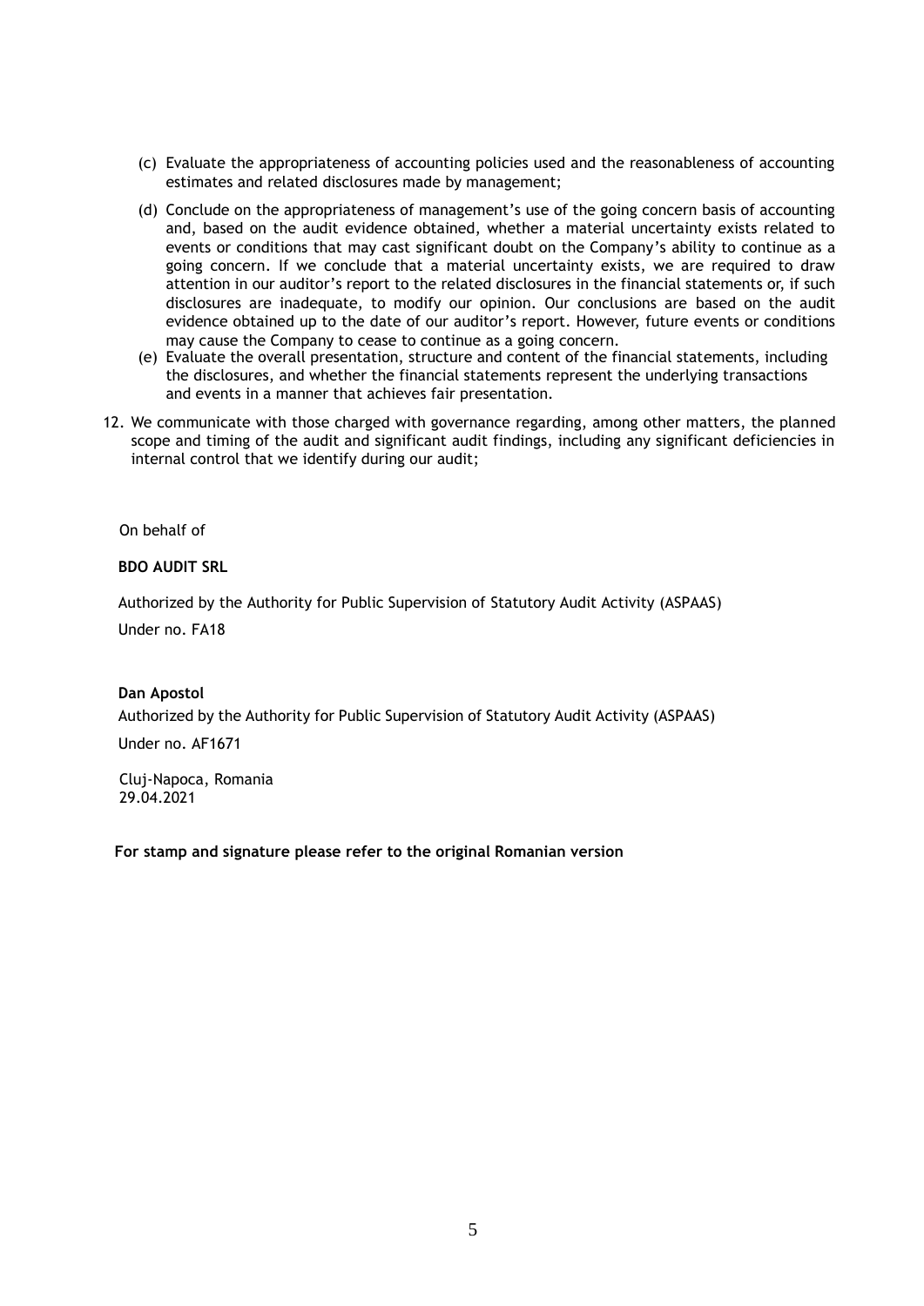(c) Evaluate the appropriateness of accounting policies used and the reasonableness of accounting estimates and related disclosures made by management;

(d) Conclude on the appropriateness of management's use of the going concern basis of accounting and, based on the audit evidence obtained, whether a material uncertainty exists related to events or conditions that may cast significant doubt on the Company's ability to continue as a going concern. If we conclude that a material uncertainty exists, we are required to draw attention in our auditor's report to the related disclosures in the financial statements or, if such disclosures are inadequate, to modify our opinion. Our conclusions are based on the audit evidence obtained up to the date of our auditor's report. However, future events or conditions may cause the Company to cease to continue as a going concern.

(e) Evaluate the overall presentation, structure and content of the financial statements, including the disclosures, and whether the financial statements represent the underlying transactions and events in a manner that achieves fair presentation.

12. We communicate with those charged with governance regarding, among other matters, the planned scope and timing of the audit and significant audit findings, including any significant deficiencies in internal control that we identify during our audit;

On behalf of

**BDO AUDIT SRL**

Authorized by the Authority for Public Supervision of Statutory Audit Activity (ASPAAS)

Under no. FA18

**Dan Apostol**

Authorized by the Authority for Public Supervision of Statutory Audit Activity (ASPAAS)

Under no. AF1671

Cluj-Napoca, Romania
29.04.2021

**For stamp and signature please refer to the original Romanian version**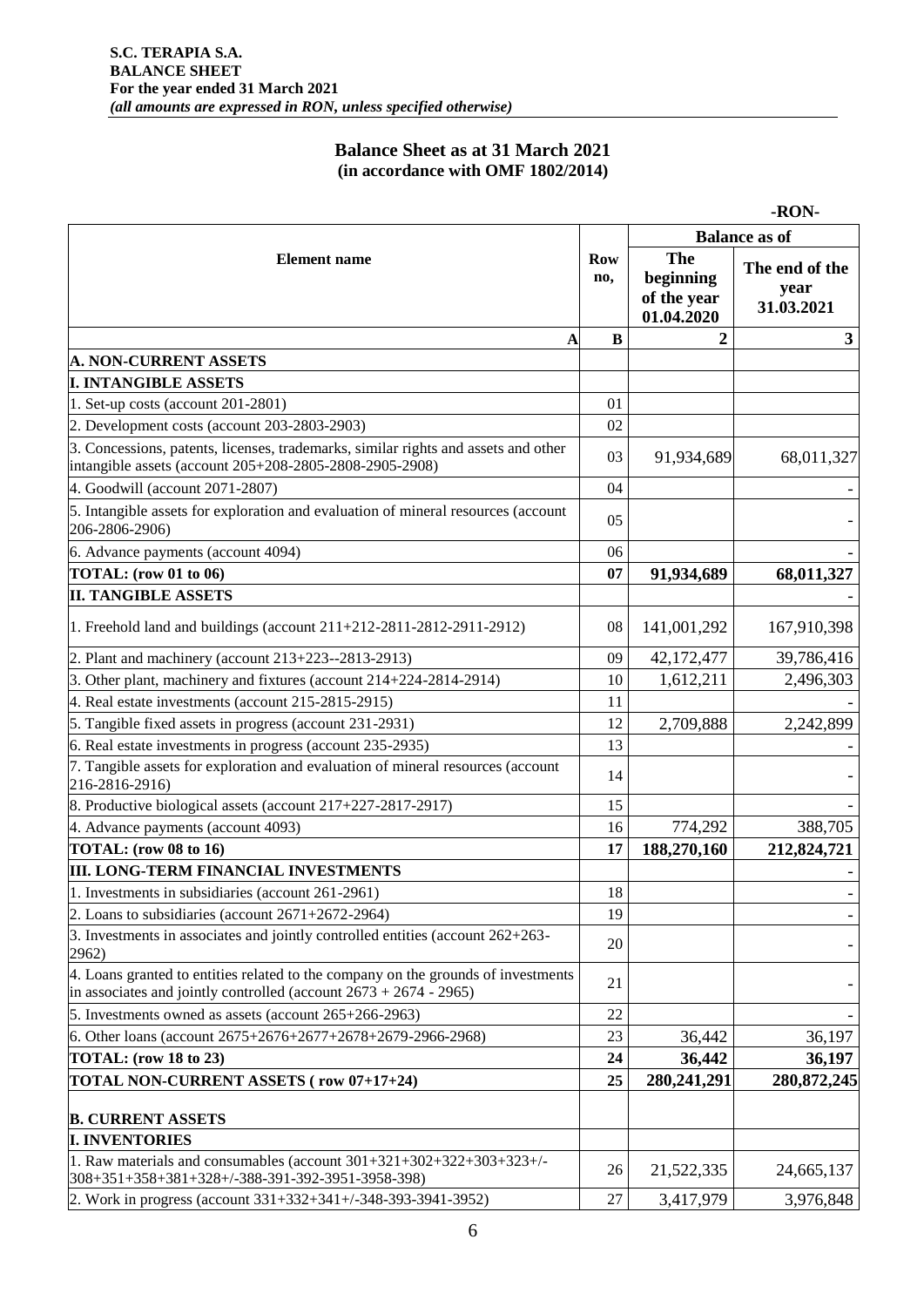**S.C. TERAPIA S.A.**
**BALANCE SHEET**
**For the year ended 31 March 2021**
***(all amounts are expressed in RON, unless specified otherwise)***

## Balance Sheet as at 31 March 2021
### (in accordance with OMF 1802/2014)

**-RON-**

| Element name | Row no, | Balance as of | |
|---|---|---|---|
| | | The beginning of the year 01.04.2020 | The end of the year 31.03.2021 |
| A | B | 2 | 3 |
| **A. NON-CURRENT ASSETS** | | | |
| **I. INTANGIBLE ASSETS** | | | |
| 1. Set-up costs (account 201-2801) | 01 | | |
| 2. Development costs (account 203-2803-2903) | 02 | | |
| 3. Concessions, patents, licenses, trademarks, similar rights and assets and other intangible assets (account 205+208-2805-2808-2905-2908) | 03 | 91,934,689 | 68,011,327 |
| 4. Goodwill (account 2071-2807) | 04 | | - |
| 5. Intangible assets for exploration and evaluation of mineral resources (account 206-2806-2906) | 05 | | - |
| 6. Advance payments (account 4094) | 06 | | - |
| **TOTAL: (row 01 to 06)** | **07** | **91,934,689** | **68,011,327** |
| **II. TANGIBLE ASSETS** | | | - |
| 1. Freehold land and buildings (account 211+212-2811-2812-2911-2912) | 08 | 141,001,292 | 167,910,398 |
| 2. Plant and machinery (account 213+223--2813-2913) | 09 | 42,172,477 | 39,786,416 |
| 3. Other plant, machinery and fixtures (account 214+224-2814-2914) | 10 | 1,612,211 | 2,496,303 |
| 4. Real estate investments (account 215-2815-2915) | 11 | | - |
| 5. Tangible fixed assets in progress (account 231-2931) | 12 | 2,709,888 | 2,242,899 |
| 6. Real estate investments in progress (account 235-2935) | 13 | | - |
| 7. Tangible assets for exploration and evaluation of mineral resources (account 216-2816-2916) | 14 | | - |
| 8. Productive biological assets (account 217+227-2817-2917) | 15 | | - |
| 4. Advance payments (account 4093) | 16 | 774,292 | 388,705 |
| **TOTAL: (row 08 to 16)** | **17** | **188,270,160** | **212,824,721** |
| **III. LONG-TERM FINANCIAL INVESTMENTS** | | | - |
| 1. Investments in subsidiaries (account 261-2961) | 18 | | - |
| 2. Loans to subsidiaries (account 2671+2672-2964) | 19 | | - |
| 3. Investments in associates and jointly controlled entities (account 262+263-2962) | 20 | | - |
| 4. Loans granted to entities related to the company on the grounds of investments in associates and jointly controlled (account 2673 + 2674 - 2965) | 21 | | - |
| 5. Investments owned as assets (account 265+266-2963) | 22 | | - |
| 6. Other loans (account 2675+2676+2677+2678+2679-2966-2968) | 23 | 36,442 | 36,197 |
| **TOTAL: (row 18 to 23)** | **24** | **36,442** | **36,197** |
| **TOTAL NON-CURRENT ASSETS ( row 07+17+24)** | **25** | **280,241,291** | **280,872,245** |
| **B. CURRENT ASSETS** | | | |
| **I. INVENTORIES** | | | |
| 1. Raw materials and consumables (account 301+321+302+322+303+323+/-308+351+358+381+328+/-388-391-392-3951-3958-398) | 26 | 21,522,335 | 24,665,137 |
| 2. Work in progress (account 331+332+341+/-348-393-3941-3952) | 27 | 3,417,979 | 3,976,848 |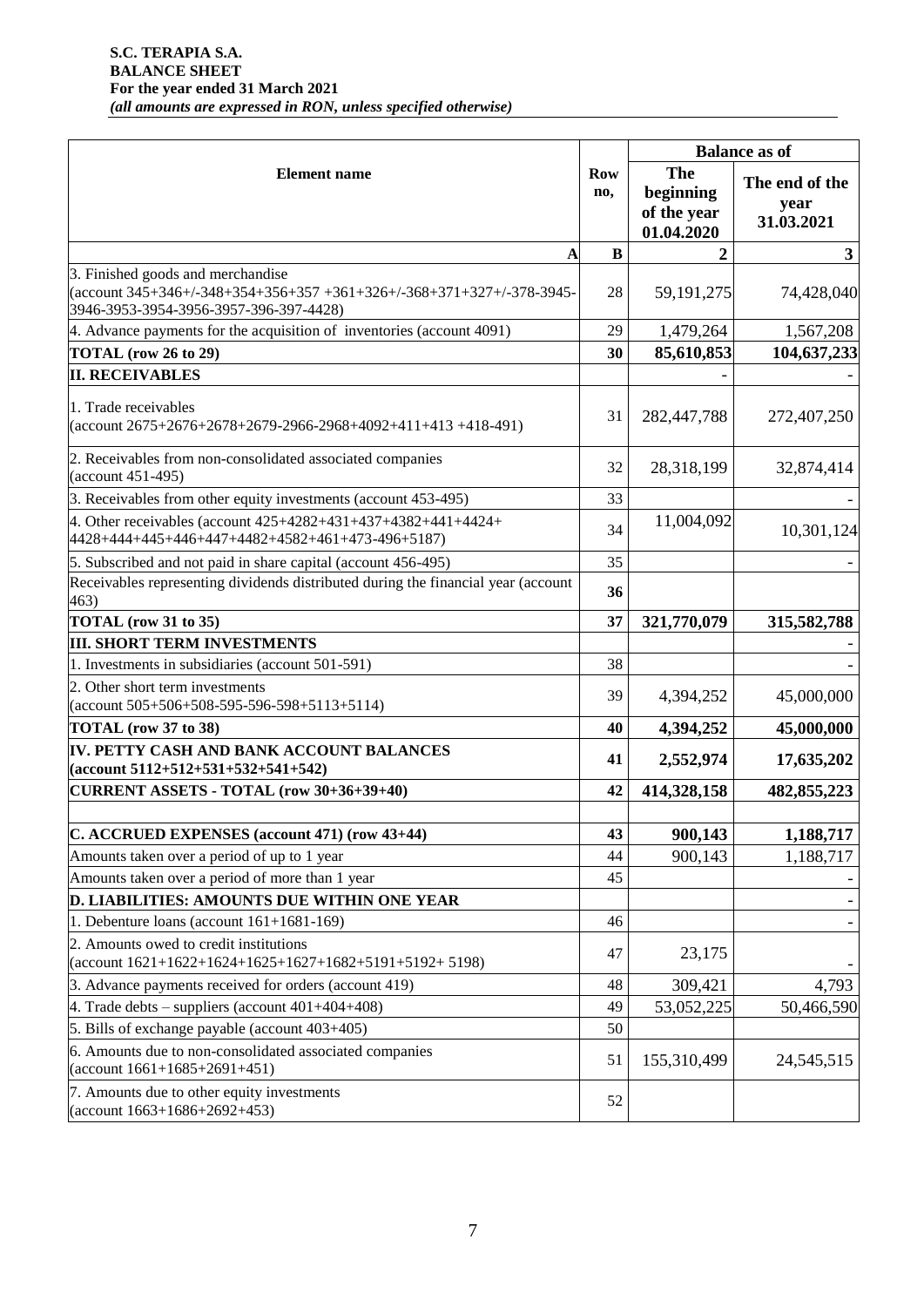**S.C. TERAPIA S.A.**
**BALANCE SHEET**
**For the year ended 31 March 2021**
***(all amounts are expressed in RON, unless specified otherwise)***

| Element name | Row no, | Balance as of | |
|---|---|---|---|
| | | The beginning of the year 01.04.2020 | The end of the year 31.03.2021 |
| A | B | 2 | 3 |
| 3. Finished goods and merchandise (account 345+346+/-348+354+356+357 +361+326+/-368+371+327+/-378-3945-3946-3953-3954-3956-3957-396-397-4428) | 28 | 59,191,275 | 74,428,040 |
| 4. Advance payments for the acquisition of inventories (account 4091) | 29 | 1,479,264 | 1,567,208 |
| **TOTAL (row 26 to 29)** | **30** | **85,610,853** | **104,637,233** |
| **II. RECEIVABLES** | | - | - |
| 1. Trade receivables (account 2675+2676+2678+2679-2966-2968+4092+411+413 +418-491) | 31 | 282,447,788 | 272,407,250 |
| 2. Receivables from non-consolidated associated companies (account 451-495) | 32 | 28,318,199 | 32,874,414 |
| 3. Receivables from other equity investments (account 453-495) | 33 | | - |
| 4. Other receivables (account 425+4282+431+437+4382+441+4424+4428+444+445+446+447+4482+4582+461+473-496+5187) | 34 | 11,004,092 | 10,301,124 |
| 5. Subscribed and not paid in share capital (account 456-495) | 35 | | - |
| Receivables representing dividends distributed during the financial year (account 463) | **36** | | |
| **TOTAL (row 31 to 35)** | **37** | **321,770,079** | **315,582,788** |
| **III. SHORT TERM INVESTMENTS** | | | **-** |
| 1. Investments in subsidiaries (account 501-591) | 38 | | - |
| 2. Other short term investments (account 505+506+508-595-596-598+5113+5114) | 39 | 4,394,252 | 45,000,000 |
| **TOTAL (row 37 to 38)** | **40** | **4,394,252** | **45,000,000** |
| **IV. PETTY CASH AND BANK ACCOUNT BALANCES (account 5112+512+531+532+541+542)** | **41** | **2,552,974** | **17,635,202** |
| **CURRENT ASSETS - TOTAL (row 30+36+39+40)** | **42** | **414,328,158** | **482,855,223** |
| | | | |
| **C. ACCRUED EXPENSES (account 471) (row 43+44)** | **43** | **900,143** | **1,188,717** |
| Amounts taken over a period of up to 1 year | 44 | 900,143 | 1,188,717 |
| Amounts taken over a period of more than 1 year | 45 | | - |
| **D. LIABILITIES: AMOUNTS DUE WITHIN ONE YEAR** | | | - |
| 1. Debenture loans (account 161+1681-169) | 46 | | - |
| 2. Amounts owed to credit institutions (account 1621+1622+1624+1625+1627+1682+5191+5192+ 5198) | 47 | 23,175 | - |
| 3. Advance payments received for orders (account 419) | 48 | 309,421 | 4,793 |
| 4. Trade debts – suppliers (account 401+404+408) | 49 | 53,052,225 | 50,466,590 |
| 5. Bills of exchange payable (account 403+405) | 50 | | |
| 6. Amounts due to non-consolidated associated companies (account 1661+1685+2691+451) | 51 | 155,310,499 | 24,545,515 |
| 7. Amounts due to other equity investments (account 1663+1686+2692+453) | 52 | | |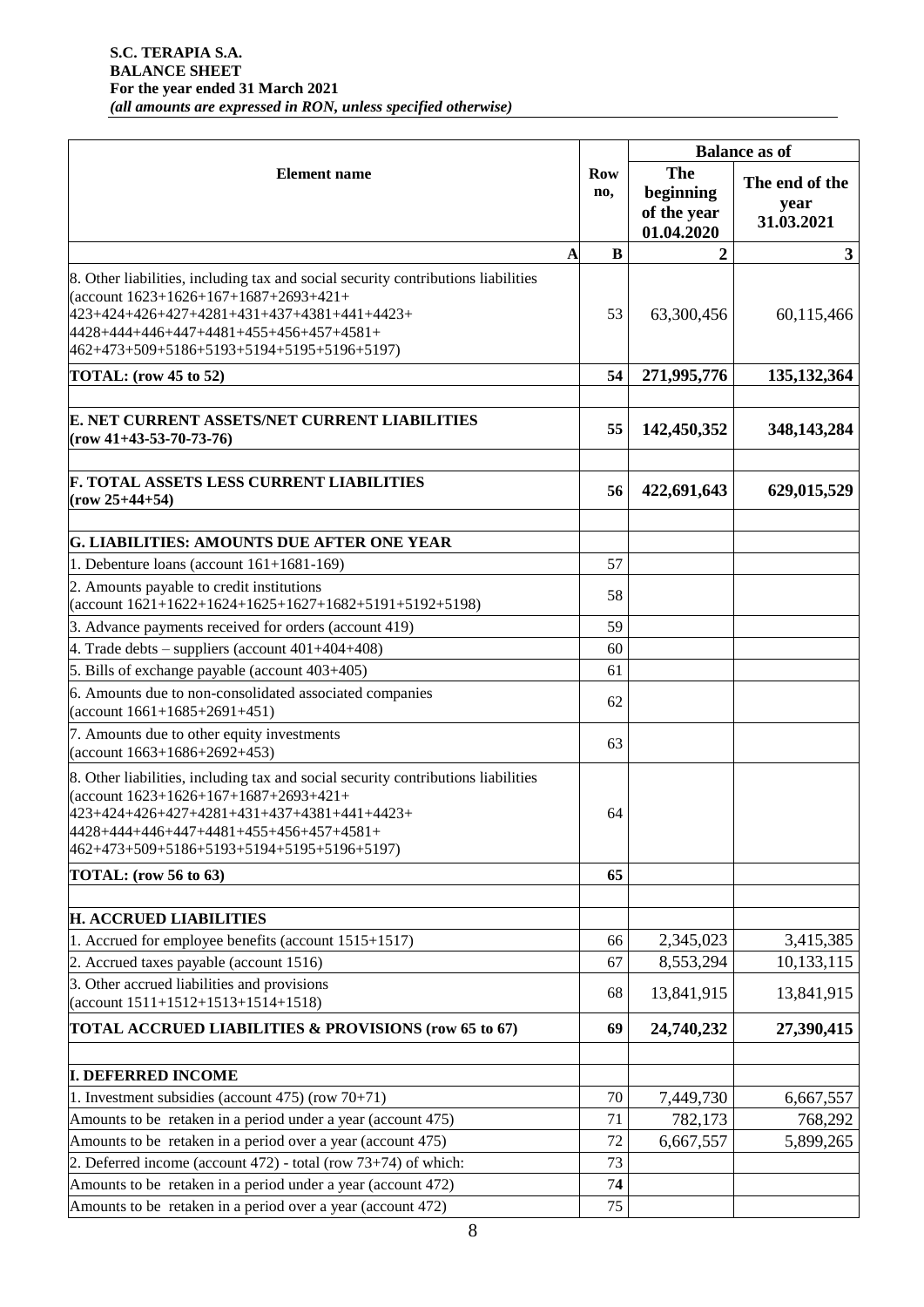**S.C. TERAPIA S.A.**
**BALANCE SHEET**
**For the year ended 31 March 2021**
***(all amounts are expressed in RON, unless specified otherwise)***

| Element name | Row no, | Balance as of | |
|---|---|---|---|
| | | The beginning of the year 01.04.2020 | The end of the year 31.03.2021 |
| A | B | 2 | 3 |
| 8. Other liabilities, including tax and social security contributions liabilities (account 1623+1626+167+1687+2693+421+ 423+424+426+427+4281+431+437+4381+441+4423+ 4428+444+446+447+4481+455+456+457+4581+ 462+473+509+5186+5193+5194+5195+5196+5197) | 53 | 63,300,456 | 60,115,466 |
| **TOTAL: (row 45 to 52)** | **54** | **271,995,776** | **135,132,364** |
| | | | |
| **E. NET CURRENT ASSETS/NET CURRENT LIABILITIES (row 41+43-53-70-73-76)** | **55** | **142,450,352** | **348,143,284** |
| | | | |
| **F. TOTAL ASSETS LESS CURRENT LIABILITIES (row 25+44+54)** | **56** | **422,691,643** | **629,015,529** |
| | | | |
| **G. LIABILITIES: AMOUNTS DUE AFTER ONE YEAR** | | | |
| 1. Debenture loans (account 161+1681-169) | 57 | | |
| 2. Amounts payable to credit institutions (account 1621+1622+1624+1625+1627+1682+5191+5192+5198) | 58 | | |
| 3. Advance payments received for orders (account 419) | 59 | | |
| 4. Trade debts – suppliers (account 401+404+408) | 60 | | |
| 5. Bills of exchange payable (account 403+405) | 61 | | |
| 6. Amounts due to non-consolidated associated companies (account 1661+1685+2691+451) | 62 | | |
| 7. Amounts due to other equity investments (account 1663+1686+2692+453) | 63 | | |
| 8. Other liabilities, including tax and social security contributions liabilities (account 1623+1626+167+1687+2693+421+ 423+424+426+427+4281+431+437+4381+441+4423+ 4428+444+446+447+4481+455+456+457+4581+ 462+473+509+5186+5193+5194+5195+5196+5197) | 64 | | |
| **TOTAL: (row 56 to 63)** | **65** | | |
| | | | |
| **H. ACCRUED LIABILITIES** | | | |
| 1. Accrued for employee benefits (account 1515+1517) | 66 | 2,345,023 | 3,415,385 |
| 2. Accrued taxes payable (account 1516) | 67 | 8,553,294 | 10,133,115 |
| 3. Other accrued liabilities and provisions (account 1511+1512+1513+1514+1518) | 68 | 13,841,915 | 13,841,915 |
| **TOTAL ACCRUED LIABILITIES & PROVISIONS (row 65 to 67)** | **69** | **24,740,232** | **27,390,415** |
| | | | |
| **I. DEFERRED INCOME** | | | |
| 1. Investment subsidies (account 475) (row 70+71) | 70 | 7,449,730 | 6,667,557 |
| Amounts to be retaken in a period under a year (account 475) | 71 | 782,173 | 768,292 |
| Amounts to be retaken in a period over a year (account 475) | 72 | 6,667,557 | 5,899,265 |
| 2. Deferred income (account 472) - total (row 73+74) of which: | 73 | | |
| Amounts to be retaken in a period under a year (account 472) | 74 | | |
| Amounts to be retaken in a period over a year (account 472) | 75 | | |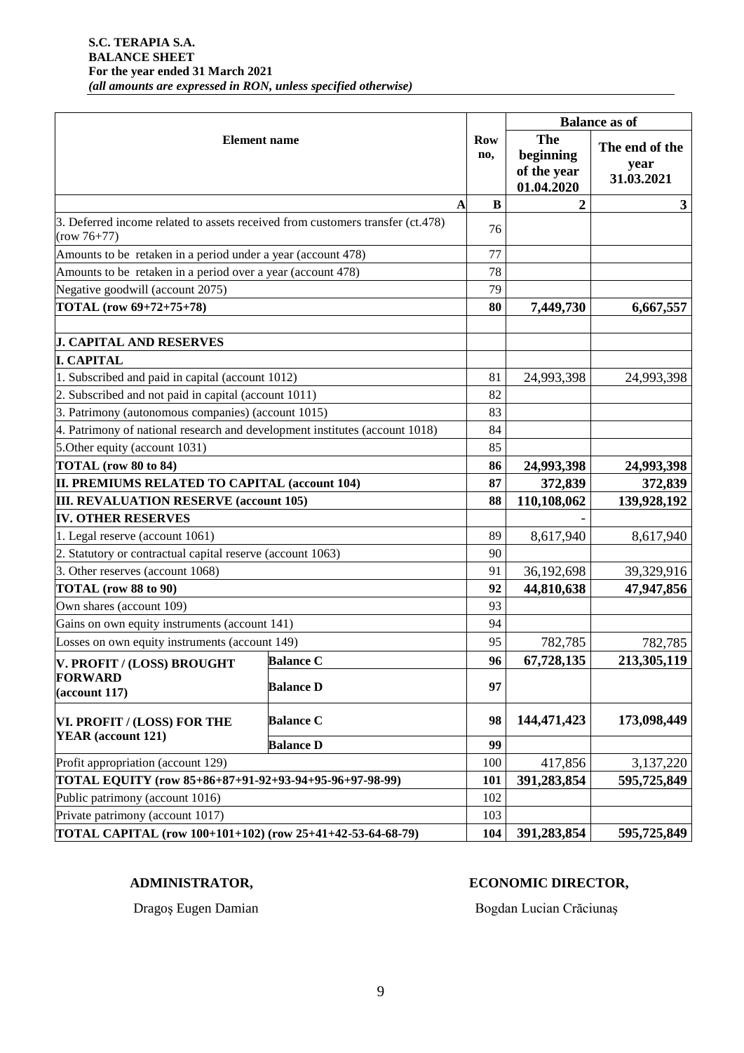**S.C. TERAPIA S.A.**
**BALANCE SHEET**
**For the year ended 31 March 2021**
***(all amounts are expressed in RON, unless specified otherwise)***

| Element name | | Row no, | Balance as of | |
|---|---|---|---|---|
| | | | The beginning of the year 01.04.2020 | The end of the year 31.03.2021 |
| A | | B | 2 | 3 |
| 3. Deferred income related to assets received from customers transfer (ct.478) (row 76+77) | | 76 | | |
| Amounts to be retaken in a period under a year (account 478) | | 77 | | |
| Amounts to be retaken in a period over a year (account 478) | | 78 | | |
| Negative goodwill (account 2075) | | 79 | | |
| **TOTAL (row 69+72+75+78)** | | **80** | **7,449,730** | **6,667,557** |
| | | | | |
| **J. CAPITAL AND RESERVES** | | | | |
| **I. CAPITAL** | | | | |
| 1. Subscribed and paid in capital (account 1012) | | 81 | 24,993,398 | 24,993,398 |
| 2. Subscribed and not paid in capital (account 1011) | | 82 | | |
| 3. Patrimony (autonomous companies) (account 1015) | | 83 | | |
| 4. Patrimony of national research and development institutes (account 1018) | | 84 | | |
| 5.Other equity (account 1031) | | 85 | | |
| **TOTAL (row 80 to 84)** | | **86** | **24,993,398** | **24,993,398** |
| **II. PREMIUMS RELATED TO CAPITAL (account 104)** | | **87** | **372,839** | **372,839** |
| **III. REVALUATION RESERVE (account 105)** | | **88** | **110,108,062** | **139,928,192** |
| **IV. OTHER RESERVES** | | | - | |
| 1. Legal reserve (account 1061) | | 89 | 8,617,940 | 8,617,940 |
| 2. Statutory or contractual capital reserve (account 1063) | | 90 | | |
| 3. Other reserves (account 1068) | | 91 | 36,192,698 | 39,329,916 |
| **TOTAL (row 88 to 90)** | | **92** | **44,810,638** | **47,947,856** |
| Own shares (account 109) | | 93 | | |
| Gains on own equity instruments (account 141) | | 94 | | |
| Losses on own equity instruments (account 149) | | 95 | 782,785 | 782,785 |
| **V. PROFIT / (LOSS) BROUGHT FORWARD (account 117)** | **Balance C** | **96** | **67,728,135** | **213,305,119** |
| | **Balance D** | **97** | | |
| **VI. PROFIT / (LOSS) FOR THE YEAR (account 121)** | **Balance C** | **98** | **144,471,423** | **173,098,449** |
| | **Balance D** | **99** | | |
| Profit appropriation (account 129) | | 100 | 417,856 | 3,137,220 |
| **TOTAL EQUITY (row 85+86+87+91-92+93-94+95-96+97-98-99)** | | **101** | **391,283,854** | **595,725,849** |
| Public patrimony (account 1016) | | 102 | | |
| Private patrimony (account 1017) | | 103 | | |
| **TOTAL CAPITAL (row 100+101+102) (row 25+41+42-53-64-68-79)** | | **104** | **391,283,854** | **595,725,849** |

**ADMINISTRATOR,**

Dragoş Eugen Damian

**ECONOMIC DIRECTOR,**

Bogdan Lucian Crăciunaş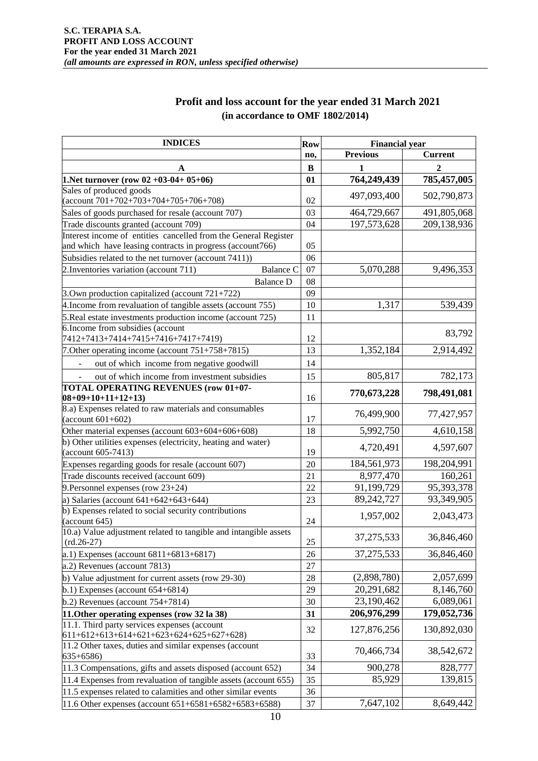**S.C. TERAPIA S.A.**
**PROFIT AND LOSS ACCOUNT**
**For the year ended 31 March 2021**
***(all amounts are expressed in RON, unless specified otherwise)***

## Profit and loss account for the year ended 31 March 2021
### (in accordance to OMF 1802/2014)

| INDICES | Row no, | Financial year Previous | Current |
|---|---|---|---|
| A | B | 1 | 2 |
| **1.Net turnover (row 02 +03-04+ 05+06)** | **01** | **764,249,439** | **785,457,005** |
| Sales of produced goods (account 701+702+703+704+705+706+708) | 02 | 497,093,400 | 502,790,873 |
| Sales of goods purchased for resale (account 707) | 03 | 464,729,667 | 491,805,068 |
| Trade discounts granted (account 709) | 04 | 197,573,628 | 209,138,936 |
| Interest income of entities cancelled from the General Register and which have leasing contracts in progress (account766) | 05 | | |
| Subsidies related to the net turnover (account 7411)) | 06 | | |
| 2.Inventories variation (account 711) Balance C | 07 | 5,070,288 | 9,496,353 |
| Balance D | 08 | | |
| 3.Own production capitalized (account 721+722) | 09 | | |
| 4.Income from revaluation of tangible assets (account 755) | 10 | 1,317 | 539,439 |
| 5.Real estate investments production income (account 725) | 11 | | |
| 6.Income from subsidies (account 7412+7413+7414+7415+7416+7417+7419) | 12 | | 83,792 |
| 7.Other operating income (account 751+758+7815) | 13 | 1,352,184 | 2,914,492 |
| - out of which income from negative goodwill | 14 | | |
| - out of which income from investment subsidies | 15 | 805,817 | 782,173 |
| **TOTAL OPERATING REVENUES (row 01+07-08+09+10+11+12+13)** | 16 | **770,673,228** | **798,491,081** |
| 8.a) Expenses related to raw materials and consumables (account 601+602) | 17 | 76,499,900 | 77,427,957 |
| Other material expenses (account 603+604+606+608) | 18 | 5,992,750 | 4,610,158 |
| b) Other utilities expenses (electricity, heating and water) (account 605-7413) | 19 | 4,720,491 | 4,597,607 |
| Expenses regarding goods for resale (account 607) | 20 | 184,561,973 | 198,204,991 |
| Trade discounts received (account 609) | 21 | 8,977,470 | 160,261 |
| 9.Personnel expenses (row 23+24) | 22 | 91,199,729 | 95,393,378 |
| a) Salaries (account 641+642+643+644) | 23 | 89,242,727 | 93,349,905 |
| b) Expenses related to social security contributions (account 645) | 24 | 1,957,002 | 2,043,473 |
| 10.a) Value adjustment related to tangible and intangible assets (rd.26-27) | 25 | 37,275,533 | 36,846,460 |
| a.1) Expenses (account 6811+6813+6817) | 26 | 37,275,533 | 36,846,460 |
| a.2) Revenues (account 7813) | 27 | | |
| b) Value adjustment for current assets (row 29-30) | 28 | (2,898,780) | 2,057,699 |
| b.1) Expenses (account 654+6814) | 29 | 20,291,682 | 8,146,760 |
| b.2) Revenues (account 754+7814) | 30 | 23,190,462 | 6,089,061 |
| **11.Other operating expenses (row 32 la 38)** | **31** | **206,976,299** | **179,052,736** |
| 11.1. Third party services expenses (account 611+612+613+614+621+623+624+625+627+628) | 32 | 127,876,256 | 130,892,030 |
| 11.2 Other taxes, duties and similar expenses (account 635+6586) | 33 | 70,466,734 | 38,542,672 |
| 11.3 Compensations, gifts and assets disposed (account 652) | 34 | 900,278 | 828,777 |
| 11.4 Expenses from revaluation of tangible assets (account 655) | 35 | 85,929 | 139,815 |
| 11.5 expenses related to calamities and other similar events | 36 | | |
| 11.6 Other expenses (account 651+6581+6582+6583+6588) | 37 | 7,647,102 | 8,649,442 |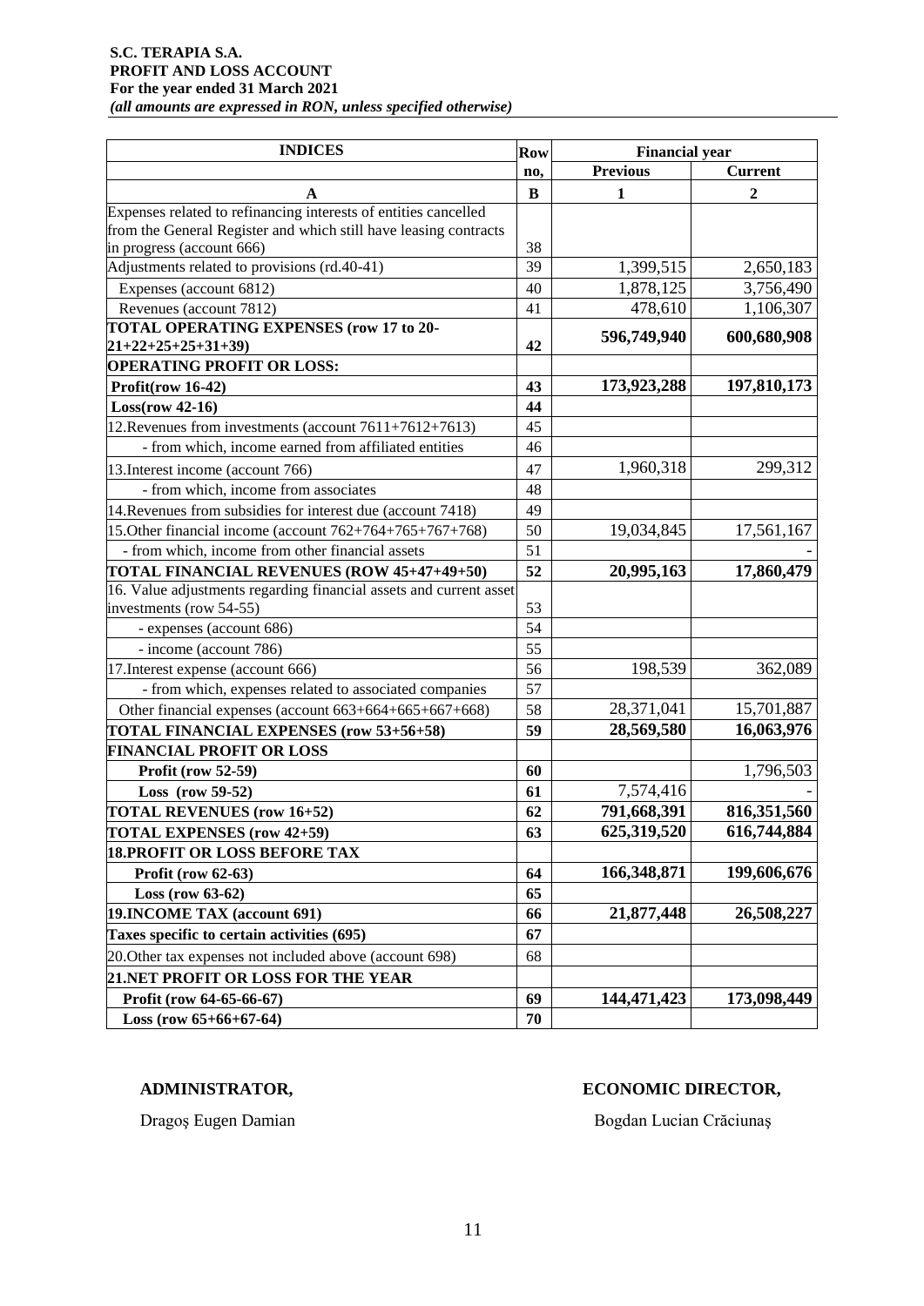**S.C. TERAPIA S.A.**
**PROFIT AND LOSS ACCOUNT**
**For the year ended 31 March 2021**
***(all amounts are expressed in RON, unless specified otherwise)***

| INDICES | Row no, | Financial year | |
|---|---|---|---|
| | | **Previous** | **Current** |
| **A** | **B** | **1** | **2** |
| Expenses related to refinancing interests of entities cancelled from the General Register and which still have leasing contracts in progress (account 666) | 38 | | |
| Adjustments related to provisions (rd.40-41) | 39 | 1,399,515 | 2,650,183 |
| Expenses (account 6812) | 40 | 1,878,125 | 3,756,490 |
| Revenues (account 7812) | 41 | 478,610 | 1,106,307 |
| **TOTAL OPERATING EXPENSES (row 17 to 20-21+22+25+25+31+39)** | **42** | **596,749,940** | **600,680,908** |
| **OPERATING PROFIT OR LOSS:** | | | |
| **Profit(row 16-42)** | **43** | **173,923,288** | **197,810,173** |
| **Loss(row 42-16)** | **44** | | |
| 12.Revenues from investments (account 7611+7612+7613) | 45 | | |
| - from which, income earned from affiliated entities | 46 | | |
| 13.Interest income (account 766) | 47 | 1,960,318 | 299,312 |
| - from which, income from associates | 48 | | |
| 14.Revenues from subsidies for interest due (account 7418) | 49 | | |
| 15.Other financial income (account 762+764+765+767+768) | 50 | 19,034,845 | 17,561,167 |
| - from which, income from other financial assets | 51 | | - |
| **TOTAL FINANCIAL REVENUES (ROW 45+47+49+50)** | **52** | **20,995,163** | **17,860,479** |
| 16. Value adjustments regarding financial assets and current asset investments (row 54-55) | 53 | | |
| - expenses (account 686) | 54 | | |
| - income (account 786) | 55 | | |
| 17.Interest expense (account 666) | 56 | 198,539 | 362,089 |
| - from which, expenses related to associated companies | 57 | | |
| Other financial expenses (account 663+664+665+667+668) | 58 | 28,371,041 | 15,701,887 |
| **TOTAL FINANCIAL EXPENSES (row 53+56+58)** | **59** | **28,569,580** | **16,063,976** |
| **FINANCIAL PROFIT OR LOSS** | | | |
| **Profit (row 52-59)** | **60** | | 1,796,503 |
| **Loss (row 59-52)** | **61** | 7,574,416 | - |
| **TOTAL REVENUES (row 16+52)** | **62** | **791,668,391** | **816,351,560** |
| **TOTAL EXPENSES (row 42+59)** | **63** | **625,319,520** | **616,744,884** |
| **18.PROFIT OR LOSS BEFORE TAX** | | | |
| **Profit (row 62-63)** | **64** | **166,348,871** | **199,606,676** |
| **Loss (row 63-62)** | **65** | | |
| **19.INCOME TAX (account 691)** | **66** | **21,877,448** | **26,508,227** |
| **Taxes specific to certain activities (695)** | **67** | | |
| 20.Other tax expenses not included above (account 698) | 68 | | |
| **21.NET PROFIT OR LOSS FOR THE YEAR** | | | |
| **Profit (row 64-65-66-67)** | **69** | **144,471,423** | **173,098,449** |
| **Loss (row 65+66+67-64)** | **70** | | |

**ADMINISTRATOR,**

Dragoş Eugen Damian

**ECONOMIC DIRECTOR,**

Bogdan Lucian Crăciunaș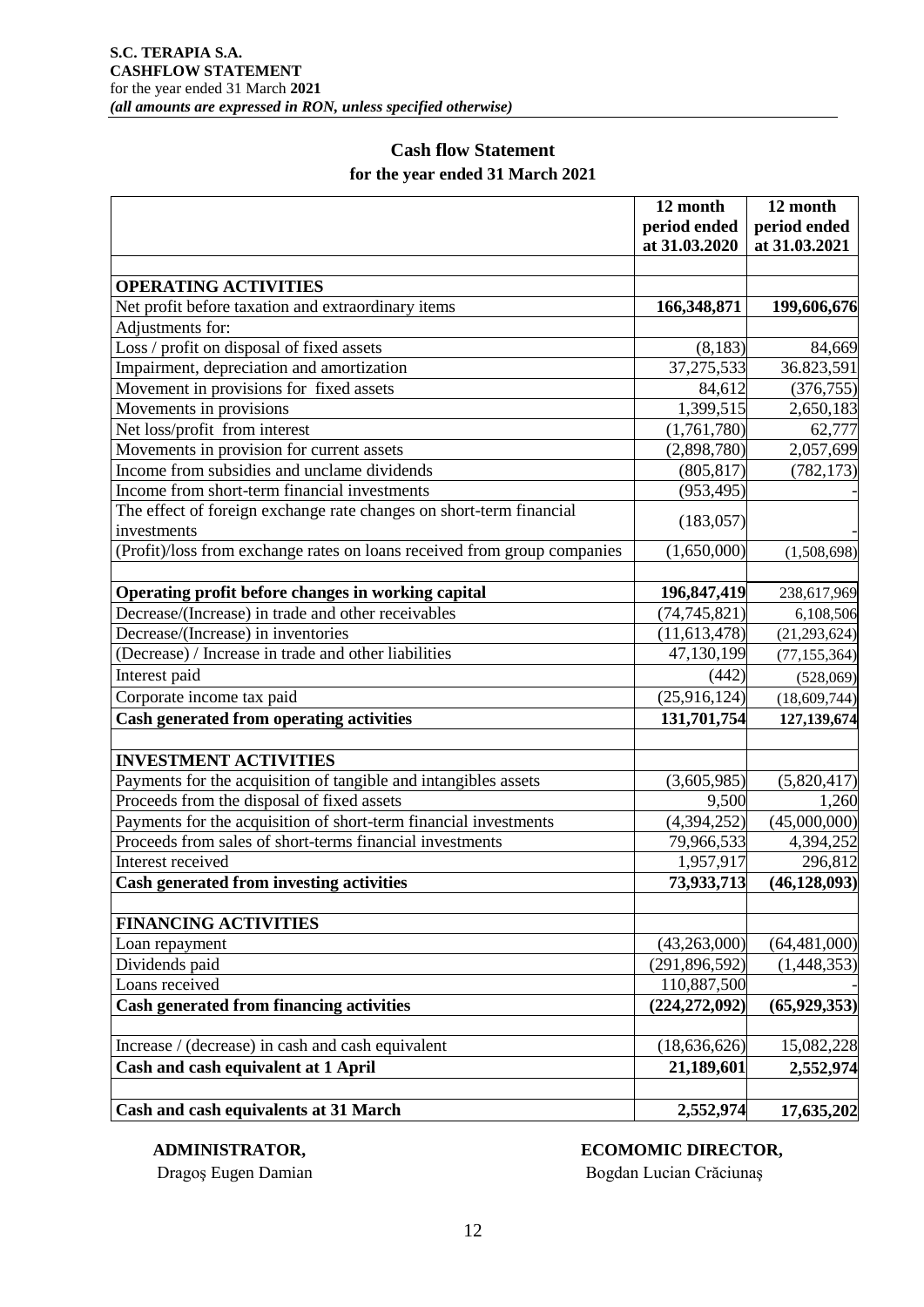**S.C. TERAPIA S.A.**
**CASHFLOW STATEMENT**
for the year ended 31 March **2021**
***(all amounts are expressed in RON, unless specified otherwise)***

## Cash flow Statement
### for the year ended 31 March 2021

| | 12 month period ended at 31.03.2020 | 12 month period ended at 31.03.2021 |
|---|---|---|
| **OPERATING ACTIVITIES** | | |
| Net profit before taxation and extraordinary items | **166,348,871** | **199,606,676** |
| Adjustments for: | | |
| Loss / profit on disposal of fixed assets | (8,183) | 84,669 |
| Impairment, depreciation and amortization | 37,275,533 | 36.823,591 |
| Movement in provisions for fixed assets | 84,612 | (376,755) |
| Movements in provisions | 1,399,515 | 2,650,183 |
| Net loss/profit from interest | (1,761,780) | 62,777 |
| Movements in provision for current assets | (2,898,780) | 2,057,699 |
| Income from subsidies and unclame dividends | (805,817) | (782,173) |
| Income from short-term financial investments | (953,495) | - |
| The effect of foreign exchange rate changes on short-term financial investments | (183,057) | - |
| (Profit)/loss from exchange rates on loans received from group companies | (1,650,000) | (1,508,698) |
| **Operating profit before changes in working capital** | **196,847,419** | 238,617,969 |
| Decrease/(Increase) in trade and other receivables | (74,745,821) | 6,108,506 |
| Decrease/(Increase) in inventories | (11,613,478) | (21,293,624) |
| (Decrease) / Increase in trade and other liabilities | 47,130,199 | (77,155,364) |
| Interest paid | (442) | (528,069) |
| Corporate income tax paid | (25,916,124) | (18,609,744) |
| **Cash generated from operating activities** | **131,701,754** | **127,139,674** |
| **INVESTMENT ACTIVITIES** | | |
| Payments for the acquisition of tangible and intangibles assets | (3,605,985) | (5,820,417) |
| Proceeds from the disposal of fixed assets | 9,500 | 1,260 |
| Payments for the acquisition of short-term financial investments | (4,394,252) | (45,000,000) |
| Proceeds from sales of short-terms financial investments | 79,966,533 | 4,394,252 |
| Interest received | 1,957,917 | 296,812 |
| **Cash generated from investing activities** | **73,933,713** | **(46,128,093)** |
| **FINANCING ACTIVITIES** | | |
| Loan repayment | (43,263,000) | (64,481,000) |
| Dividends paid | (291,896,592) | (1,448,353) |
| Loans received | 110,887,500 | - |
| **Cash generated from financing activities** | **(224,272,092)** | **(65,929,353)** |
| Increase / (decrease) in cash and cash equivalent | (18,636,626) | 15,082,228 |
| **Cash and cash equivalent at 1 April** | **21,189,601** | **2,552,974** |
| **Cash and cash equivalents at 31 March** | **2,552,974** | **17,635,202** |

**ADMINISTRATOR,**
Dragoş Eugen Damian

**ECOMOMIC DIRECTOR,**
Bogdan Lucian Crăciunaş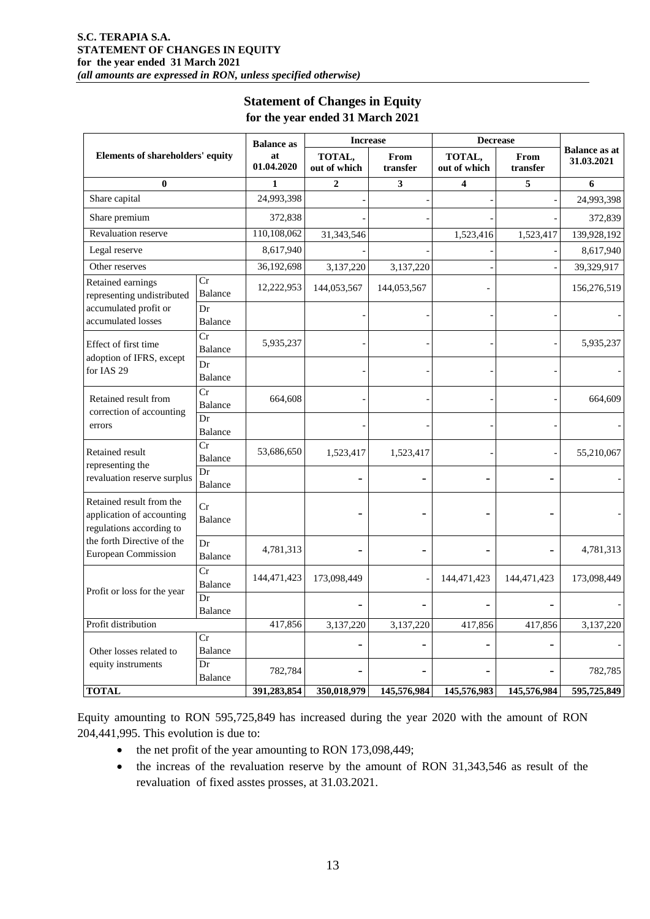**S.C. TERAPIA S.A.**
**STATEMENT OF CHANGES IN EQUITY**
**for the year ended 31 March 2021**
***(all amounts are expressed in RON, unless specified otherwise)***

## Statement of Changes in Equity
### for the year ended 31 March 2021

| Elements of shareholders' equity | | Balance as at 01.04.2020 | Increase | | Decrease | | Balance as at 31.03.2021 |
|---|---|---|---|---|---|---|---|
| | | | TOTAL, out of which | From transfer | TOTAL, out of which | From transfer | |
| 0 | | 1 | 2 | 3 | 4 | 5 | 6 |
| Share capital | | 24,993,398 | - | - | - | - | 24,993,398 |
| Share premium | | 372,838 | - | - | - | - | 372,839 |
| Revaluation reserve | | 110,108,062 | 31,343,546 | | 1,523,416 | 1,523,417 | 139,928,192 |
| Legal reserve | | 8,617,940 | - | - | - | - | 8,617,940 |
| Other reserves | | 36,192,698 | 3,137,220 | 3,137,220 | - | - | 39,329,917 |
| Retained earnings representing undistributed accumulated profit or accumulated losses | Cr Balance | 12,222,953 | 144,053,567 | 144,053,567 | - | | 156,276,519 |
| | Dr Balance | | - | - | - | - | - |
| Effect of first time adoption of IFRS, except for IAS 29 | Cr Balance | 5,935,237 | - | - | - | - | 5,935,237 |
| | Dr Balance | | - | - | - | - | - |
| Retained result from correction of accounting errors | Cr Balance | 664,608 | - | - | - | - | 664,609 |
| | Dr Balance | | - | - | - | - | - |
| Retained result representing the revaluation reserve surplus | Cr Balance | 53,686,650 | 1,523,417 | 1,523,417 | - | - | 55,210,067 |
| | Dr Balance | | - | - | - | - | - |
| Retained result from the application of accounting regulations according to the forth Directive of the European Commission | Cr Balance | | - | - | - | - | - |
| | Dr Balance | 4,781,313 | - | - | - | - | 4,781,313 |
| Profit or loss for the year | Cr Balance | 144,471,423 | 173,098,449 | - | 144,471,423 | 144,471,423 | 173,098,449 |
| | Dr Balance | | - | - | - | - | - |
| Profit distribution | | 417,856 | 3,137,220 | 3,137,220 | 417,856 | 417,856 | 3,137,220 |
| Other losses related to equity instruments | Cr Balance | | - | - | - | - | - |
| | Dr Balance | 782,784 | - | - | - | - | 782,785 |
| **TOTAL** | | **391,283,854** | **350,018,979** | **145,576,984** | **145,576,983** | **145,576,984** | **595,725,849** |

Equity amounting to RON 595,725,849 has increased during the year 2020 with the amount of RON 204,441,995. This evolution is due to:

- the net profit of the year amounting to RON 173,098,449;
- the increas of the revaluation reserve by the amount of RON 31,343,546 as result of the revaluation of fixed asstes prosses, at 31.03.2021.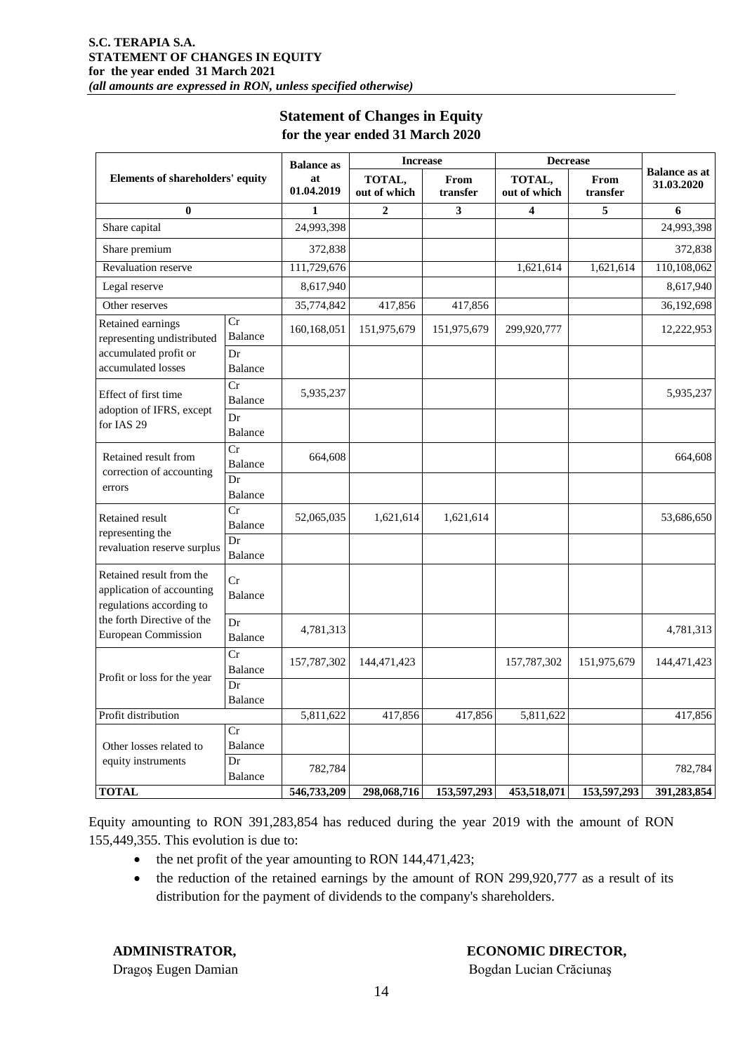**S.C. TERAPIA S.A.**
**STATEMENT OF CHANGES IN EQUITY**
**for the year ended 31 March 2021**
***(all amounts are expressed in RON, unless specified otherwise)***

## Statement of Changes in Equity
### for the year ended 31 March 2020

| Elements of shareholders' equity | | Balance as at 01.04.2019 | Increase | | Decrease | | Balance as at 31.03.2020 |
|---|---|---|---|---|---|---|---|
| | | | TOTAL, out of which | From transfer | TOTAL, out of which | From transfer | |
| 0 | | 1 | 2 | 3 | 4 | 5 | 6 |
| Share capital | | 24,993,398 | | | | | 24,993,398 |
| Share premium | | 372,838 | | | | | 372,838 |
| Revaluation reserve | | 111,729,676 | | | 1,621,614 | 1,621,614 | 110,108,062 |
| Legal reserve | | 8,617,940 | | | | | 8,617,940 |
| Other reserves | | 35,774,842 | 417,856 | 417,856 | | | 36,192,698 |
| Retained earnings representing undistributed accumulated profit or accumulated losses | Cr Balance | 160,168,051 | 151,975,679 | 151,975,679 | 299,920,777 | | 12,222,953 |
| | Dr Balance | | | | | | |
| Effect of first time adoption of IFRS, except for IAS 29 | Cr Balance | 5,935,237 | | | | | 5,935,237 |
| | Dr Balance | | | | | | |
| Retained result from correction of accounting errors | Cr Balance | 664,608 | | | | | 664,608 |
| | Dr Balance | | | | | | |
| Retained result representing the revaluation reserve surplus | Cr Balance | 52,065,035 | 1,621,614 | 1,621,614 | | | 53,686,650 |
| | Dr Balance | | | | | | |
| Retained result from the application of accounting regulations according to the forth Directive of the European Commission | Cr Balance | | | | | | |
| | Dr Balance | 4,781,313 | | | | | 4,781,313 |
| Profit or loss for the year | Cr Balance | 157,787,302 | 144,471,423 | | 157,787,302 | 151,975,679 | 144,471,423 |
| | Dr Balance | | | | | | |
| Profit distribution | | 5,811,622 | 417,856 | 417,856 | 5,811,622 | | 417,856 |
| Other losses related to equity instruments | Cr Balance | | | | | | |
| | Dr Balance | 782,784 | | | | | 782,784 |
| **TOTAL** | | **546,733,209** | **298,068,716** | **153,597,293** | **453,518,071** | **153,597,293** | **391,283,854** |

Equity amounting to RON 391,283,854 has reduced during the year 2019 with the amount of RON 155,449,355. This evolution is due to:

- the net profit of the year amounting to RON 144,471,423;
- the reduction of the retained earnings by the amount of RON 299,920,777 as a result of its distribution for the payment of dividends to the company's shareholders.

**ADMINISTRATOR,**
Dragoş Eugen Damian

**ECONOMIC DIRECTOR,**
Bogdan Lucian Crăciunaș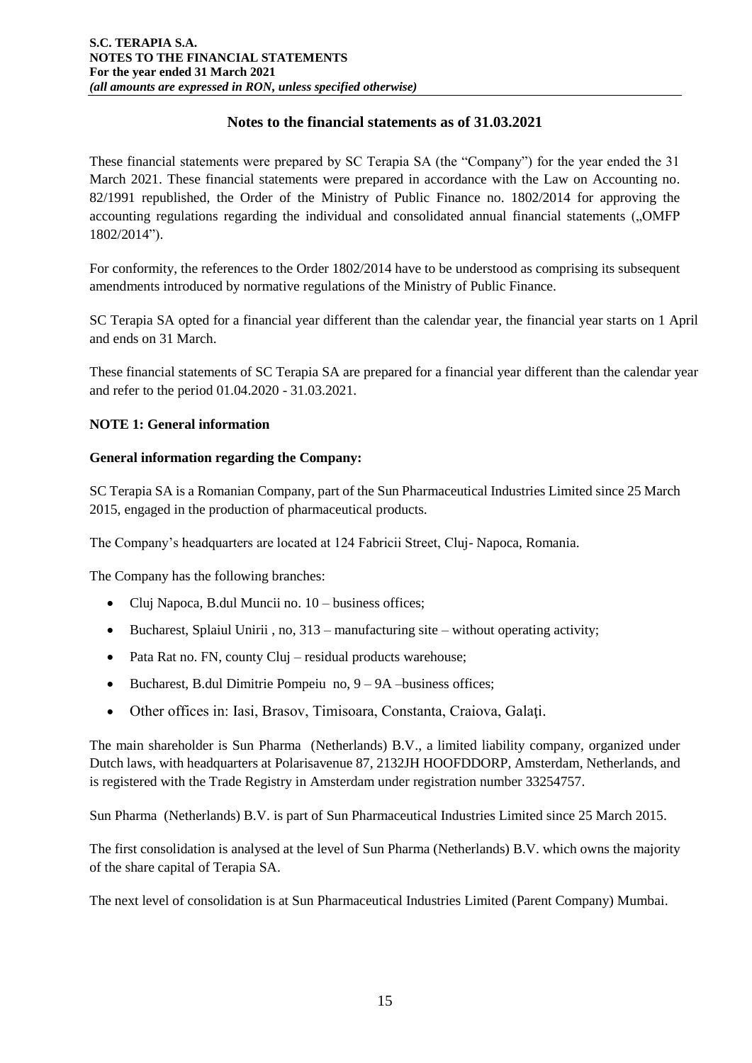## Notes to the financial statements as of 31.03.2021

These financial statements were prepared by SC Terapia SA (the "Company") for the year ended the 31 March 2021. These financial statements were prepared in accordance with the Law on Accounting no. 82/1991 republished, the Order of the Ministry of Public Finance no. 1802/2014 for approving the accounting regulations regarding the individual and consolidated annual financial statements („OMFP 1802/2014").

For conformity, the references to the Order 1802/2014 have to be understood as comprising its subsequent amendments introduced by normative regulations of the Ministry of Public Finance.

SC Terapia SA opted for a financial year different than the calendar year, the financial year starts on 1 April and ends on 31 March.

These financial statements of SC Terapia SA are prepared for a financial year different than the calendar year and refer to the period 01.04.2020 - 31.03.2021.

### NOTE 1: General information

**General information regarding the Company:**

SC Terapia SA is a Romanian Company, part of the Sun Pharmaceutical Industries Limited since 25 March 2015, engaged in the production of pharmaceutical products.

The Company's headquarters are located at 124 Fabricii Street, Cluj- Napoca, Romania.

The Company has the following branches:

- Cluj Napoca, B.dul Muncii no. 10 – business offices;
- Bucharest, Splaiul Unirii , no, 313 – manufacturing site – without operating activity;
- Pata Rat no. FN, county Cluj – residual products warehouse;
- Bucharest, B.dul Dimitrie Pompeiu no, 9 – 9A –business offices;
- Other offices in: Iasi, Brasov, Timisoara, Constanta, Craiova, Galaţi.

The main shareholder is Sun Pharma (Netherlands) B.V., a limited liability company, organized under Dutch laws, with headquarters at Polarisavenue 87, 2132JH HOOFDDORP, Amsterdam, Netherlands, and is registered with the Trade Registry in Amsterdam under registration number 33254757.

Sun Pharma (Netherlands) B.V. is part of Sun Pharmaceutical Industries Limited since 25 March 2015.

The first consolidation is analysed at the level of Sun Pharma (Netherlands) B.V. which owns the majority of the share capital of Terapia SA.

The next level of consolidation is at Sun Pharmaceutical Industries Limited (Parent Company) Mumbai.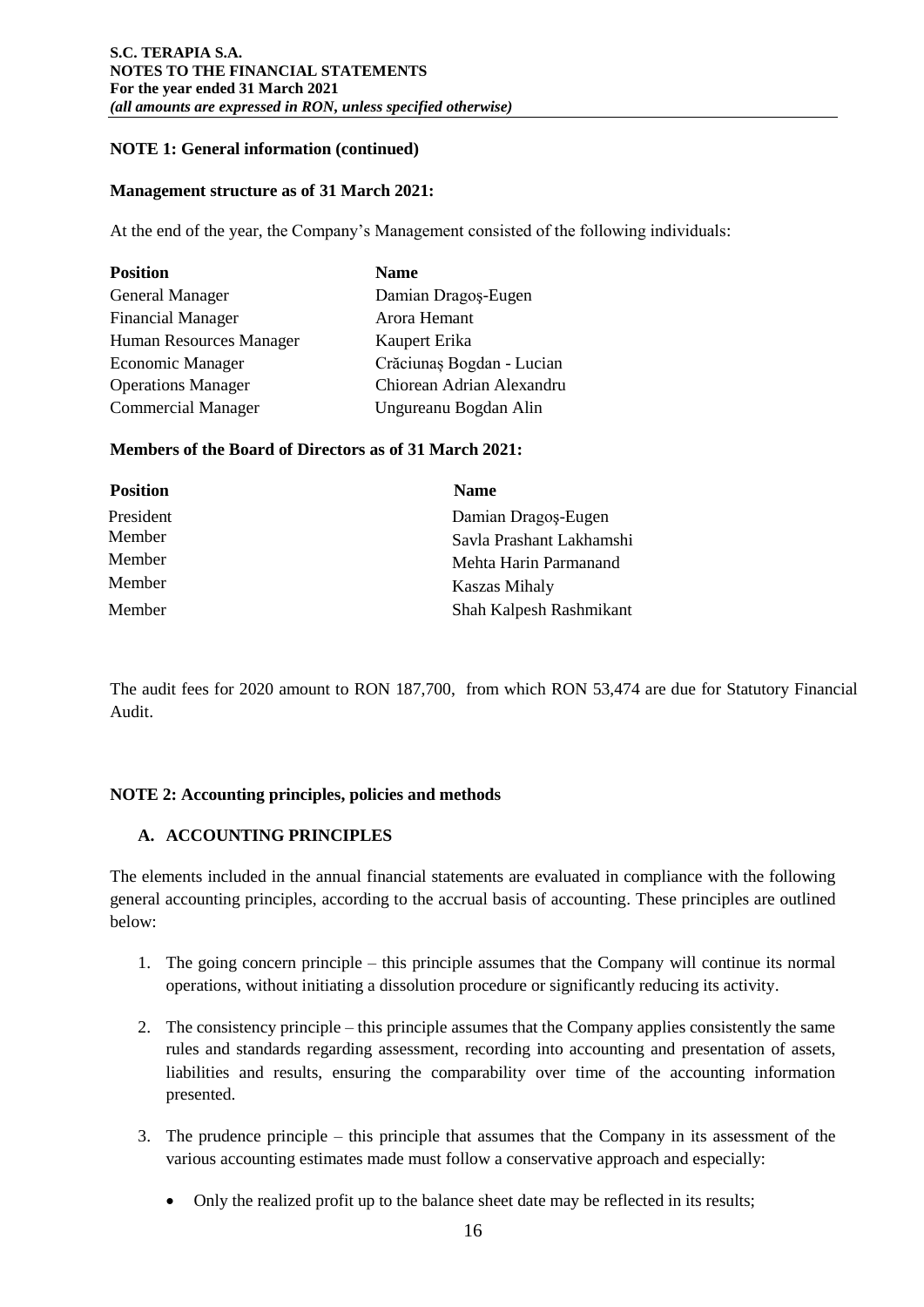**NOTE 1: General information (continued)**

**Management structure as of 31 March 2021:**

At the end of the year, the Company's Management consisted of the following individuals:

| Position | Name |
|---|---|
| General Manager | Damian Dragoş-Eugen |
| Financial Manager | Arora Hemant |
| Human Resources Manager | Kaupert Erika |
| Economic Manager | Crăciunaș Bogdan - Lucian |
| Operations Manager | Chiorean Adrian Alexandru |
| Commercial Manager | Ungureanu Bogdan Alin |

**Members of the Board of Directors as of 31 March 2021:**

| Position | Name |
|---|---|
| President | Damian Dragoş-Eugen |
| Member | Savla Prashant Lakhamshi |
| Member | Mehta Harin Parmanand |
| Member | Kaszas Mihaly |
| Member | Shah Kalpesh Rashmikant |

The audit fees for 2020 amount to RON 187,700, from which RON 53,474 are due for Statutory Financial Audit.

**NOTE 2: Accounting principles, policies and methods**

**A. ACCOUNTING PRINCIPLES**

The elements included in the annual financial statements are evaluated in compliance with the following general accounting principles, according to the accrual basis of accounting. These principles are outlined below:

1. The going concern principle – this principle assumes that the Company will continue its normal operations, without initiating a dissolution procedure or significantly reducing its activity.

2. The consistency principle – this principle assumes that the Company applies consistently the same rules and standards regarding assessment, recording into accounting and presentation of assets, liabilities and results, ensuring the comparability over time of the accounting information presented.

3. The prudence principle – this principle that assumes that the Company in its assessment of the various accounting estimates made must follow a conservative approach and especially:

   - Only the realized profit up to the balance sheet date may be reflected in its results;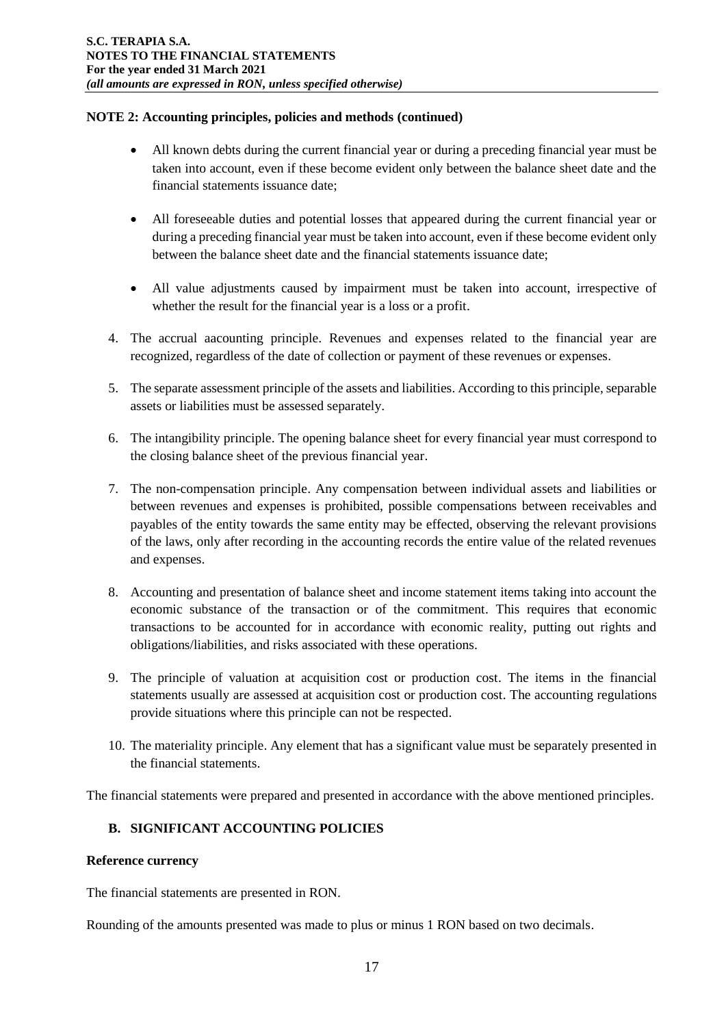**NOTE 2: Accounting principles, policies and methods (continued)**

- All known debts during the current financial year or during a preceding financial year must be taken into account, even if these become evident only between the balance sheet date and the financial statements issuance date;

- All foreseeable duties and potential losses that appeared during the current financial year or during a preceding financial year must be taken into account, even if these become evident only between the balance sheet date and the financial statements issuance date;

- All value adjustments caused by impairment must be taken into account, irrespective of whether the result for the financial year is a loss or a profit.

4. The accrual aacounting principle. Revenues and expenses related to the financial year are recognized, regardless of the date of collection or payment of these revenues or expenses.

5. The separate assessment principle of the assets and liabilities. According to this principle, separable assets or liabilities must be assessed separately.

6. The intangibility principle. The opening balance sheet for every financial year must correspond to the closing balance sheet of the previous financial year.

7. The non-compensation principle. Any compensation between individual assets and liabilities or between revenues and expenses is prohibited, possible compensations between receivables and payables of the entity towards the same entity may be effected, observing the relevant provisions of the laws, only after recording in the accounting records the entire value of the related revenues and expenses.

8. Accounting and presentation of balance sheet and income statement items taking into account the economic substance of the transaction or of the commitment. This requires that economic transactions to be accounted for in accordance with economic reality, putting out rights and obligations/liabilities, and risks associated with these operations.

9. The principle of valuation at acquisition cost or production cost. The items in the financial statements usually are assessed at acquisition cost or production cost. The accounting regulations provide situations where this principle can not be respected.

10. The materiality principle. Any element that has a significant value must be separately presented in the financial statements.

The financial statements were prepared and presented in accordance with the above mentioned principles.

## B. SIGNIFICANT ACCOUNTING POLICIES

**Reference currency**

The financial statements are presented in RON.

Rounding of the amounts presented was made to plus or minus 1 RON based on two decimals.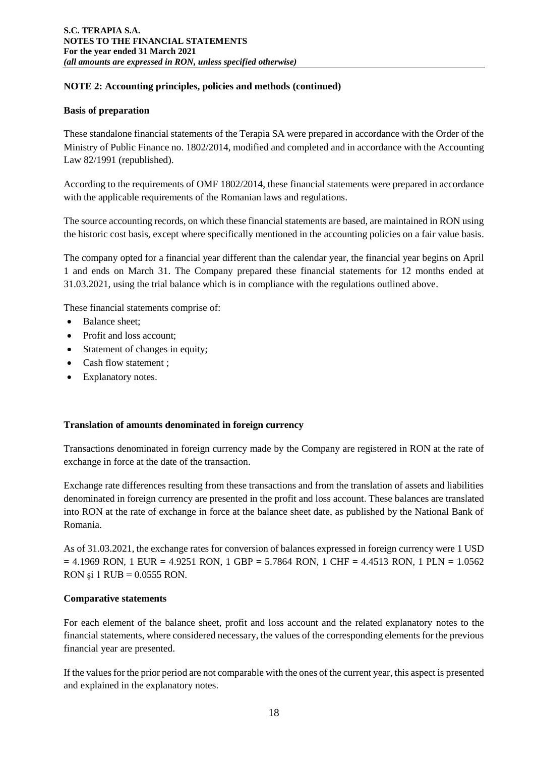**NOTE 2: Accounting principles, policies and methods (continued)**

**Basis of preparation**

These standalone financial statements of the Terapia SA were prepared in accordance with the Order of the Ministry of Public Finance no. 1802/2014, modified and completed and in accordance with the Accounting Law 82/1991 (republished).

According to the requirements of OMF 1802/2014, these financial statements were prepared in accordance with the applicable requirements of the Romanian laws and regulations.

The source accounting records, on which these financial statements are based, are maintained in RON using the historic cost basis, except where specifically mentioned in the accounting policies on a fair value basis.

The company opted for a financial year different than the calendar year, the financial year begins on April 1 and ends on March 31. The Company prepared these financial statements for 12 months ended at 31.03.2021, using the trial balance which is in compliance with the regulations outlined above.

These financial statements comprise of:

- Balance sheet;
- Profit and loss account;
- Statement of changes in equity;
- Cash flow statement ;
- Explanatory notes.

**Translation of amounts denominated in foreign currency**

Transactions denominated in foreign currency made by the Company are registered in RON at the rate of exchange in force at the date of the transaction.

Exchange rate differences resulting from these transactions and from the translation of assets and liabilities denominated in foreign currency are presented in the profit and loss account. These balances are translated into RON at the rate of exchange in force at the balance sheet date, as published by the National Bank of Romania.

As of 31.03.2021, the exchange rates for conversion of balances expressed in foreign currency were 1 USD = 4.1969 RON, 1 EUR = 4.9251 RON, 1 GBP = 5.7864 RON, 1 CHF = 4.4513 RON, 1 PLN = 1.0562 RON şi 1 RUB = 0.0555 RON.

**Comparative statements**

For each element of the balance sheet, profit and loss account and the related explanatory notes to the financial statements, where considered necessary, the values of the corresponding elements for the previous financial year are presented.

If the values for the prior period are not comparable with the ones of the current year, this aspect is presented and explained in the explanatory notes.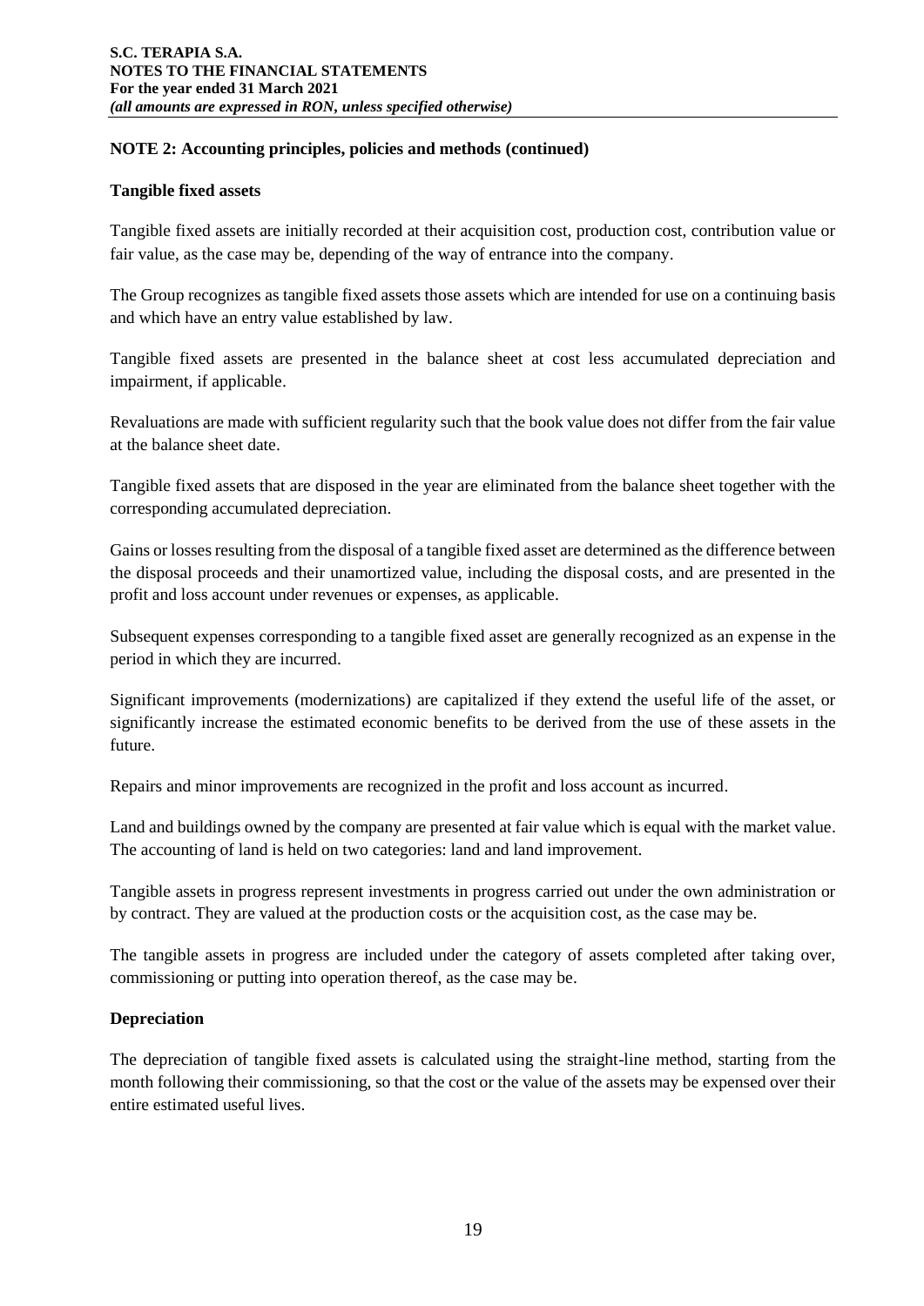## NOTE 2: Accounting principles, policies and methods (continued)

### Tangible fixed assets

Tangible fixed assets are initially recorded at their acquisition cost, production cost, contribution value or fair value, as the case may be, depending of the way of entrance into the company.

The Group recognizes as tangible fixed assets those assets which are intended for use on a continuing basis and which have an entry value established by law.

Tangible fixed assets are presented in the balance sheet at cost less accumulated depreciation and impairment, if applicable.

Revaluations are made with sufficient regularity such that the book value does not differ from the fair value at the balance sheet date.

Tangible fixed assets that are disposed in the year are eliminated from the balance sheet together with the corresponding accumulated depreciation.

Gains or losses resulting from the disposal of a tangible fixed asset are determined as the difference between the disposal proceeds and their unamortized value, including the disposal costs, and are presented in the profit and loss account under revenues or expenses, as applicable.

Subsequent expenses corresponding to a tangible fixed asset are generally recognized as an expense in the period in which they are incurred.

Significant improvements (modernizations) are capitalized if they extend the useful life of the asset, or significantly increase the estimated economic benefits to be derived from the use of these assets in the future.

Repairs and minor improvements are recognized in the profit and loss account as incurred.

Land and buildings owned by the company are presented at fair value which is equal with the market value. The accounting of land is held on two categories: land and land improvement.

Tangible assets in progress represent investments in progress carried out under the own administration or by contract. They are valued at the production costs or the acquisition cost, as the case may be.

The tangible assets in progress are included under the category of assets completed after taking over, commissioning or putting into operation thereof, as the case may be.

### Depreciation

The depreciation of tangible fixed assets is calculated using the straight-line method, starting from the month following their commissioning, so that the cost or the value of the assets may be expensed over their entire estimated useful lives.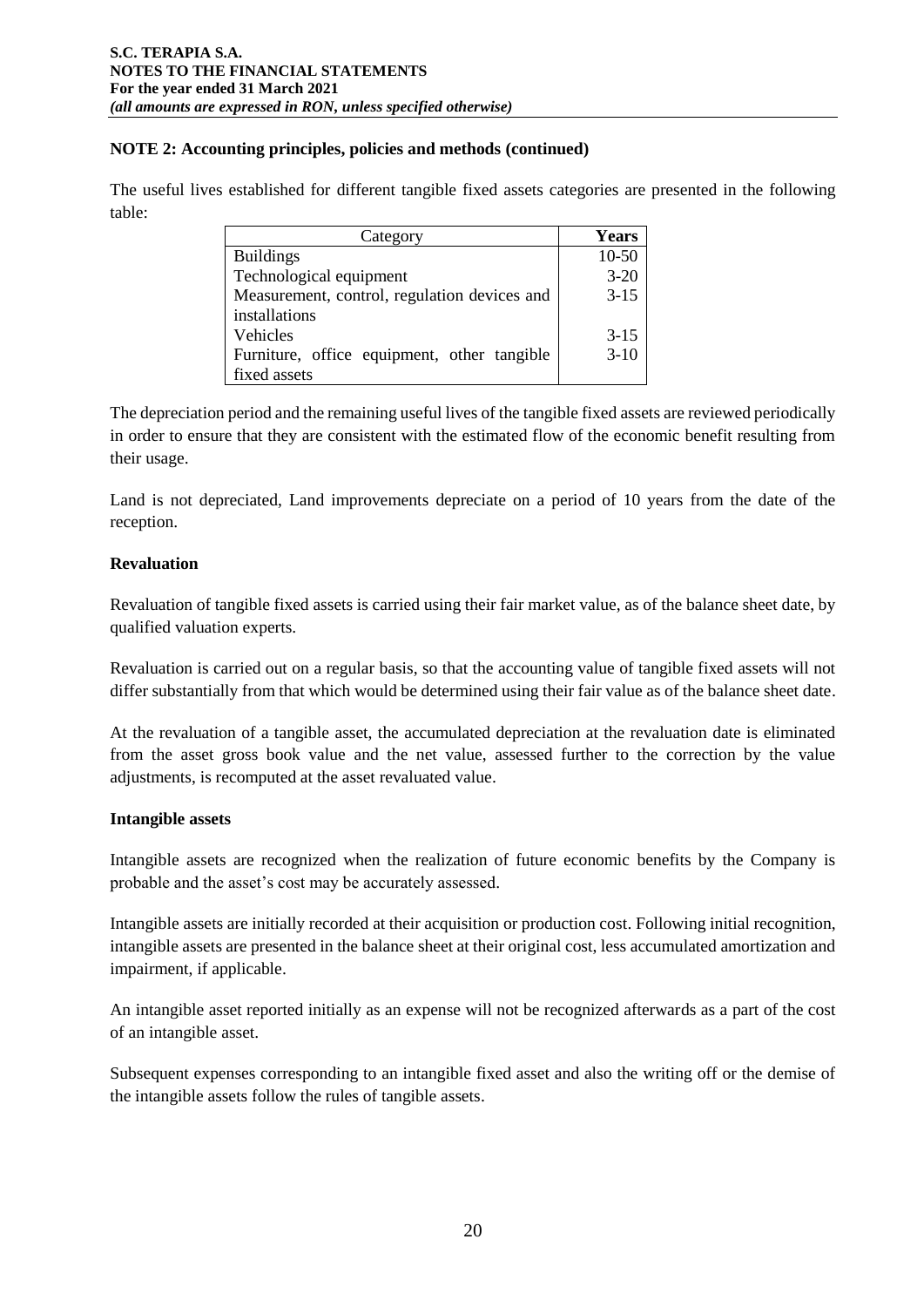## NOTE 2: Accounting principles, policies and methods (continued)

The useful lives established for different tangible fixed assets categories are presented in the following table:

| Category | Years |
|---|---|
| Buildings | 10-50 |
| Technological equipment | 3-20 |
| Measurement, control, regulation devices and installations | 3-15 |
| Vehicles | 3-15 |
| Furniture, office equipment, other tangible fixed assets | 3-10 |

The depreciation period and the remaining useful lives of the tangible fixed assets are reviewed periodically in order to ensure that they are consistent with the estimated flow of the economic benefit resulting from their usage.

Land is not depreciated, Land improvements depreciate on a period of 10 years from the date of the reception.

### Revaluation

Revaluation of tangible fixed assets is carried using their fair market value, as of the balance sheet date, by qualified valuation experts.

Revaluation is carried out on a regular basis, so that the accounting value of tangible fixed assets will not differ substantially from that which would be determined using their fair value as of the balance sheet date.

At the revaluation of a tangible asset, the accumulated depreciation at the revaluation date is eliminated from the asset gross book value and the net value, assessed further to the correction by the value adjustments, is recomputed at the asset revaluated value.

### Intangible assets

Intangible assets are recognized when the realization of future economic benefits by the Company is probable and the asset's cost may be accurately assessed.

Intangible assets are initially recorded at their acquisition or production cost. Following initial recognition, intangible assets are presented in the balance sheet at their original cost, less accumulated amortization and impairment, if applicable.

An intangible asset reported initially as an expense will not be recognized afterwards as a part of the cost of an intangible asset.

Subsequent expenses corresponding to an intangible fixed asset and also the writing off or the demise of the intangible assets follow the rules of tangible assets.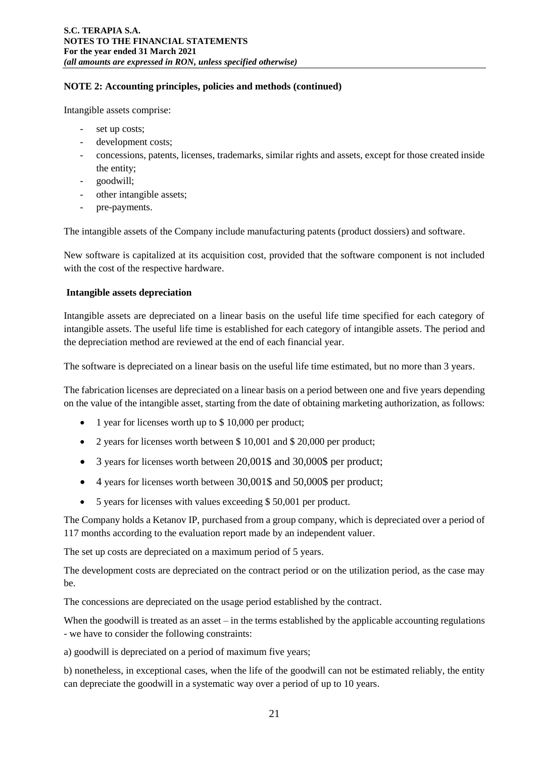**NOTE 2: Accounting principles, policies and methods (continued)**

Intangible assets comprise:

- set up costs;
- development costs;
- concessions, patents, licenses, trademarks, similar rights and assets, except for those created inside the entity;
- goodwill;
- other intangible assets;
- pre-payments.

The intangible assets of the Company include manufacturing patents (product dossiers) and software.

New software is capitalized at its acquisition cost, provided that the software component is not included with the cost of the respective hardware.

**Intangible assets depreciation**

Intangible assets are depreciated on a linear basis on the useful life time specified for each category of intangible assets. The useful life time is established for each category of intangible assets. The period and the depreciation method are reviewed at the end of each financial year.

The software is depreciated on a linear basis on the useful life time estimated, but no more than 3 years.

The fabrication licenses are depreciated on a linear basis on a period between one and five years depending on the value of the intangible asset, starting from the date of obtaining marketing authorization, as follows:

- 1 year for licenses worth up to $ 10,000 per product;
- 2 years for licenses worth between $ 10,001 and $ 20,000 per product;
- 3 years for licenses worth between 20,001$ and 30,000$ per product;
- 4 years for licenses worth between 30,001$ and 50,000$ per product;
- 5 years for licenses with values exceeding $ 50,001 per product.

The Company holds a Ketanov IP, purchased from a group company, which is depreciated over a period of 117 months according to the evaluation report made by an independent valuer.

The set up costs are depreciated on a maximum period of 5 years.

The development costs are depreciated on the contract period or on the utilization period, as the case may be.

The concessions are depreciated on the usage period established by the contract.

When the goodwill is treated as an asset – in the terms established by the applicable accounting regulations - we have to consider the following constraints:

a) goodwill is depreciated on a period of maximum five years;

b) nonetheless, in exceptional cases, when the life of the goodwill can not be estimated reliably, the entity can depreciate the goodwill in a systematic way over a period of up to 10 years.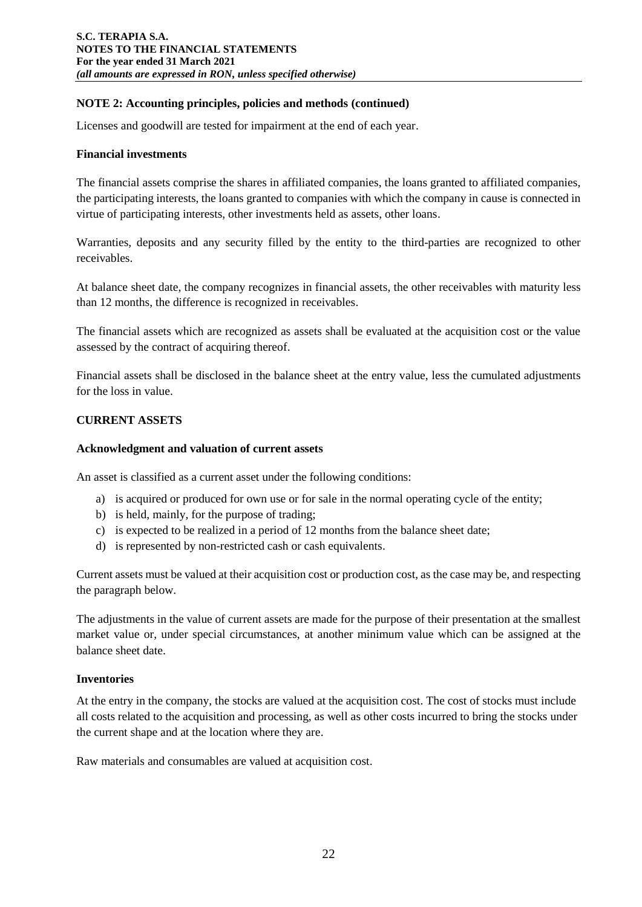**NOTE 2: Accounting principles, policies and methods (continued)**

Licenses and goodwill are tested for impairment at the end of each year.

**Financial investments**

The financial assets comprise the shares in affiliated companies, the loans granted to affiliated companies, the participating interests, the loans granted to companies with which the company in cause is connected in virtue of participating interests, other investments held as assets, other loans.

Warranties, deposits and any security filled by the entity to the third-parties are recognized to other receivables.

At balance sheet date, the company recognizes in financial assets, the other receivables with maturity less than 12 months, the difference is recognized in receivables.

The financial assets which are recognized as assets shall be evaluated at the acquisition cost or the value assessed by the contract of acquiring thereof.

Financial assets shall be disclosed in the balance sheet at the entry value, less the cumulated adjustments for the loss in value.

**CURRENT ASSETS**

**Acknowledgment and valuation of current assets**

An asset is classified as a current asset under the following conditions:

a) is acquired or produced for own use or for sale in the normal operating cycle of the entity;
b) is held, mainly, for the purpose of trading;
c) is expected to be realized in a period of 12 months from the balance sheet date;
d) is represented by non-restricted cash or cash equivalents.

Current assets must be valued at their acquisition cost or production cost, as the case may be, and respecting the paragraph below.

The adjustments in the value of current assets are made for the purpose of their presentation at the smallest market value or, under special circumstances, at another minimum value which can be assigned at the balance sheet date.

**Inventories**

At the entry in the company, the stocks are valued at the acquisition cost. The cost of stocks must include all costs related to the acquisition and processing, as well as other costs incurred to bring the stocks under the current shape and at the location where they are.

Raw materials and consumables are valued at acquisition cost.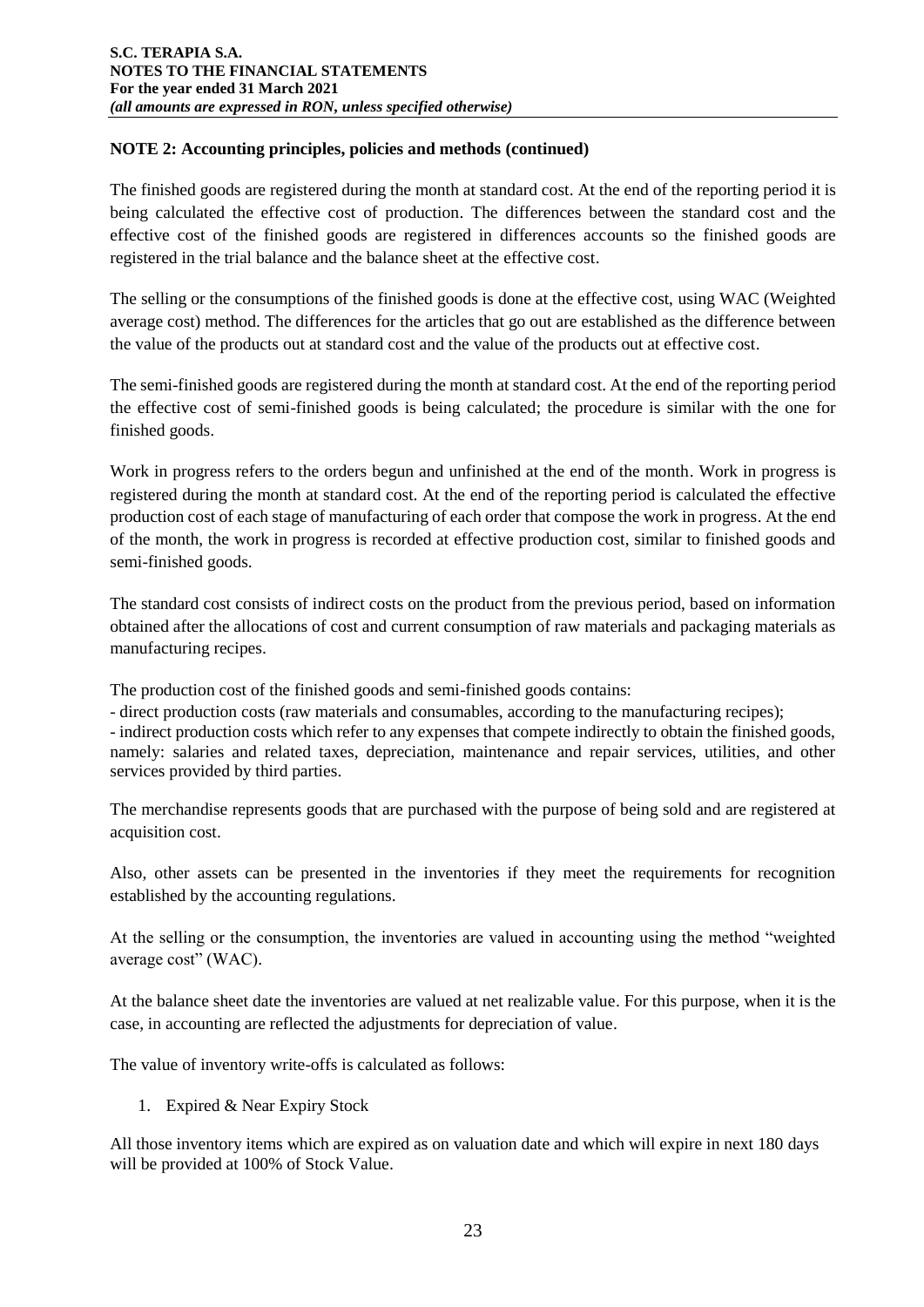**NOTE 2: Accounting principles, policies and methods (continued)**

The finished goods are registered during the month at standard cost. At the end of the reporting period it is being calculated the effective cost of production. The differences between the standard cost and the effective cost of the finished goods are registered in differences accounts so the finished goods are registered in the trial balance and the balance sheet at the effective cost.

The selling or the consumptions of the finished goods is done at the effective cost, using WAC (Weighted average cost) method. The differences for the articles that go out are established as the difference between the value of the products out at standard cost and the value of the products out at effective cost.

The semi-finished goods are registered during the month at standard cost. At the end of the reporting period the effective cost of semi-finished goods is being calculated; the procedure is similar with the one for finished goods.

Work in progress refers to the orders begun and unfinished at the end of the month. Work in progress is registered during the month at standard cost. At the end of the reporting period is calculated the effective production cost of each stage of manufacturing of each order that compose the work in progress. At the end of the month, the work in progress is recorded at effective production cost, similar to finished goods and semi-finished goods.

The standard cost consists of indirect costs on the product from the previous period, based on information obtained after the allocations of cost and current consumption of raw materials and packaging materials as manufacturing recipes.

The production cost of the finished goods and semi-finished goods contains:

- direct production costs (raw materials and consumables, according to the manufacturing recipes);
- indirect production costs which refer to any expenses that compete indirectly to obtain the finished goods, namely: salaries and related taxes, depreciation, maintenance and repair services, utilities, and other services provided by third parties.

The merchandise represents goods that are purchased with the purpose of being sold and are registered at acquisition cost.

Also, other assets can be presented in the inventories if they meet the requirements for recognition established by the accounting regulations.

At the selling or the consumption, the inventories are valued in accounting using the method "weighted average cost" (WAC).

At the balance sheet date the inventories are valued at net realizable value. For this purpose, when it is the case, in accounting are reflected the adjustments for depreciation of value.

The value of inventory write-offs is calculated as follows:

1. Expired & Near Expiry Stock

All those inventory items which are expired as on valuation date and which will expire in next 180 days will be provided at 100% of Stock Value.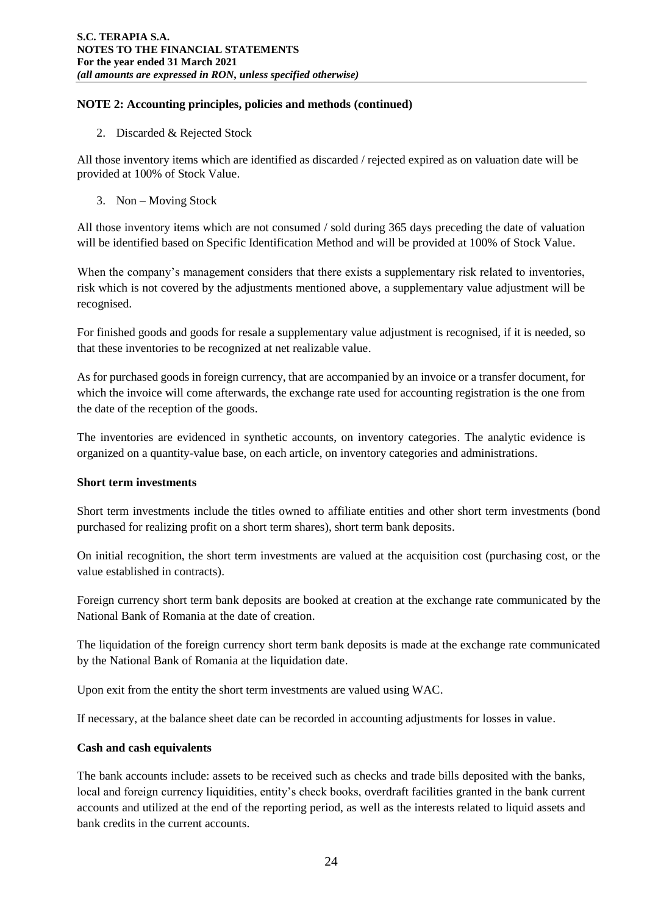**NOTE 2: Accounting principles, policies and methods (continued)**

2. Discarded & Rejected Stock

All those inventory items which are identified as discarded / rejected expired as on valuation date will be provided at 100% of Stock Value.

3. Non – Moving Stock

All those inventory items which are not consumed / sold during 365 days preceding the date of valuation will be identified based on Specific Identification Method and will be provided at 100% of Stock Value.

When the company's management considers that there exists a supplementary risk related to inventories, risk which is not covered by the adjustments mentioned above, a supplementary value adjustment will be recognised.

For finished goods and goods for resale a supplementary value adjustment is recognised, if it is needed, so that these inventories to be recognized at net realizable value.

As for purchased goods in foreign currency, that are accompanied by an invoice or a transfer document, for which the invoice will come afterwards, the exchange rate used for accounting registration is the one from the date of the reception of the goods.

The inventories are evidenced in synthetic accounts, on inventory categories. The analytic evidence is organized on a quantity-value base, on each article, on inventory categories and administrations.

**Short term investments**

Short term investments include the titles owned to affiliate entities and other short term investments (bond purchased for realizing profit on a short term shares), short term bank deposits.

On initial recognition, the short term investments are valued at the acquisition cost (purchasing cost, or the value established in contracts).

Foreign currency short term bank deposits are booked at creation at the exchange rate communicated by the National Bank of Romania at the date of creation.

The liquidation of the foreign currency short term bank deposits is made at the exchange rate communicated by the National Bank of Romania at the liquidation date.

Upon exit from the entity the short term investments are valued using WAC.

If necessary, at the balance sheet date can be recorded in accounting adjustments for losses in value.

**Cash and cash equivalents**

The bank accounts include: assets to be received such as checks and trade bills deposited with the banks, local and foreign currency liquidities, entity's check books, overdraft facilities granted in the bank current accounts and utilized at the end of the reporting period, as well as the interests related to liquid assets and bank credits in the current accounts.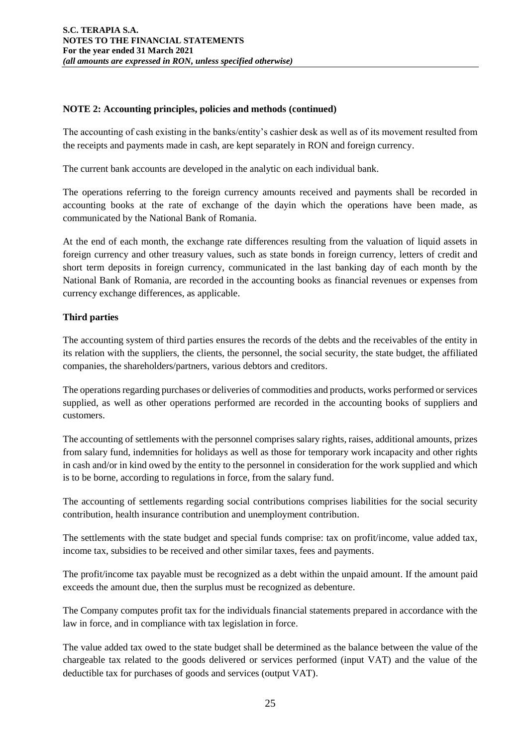## NOTE 2: Accounting principles, policies and methods (continued)

The accounting of cash existing in the banks/entity's cashier desk as well as of its movement resulted from the receipts and payments made in cash, are kept separately in RON and foreign currency.

The current bank accounts are developed in the analytic on each individual bank.

The operations referring to the foreign currency amounts received and payments shall be recorded in accounting books at the rate of exchange of the dayin which the operations have been made, as communicated by the National Bank of Romania.

At the end of each month, the exchange rate differences resulting from the valuation of liquid assets in foreign currency and other treasury values, such as state bonds in foreign currency, letters of credit and short term deposits in foreign currency, communicated in the last banking day of each month by the National Bank of Romania, are recorded in the accounting books as financial revenues or expenses from currency exchange differences, as applicable.

### Third parties

The accounting system of third parties ensures the records of the debts and the receivables of the entity in its relation with the suppliers, the clients, the personnel, the social security, the state budget, the affiliated companies, the shareholders/partners, various debtors and creditors.

The operations regarding purchases or deliveries of commodities and products, works performed or services supplied, as well as other operations performed are recorded in the accounting books of suppliers and customers.

The accounting of settlements with the personnel comprises salary rights, raises, additional amounts, prizes from salary fund, indemnities for holidays as well as those for temporary work incapacity and other rights in cash and/or in kind owed by the entity to the personnel in consideration for the work supplied and which is to be borne, according to regulations in force, from the salary fund.

The accounting of settlements regarding social contributions comprises liabilities for the social security contribution, health insurance contribution and unemployment contribution.

The settlements with the state budget and special funds comprise: tax on profit/income, value added tax, income tax, subsidies to be received and other similar taxes, fees and payments.

The profit/income tax payable must be recognized as a debt within the unpaid amount. If the amount paid exceeds the amount due, then the surplus must be recognized as debenture.

The Company computes profit tax for the individuals financial statements prepared in accordance with the law in force, and in compliance with tax legislation in force.

The value added tax owed to the state budget shall be determined as the balance between the value of the chargeable tax related to the goods delivered or services performed (input VAT) and the value of the deductible tax for purchases of goods and services (output VAT).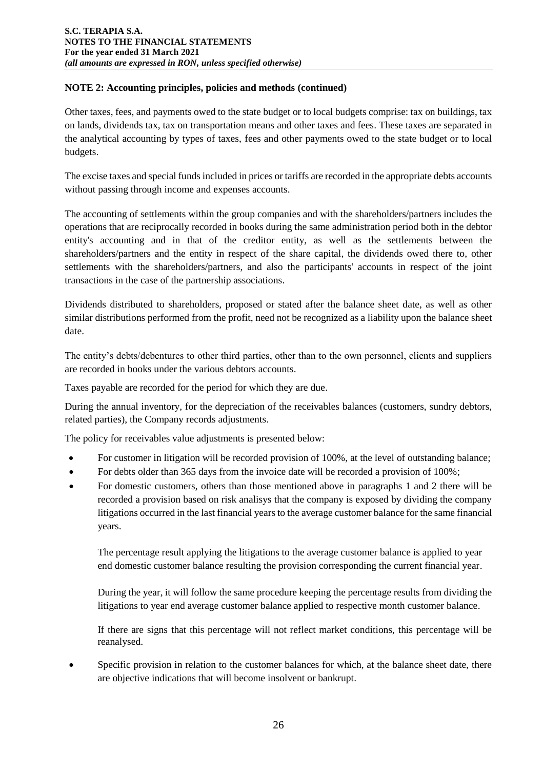**NOTE 2: Accounting principles, policies and methods (continued)**

Other taxes, fees, and payments owed to the state budget or to local budgets comprise: tax on buildings, tax on lands, dividends tax, tax on transportation means and other taxes and fees. These taxes are separated in the analytical accounting by types of taxes, fees and other payments owed to the state budget or to local budgets.

The excise taxes and special funds included in prices or tariffs are recorded in the appropriate debts accounts without passing through income and expenses accounts.

The accounting of settlements within the group companies and with the shareholders/partners includes the operations that are reciprocally recorded in books during the same administration period both in the debtor entity's accounting and in that of the creditor entity, as well as the settlements between the shareholders/partners and the entity in respect of the share capital, the dividends owed there to, other settlements with the shareholders/partners, and also the participants' accounts in respect of the joint transactions in the case of the partnership associations.

Dividends distributed to shareholders, proposed or stated after the balance sheet date, as well as other similar distributions performed from the profit, need not be recognized as a liability upon the balance sheet date.

The entity's debts/debentures to other third parties, other than to the own personnel, clients and suppliers are recorded in books under the various debtors accounts.

Taxes payable are recorded for the period for which they are due.

During the annual inventory, for the depreciation of the receivables balances (customers, sundry debtors, related parties), the Company records adjustments.

The policy for receivables value adjustments is presented below:

- For customer in litigation will be recorded provision of 100%, at the level of outstanding balance;
- For debts older than 365 days from the invoice date will be recorded a provision of 100%;
- For domestic customers, others than those mentioned above in paragraphs 1 and 2 there will be recorded a provision based on risk analisys that the company is exposed by dividing the company litigations occurred in the last financial years to the average customer balance for the same financial years.

  The percentage result applying the litigations to the average customer balance is applied to year end domestic customer balance resulting the provision corresponding the current financial year.

  During the year, it will follow the same procedure keeping the percentage results from dividing the litigations to year end average customer balance applied to respective month customer balance.

  If there are signs that this percentage will not reflect market conditions, this percentage will be reanalysed.

- Specific provision in relation to the customer balances for which, at the balance sheet date, there are objective indications that will become insolvent or bankrupt.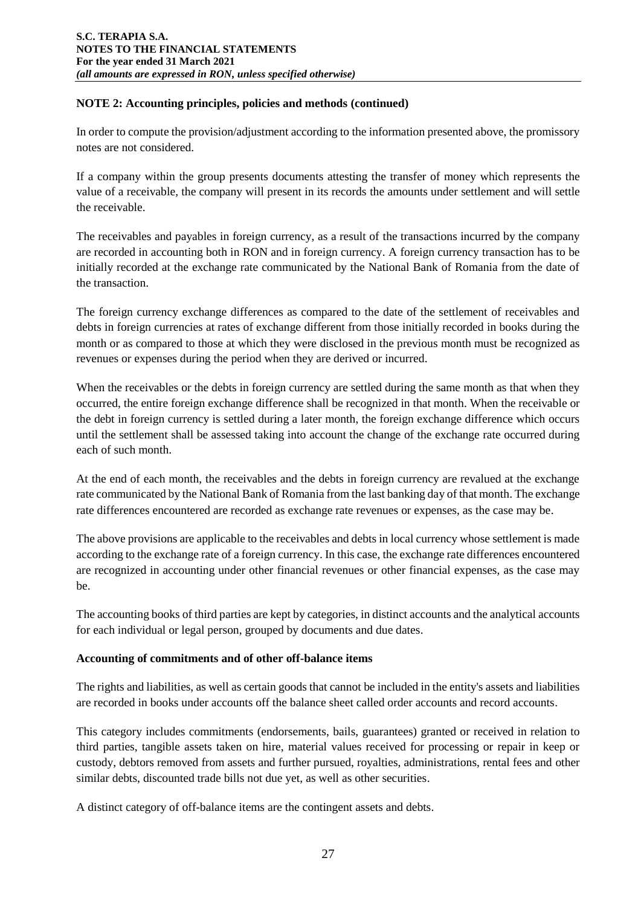**NOTE 2: Accounting principles, policies and methods (continued)**

In order to compute the provision/adjustment according to the information presented above, the promissory notes are not considered.

If a company within the group presents documents attesting the transfer of money which represents the value of a receivable, the company will present in its records the amounts under settlement and will settle the receivable.

The receivables and payables in foreign currency, as a result of the transactions incurred by the company are recorded in accounting both in RON and in foreign currency. A foreign currency transaction has to be initially recorded at the exchange rate communicated by the National Bank of Romania from the date of the transaction.

The foreign currency exchange differences as compared to the date of the settlement of receivables and debts in foreign currencies at rates of exchange different from those initially recorded in books during the month or as compared to those at which they were disclosed in the previous month must be recognized as revenues or expenses during the period when they are derived or incurred.

When the receivables or the debts in foreign currency are settled during the same month as that when they occurred, the entire foreign exchange difference shall be recognized in that month. When the receivable or the debt in foreign currency is settled during a later month, the foreign exchange difference which occurs until the settlement shall be assessed taking into account the change of the exchange rate occurred during each of such month.

At the end of each month, the receivables and the debts in foreign currency are revalued at the exchange rate communicated by the National Bank of Romania from the last banking day of that month. The exchange rate differences encountered are recorded as exchange rate revenues or expenses, as the case may be.

The above provisions are applicable to the receivables and debts in local currency whose settlement is made according to the exchange rate of a foreign currency. In this case, the exchange rate differences encountered are recognized in accounting under other financial revenues or other financial expenses, as the case may be.

The accounting books of third parties are kept by categories, in distinct accounts and the analytical accounts for each individual or legal person, grouped by documents and due dates.

**Accounting of commitments and of other off-balance items**

The rights and liabilities, as well as certain goods that cannot be included in the entity's assets and liabilities are recorded in books under accounts off the balance sheet called order accounts and record accounts.

This category includes commitments (endorsements, bails, guarantees) granted or received in relation to third parties, tangible assets taken on hire, material values received for processing or repair in keep or custody, debtors removed from assets and further pursued, royalties, administrations, rental fees and other similar debts, discounted trade bills not due yet, as well as other securities.

A distinct category of off-balance items are the contingent assets and debts.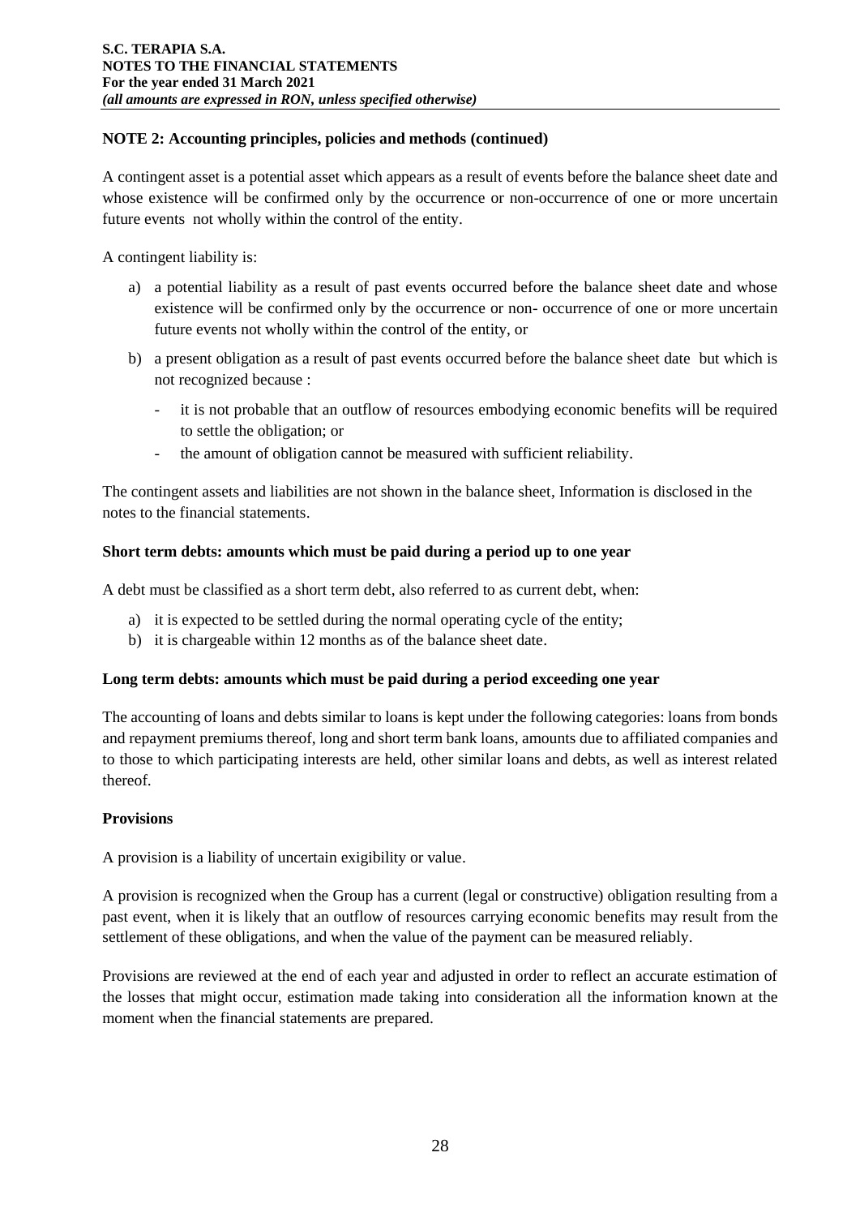**NOTE 2: Accounting principles, policies and methods (continued)**

A contingent asset is a potential asset which appears as a result of events before the balance sheet date and whose existence will be confirmed only by the occurrence or non-occurrence of one or more uncertain future events not wholly within the control of the entity.

A contingent liability is:

a) a potential liability as a result of past events occurred before the balance sheet date and whose existence will be confirmed only by the occurrence or non- occurrence of one or more uncertain future events not wholly within the control of the entity, or

b) a present obligation as a result of past events occurred before the balance sheet date but which is not recognized because :

   - it is not probable that an outflow of resources embodying economic benefits will be required to settle the obligation; or
   - the amount of obligation cannot be measured with sufficient reliability.

The contingent assets and liabilities are not shown in the balance sheet, Information is disclosed in the notes to the financial statements.

**Short term debts: amounts which must be paid during a period up to one year**

A debt must be classified as a short term debt, also referred to as current debt, when:

a) it is expected to be settled during the normal operating cycle of the entity;
b) it is chargeable within 12 months as of the balance sheet date.

**Long term debts: amounts which must be paid during a period exceeding one year**

The accounting of loans and debts similar to loans is kept under the following categories: loans from bonds and repayment premiums thereof, long and short term bank loans, amounts due to affiliated companies and to those to which participating interests are held, other similar loans and debts, as well as interest related thereof.

**Provisions**

A provision is a liability of uncertain exigibility or value.

A provision is recognized when the Group has a current (legal or constructive) obligation resulting from a past event, when it is likely that an outflow of resources carrying economic benefits may result from the settlement of these obligations, and when the value of the payment can be measured reliably.

Provisions are reviewed at the end of each year and adjusted in order to reflect an accurate estimation of the losses that might occur, estimation made taking into consideration all the information known at the moment when the financial statements are prepared.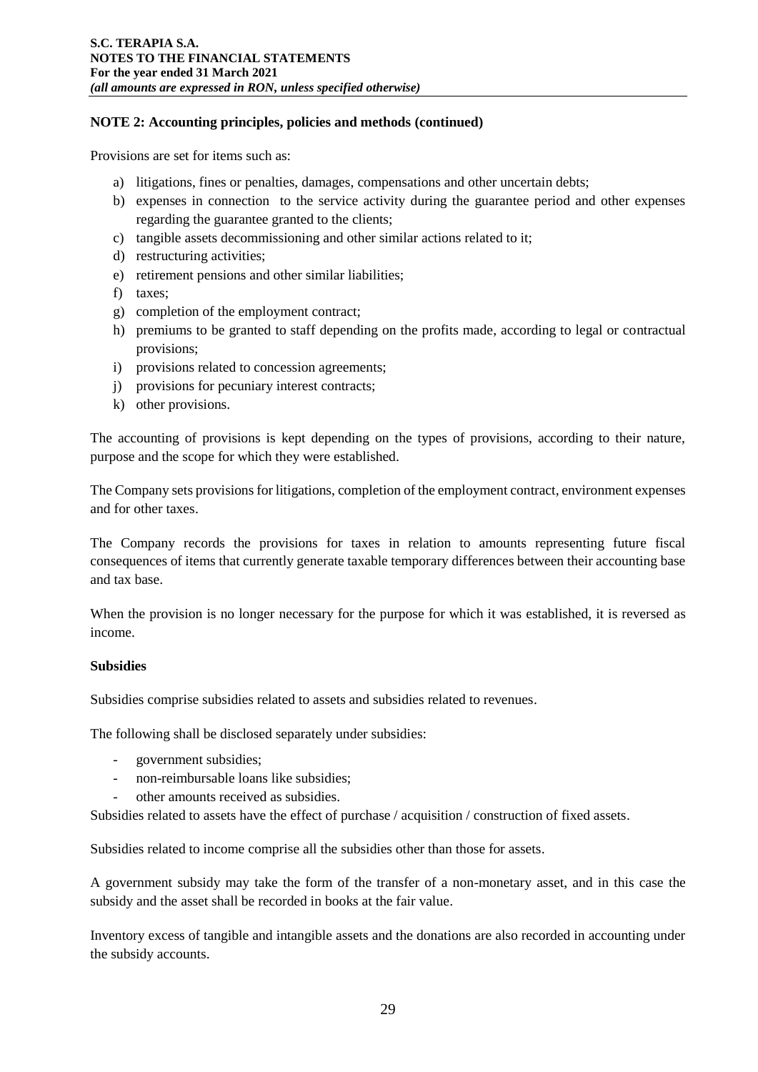## NOTE 2: Accounting principles, policies and methods (continued)

Provisions are set for items such as:

a) litigations, fines or penalties, damages, compensations and other uncertain debts;
b) expenses in connection to the service activity during the guarantee period and other expenses regarding the guarantee granted to the clients;
c) tangible assets decommissioning and other similar actions related to it;
d) restructuring activities;
e) retirement pensions and other similar liabilities;
f) taxes;
g) completion of the employment contract;
h) premiums to be granted to staff depending on the profits made, according to legal or contractual provisions;
i) provisions related to concession agreements;
j) provisions for pecuniary interest contracts;
k) other provisions.

The accounting of provisions is kept depending on the types of provisions, according to their nature, purpose and the scope for which they were established.

The Company sets provisions for litigations, completion of the employment contract, environment expenses and for other taxes.

The Company records the provisions for taxes in relation to amounts representing future fiscal consequences of items that currently generate taxable temporary differences between their accounting base and tax base.

When the provision is no longer necessary for the purpose for which it was established, it is reversed as income.

**Subsidies**

Subsidies comprise subsidies related to assets and subsidies related to revenues.

The following shall be disclosed separately under subsidies:

- government subsidies;
- non-reimbursable loans like subsidies;
- other amounts received as subsidies.

Subsidies related to assets have the effect of purchase / acquisition / construction of fixed assets.

Subsidies related to income comprise all the subsidies other than those for assets.

A government subsidy may take the form of the transfer of a non-monetary asset, and in this case the subsidy and the asset shall be recorded in books at the fair value.

Inventory excess of tangible and intangible assets and the donations are also recorded in accounting under the subsidy accounts.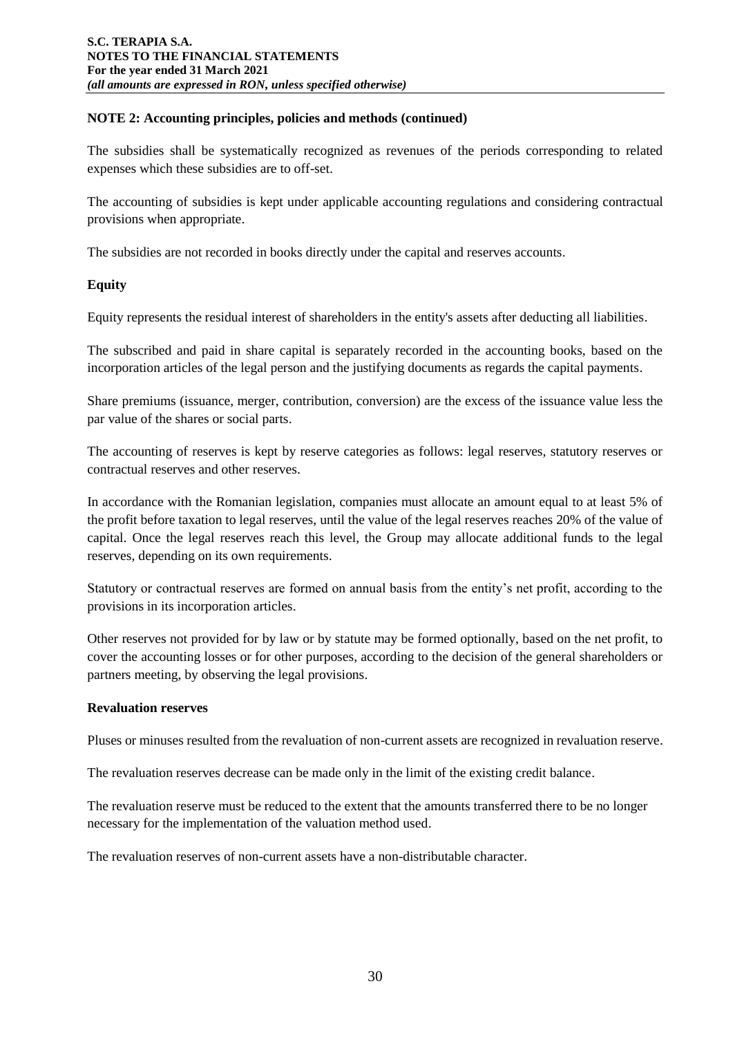**NOTE 2: Accounting principles, policies and methods (continued)**

The subsidies shall be systematically recognized as revenues of the periods corresponding to related expenses which these subsidies are to off-set.

The accounting of subsidies is kept under applicable accounting regulations and considering contractual provisions when appropriate.

The subsidies are not recorded in books directly under the capital and reserves accounts.

**Equity**

Equity represents the residual interest of shareholders in the entity's assets after deducting all liabilities.

The subscribed and paid in share capital is separately recorded in the accounting books, based on the incorporation articles of the legal person and the justifying documents as regards the capital payments.

Share premiums (issuance, merger, contribution, conversion) are the excess of the issuance value less the par value of the shares or social parts.

The accounting of reserves is kept by reserve categories as follows: legal reserves, statutory reserves or contractual reserves and other reserves.

In accordance with the Romanian legislation, companies must allocate an amount equal to at least 5% of the profit before taxation to legal reserves, until the value of the legal reserves reaches 20% of the value of capital. Once the legal reserves reach this level, the Group may allocate additional funds to the legal reserves, depending on its own requirements.

Statutory or contractual reserves are formed on annual basis from the entity's net profit, according to the provisions in its incorporation articles.

Other reserves not provided for by law or by statute may be formed optionally, based on the net profit, to cover the accounting losses or for other purposes, according to the decision of the general shareholders or partners meeting, by observing the legal provisions.

**Revaluation reserves**

Pluses or minuses resulted from the revaluation of non-current assets are recognized in revaluation reserve.

The revaluation reserves decrease can be made only in the limit of the existing credit balance.

The revaluation reserve must be reduced to the extent that the amounts transferred there to be no longer necessary for the implementation of the valuation method used.

The revaluation reserves of non-current assets have a non-distributable character.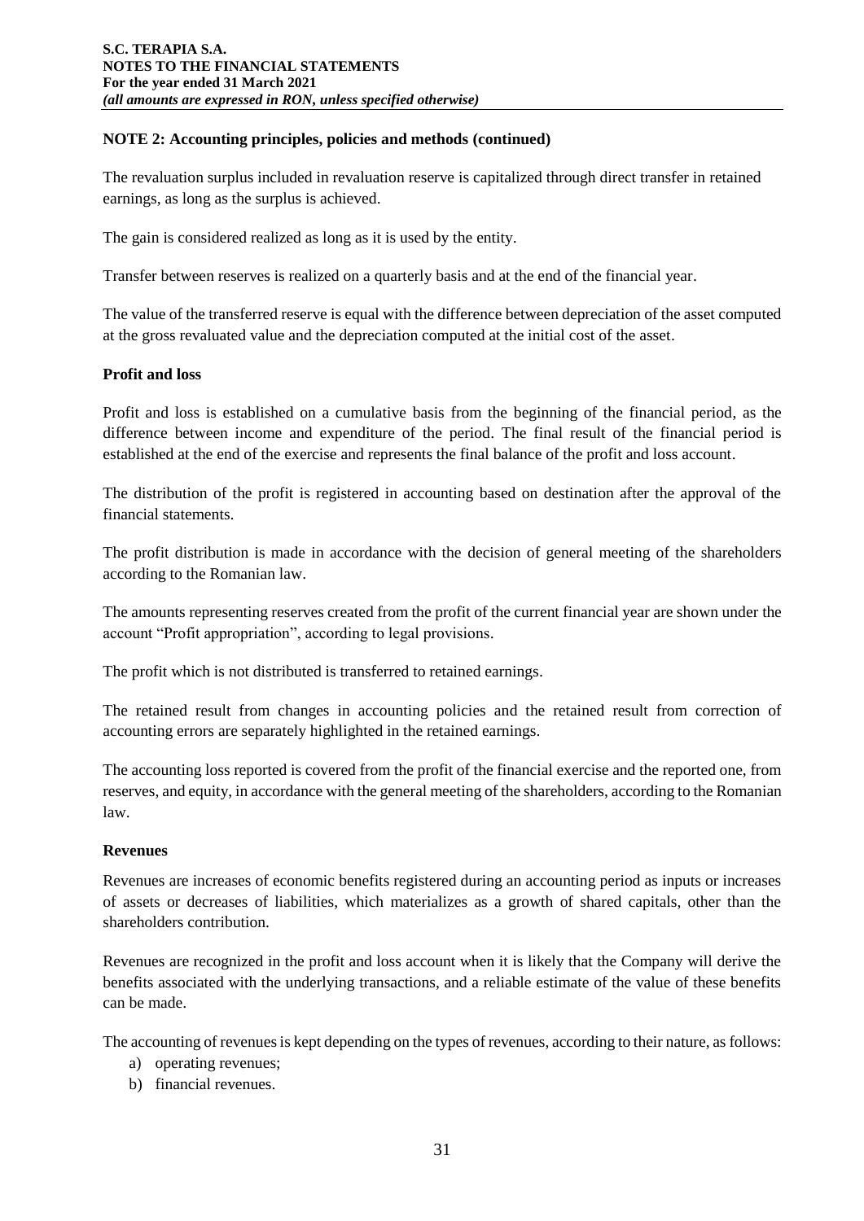### NOTE 2: Accounting principles, policies and methods (continued)

The revaluation surplus included in revaluation reserve is capitalized through direct transfer in retained earnings, as long as the surplus is achieved.

The gain is considered realized as long as it is used by the entity.

Transfer between reserves is realized on a quarterly basis and at the end of the financial year.

The value of the transferred reserve is equal with the difference between depreciation of the asset computed at the gross revaluated value and the depreciation computed at the initial cost of the asset.

**Profit and loss**

Profit and loss is established on a cumulative basis from the beginning of the financial period, as the difference between income and expenditure of the period. The final result of the financial period is established at the end of the exercise and represents the final balance of the profit and loss account.

The distribution of the profit is registered in accounting based on destination after the approval of the financial statements.

The profit distribution is made in accordance with the decision of general meeting of the shareholders according to the Romanian law.

The amounts representing reserves created from the profit of the current financial year are shown under the account "Profit appropriation", according to legal provisions.

The profit which is not distributed is transferred to retained earnings.

The retained result from changes in accounting policies and the retained result from correction of accounting errors are separately highlighted in the retained earnings.

The accounting loss reported is covered from the profit of the financial exercise and the reported one, from reserves, and equity, in accordance with the general meeting of the shareholders, according to the Romanian law.

**Revenues**

Revenues are increases of economic benefits registered during an accounting period as inputs or increases of assets or decreases of liabilities, which materializes as a growth of shared capitals, other than the shareholders contribution.

Revenues are recognized in the profit and loss account when it is likely that the Company will derive the benefits associated with the underlying transactions, and a reliable estimate of the value of these benefits can be made.

The accounting of revenues is kept depending on the types of revenues, according to their nature, as follows:

a) operating revenues;
b) financial revenues.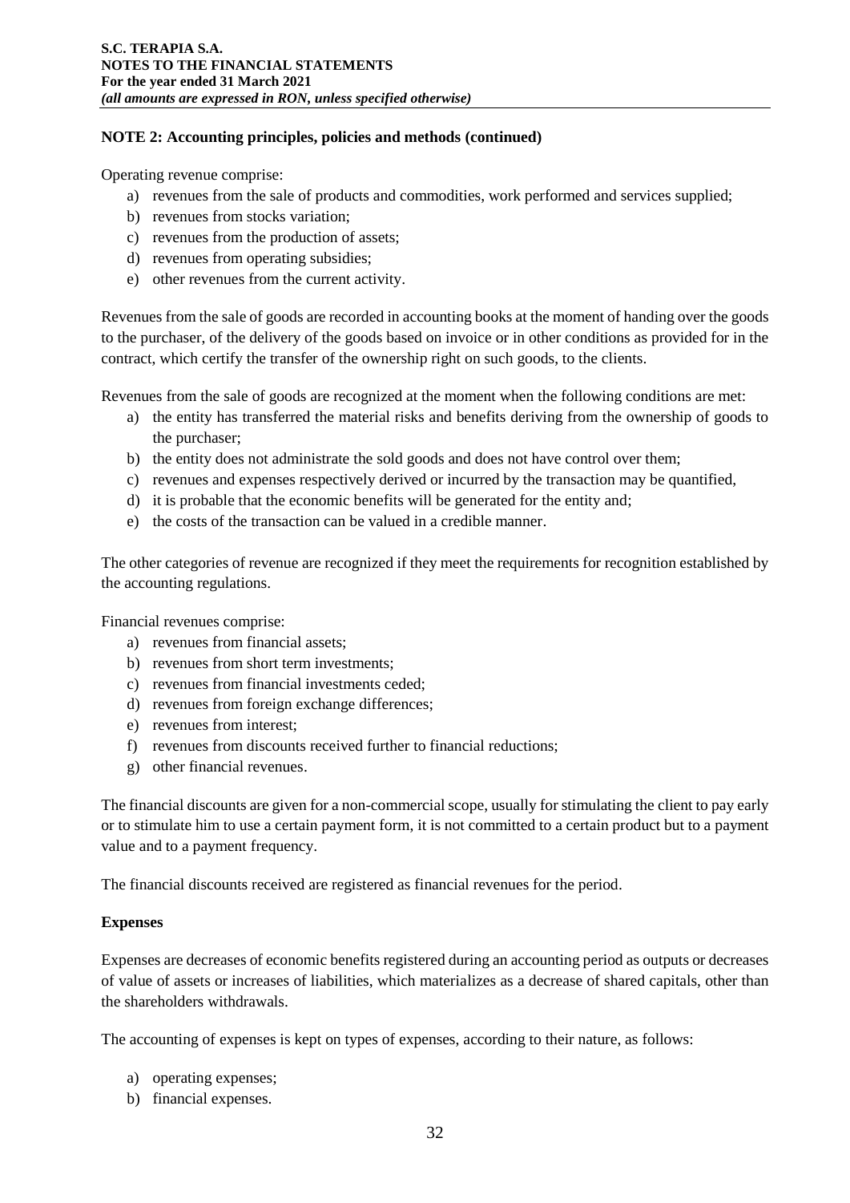## NOTE 2: Accounting principles, policies and methods (continued)

Operating revenue comprise:

a) revenues from the sale of products and commodities, work performed and services supplied;
b) revenues from stocks variation;
c) revenues from the production of assets;
d) revenues from operating subsidies;
e) other revenues from the current activity.

Revenues from the sale of goods are recorded in accounting books at the moment of handing over the goods to the purchaser, of the delivery of the goods based on invoice or in other conditions as provided for in the contract, which certify the transfer of the ownership right on such goods, to the clients.

Revenues from the sale of goods are recognized at the moment when the following conditions are met:

a) the entity has transferred the material risks and benefits deriving from the ownership of goods to the purchaser;
b) the entity does not administrate the sold goods and does not have control over them;
c) revenues and expenses respectively derived or incurred by the transaction may be quantified,
d) it is probable that the economic benefits will be generated for the entity and;
e) the costs of the transaction can be valued in a credible manner.

The other categories of revenue are recognized if they meet the requirements for recognition established by the accounting regulations.

Financial revenues comprise:

a) revenues from financial assets;
b) revenues from short term investments;
c) revenues from financial investments ceded;
d) revenues from foreign exchange differences;
e) revenues from interest;
f) revenues from discounts received further to financial reductions;
g) other financial revenues.

The financial discounts are given for a non-commercial scope, usually for stimulating the client to pay early or to stimulate him to use a certain payment form, it is not committed to a certain product but to a payment value and to a payment frequency.

The financial discounts received are registered as financial revenues for the period.

### Expenses

Expenses are decreases of economic benefits registered during an accounting period as outputs or decreases of value of assets or increases of liabilities, which materializes as a decrease of shared capitals, other than the shareholders withdrawals.

The accounting of expenses is kept on types of expenses, according to their nature, as follows:

a) operating expenses;
b) financial expenses.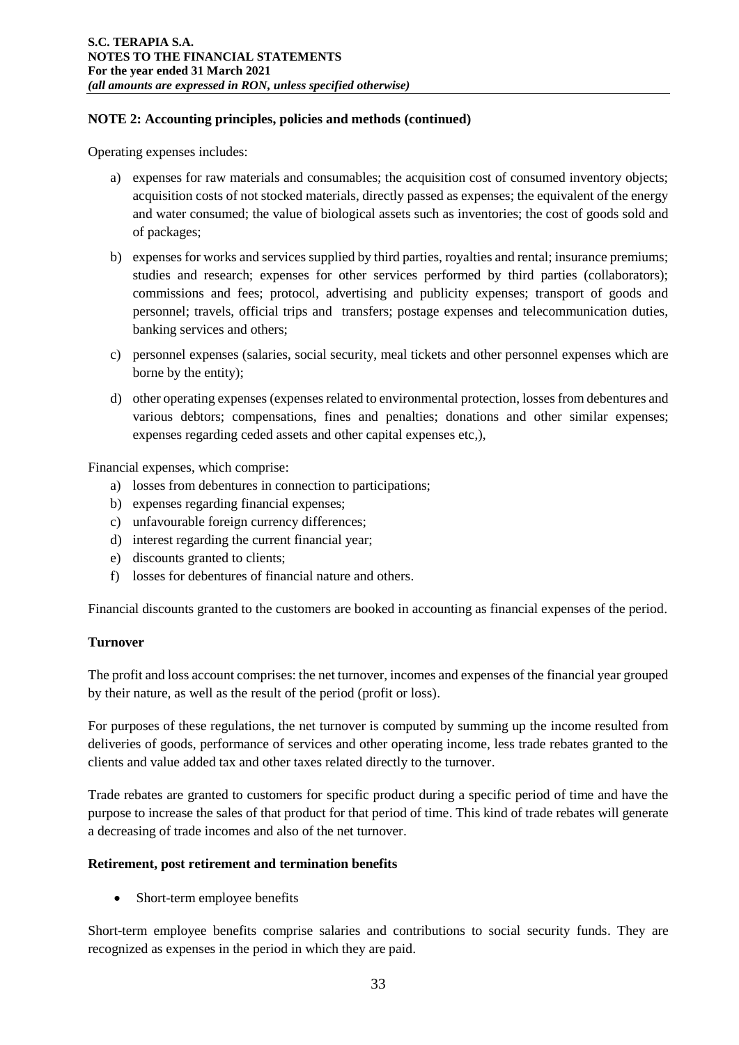**NOTE 2: Accounting principles, policies and methods (continued)**

Operating expenses includes:

a) expenses for raw materials and consumables; the acquisition cost of consumed inventory objects; acquisition costs of not stocked materials, directly passed as expenses; the equivalent of the energy and water consumed; the value of biological assets such as inventories; the cost of goods sold and of packages;

b) expenses for works and services supplied by third parties, royalties and rental; insurance premiums; studies and research; expenses for other services performed by third parties (collaborators); commissions and fees; protocol, advertising and publicity expenses; transport of goods and personnel; travels, official trips and transfers; postage expenses and telecommunication duties, banking services and others;

c) personnel expenses (salaries, social security, meal tickets and other personnel expenses which are borne by the entity);

d) other operating expenses (expenses related to environmental protection, losses from debentures and various debtors; compensations, fines and penalties; donations and other similar expenses; expenses regarding ceded assets and other capital expenses etc,),

Financial expenses, which comprise:

a) losses from debentures in connection to participations;
b) expenses regarding financial expenses;
c) unfavourable foreign currency differences;
d) interest regarding the current financial year;
e) discounts granted to clients;
f) losses for debentures of financial nature and others.

Financial discounts granted to the customers are booked in accounting as financial expenses of the period.

**Turnover**

The profit and loss account comprises: the net turnover, incomes and expenses of the financial year grouped by their nature, as well as the result of the period (profit or loss).

For purposes of these regulations, the net turnover is computed by summing up the income resulted from deliveries of goods, performance of services and other operating income, less trade rebates granted to the clients and value added tax and other taxes related directly to the turnover.

Trade rebates are granted to customers for specific product during a specific period of time and have the purpose to increase the sales of that product for that period of time. This kind of trade rebates will generate a decreasing of trade incomes and also of the net turnover.

**Retirement, post retirement and termination benefits**

- Short-term employee benefits

Short-term employee benefits comprise salaries and contributions to social security funds. They are recognized as expenses in the period in which they are paid.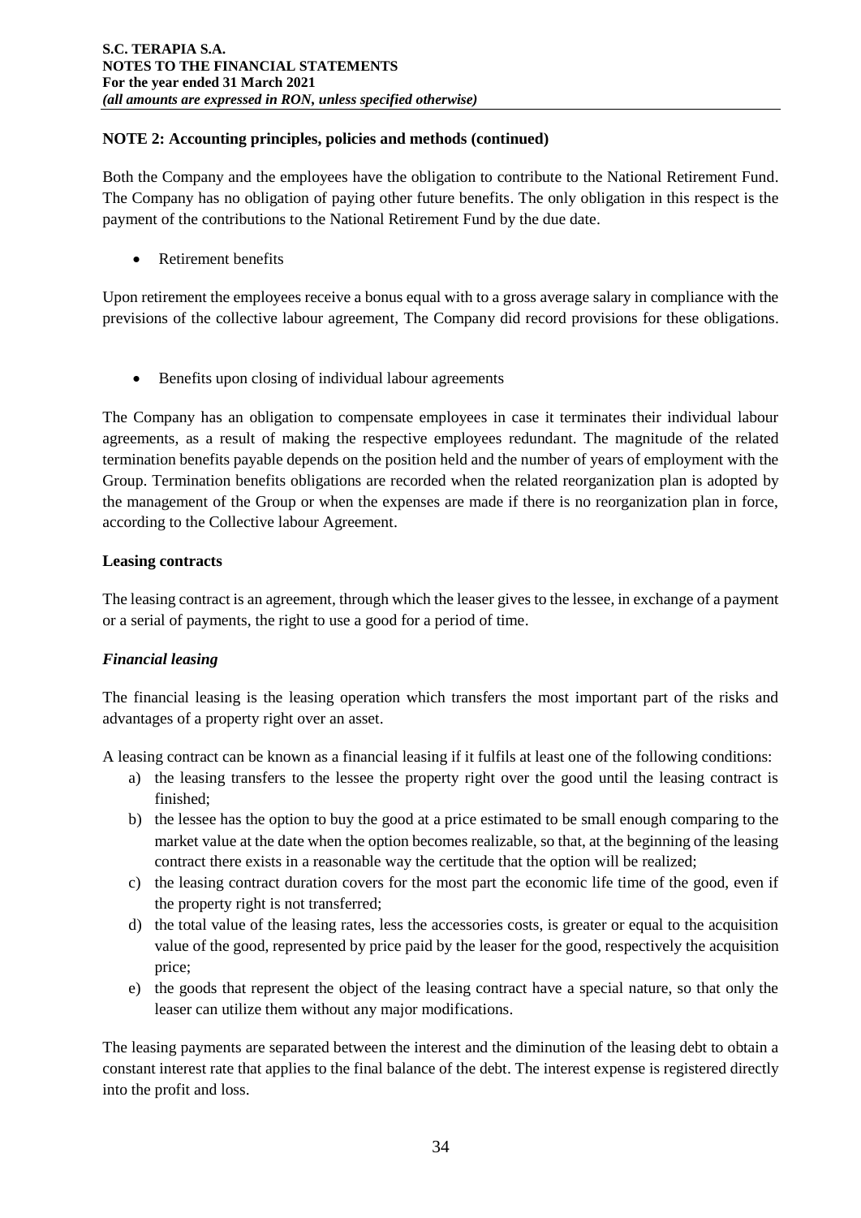**NOTE 2: Accounting principles, policies and methods (continued)**

Both the Company and the employees have the obligation to contribute to the National Retirement Fund. The Company has no obligation of paying other future benefits. The only obligation in this respect is the payment of the contributions to the National Retirement Fund by the due date.

- Retirement benefits

Upon retirement the employees receive a bonus equal with to a gross average salary in compliance with the previsions of the collective labour agreement, The Company did record provisions for these obligations.

- Benefits upon closing of individual labour agreements

The Company has an obligation to compensate employees in case it terminates their individual labour agreements, as a result of making the respective employees redundant. The magnitude of the related termination benefits payable depends on the position held and the number of years of employment with the Group. Termination benefits obligations are recorded when the related reorganization plan is adopted by the management of the Group or when the expenses are made if there is no reorganization plan in force, according to the Collective labour Agreement.

**Leasing contracts**

The leasing contract is an agreement, through which the leaser gives to the lessee, in exchange of a payment or a serial of payments, the right to use a good for a period of time.

***Financial leasing***

The financial leasing is the leasing operation which transfers the most important part of the risks and advantages of a property right over an asset.

A leasing contract can be known as a financial leasing if it fulfils at least one of the following conditions:

a) the leasing transfers to the lessee the property right over the good until the leasing contract is finished;
b) the lessee has the option to buy the good at a price estimated to be small enough comparing to the market value at the date when the option becomes realizable, so that, at the beginning of the leasing contract there exists in a reasonable way the certitude that the option will be realized;
c) the leasing contract duration covers for the most part the economic life time of the good, even if the property right is not transferred;
d) the total value of the leasing rates, less the accessories costs, is greater or equal to the acquisition value of the good, represented by price paid by the leaser for the good, respectively the acquisition price;
e) the goods that represent the object of the leasing contract have a special nature, so that only the leaser can utilize them without any major modifications.

The leasing payments are separated between the interest and the diminution of the leasing debt to obtain a constant interest rate that applies to the final balance of the debt. The interest expense is registered directly into the profit and loss.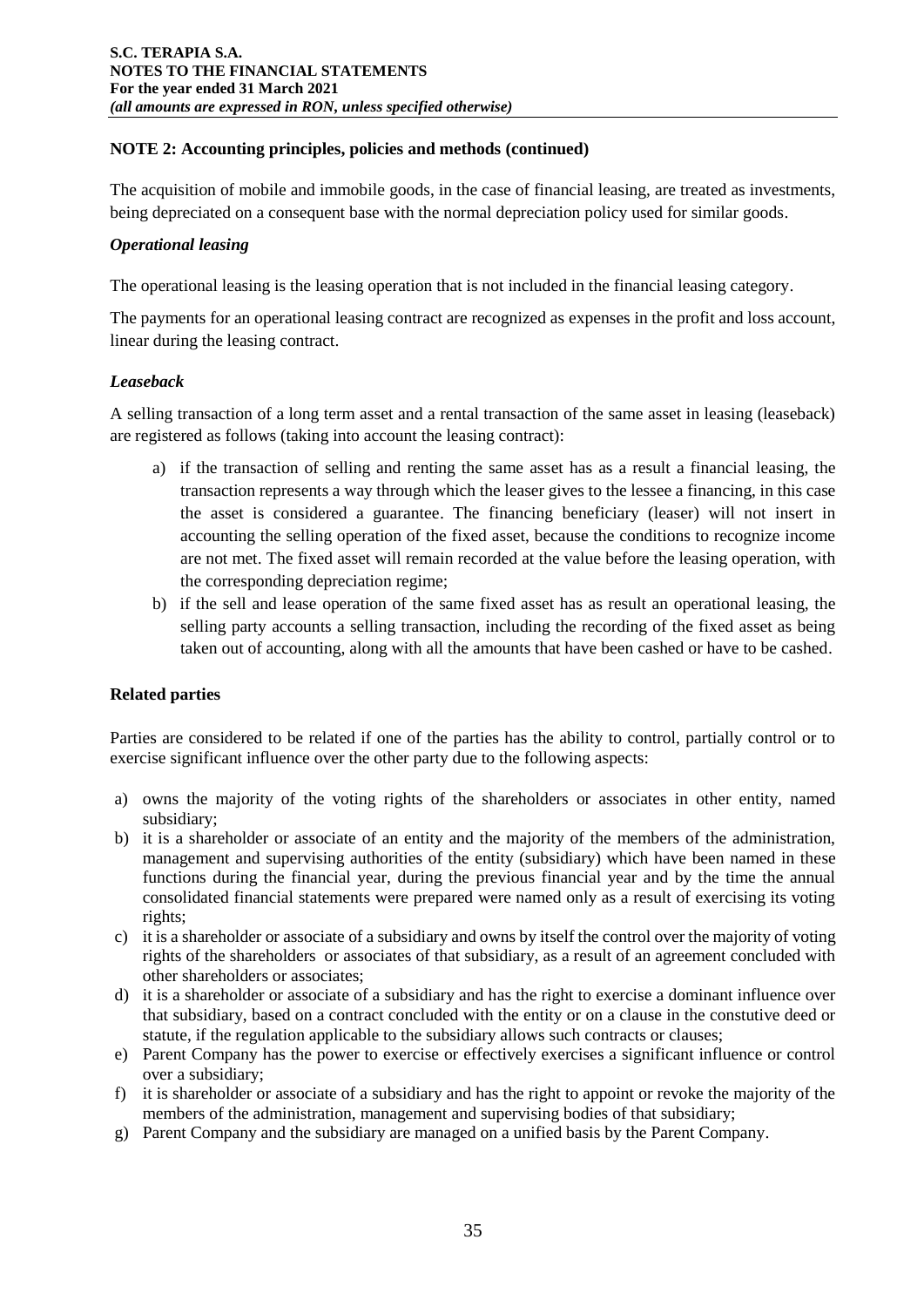**NOTE 2: Accounting principles, policies and methods (continued)**

The acquisition of mobile and immobile goods, in the case of financial leasing, are treated as investments, being depreciated on a consequent base with the normal depreciation policy used for similar goods.

***Operational leasing***

The operational leasing is the leasing operation that is not included in the financial leasing category.

The payments for an operational leasing contract are recognized as expenses in the profit and loss account, linear during the leasing contract.

***Leaseback***

A selling transaction of a long term asset and a rental transaction of the same asset in leasing (leaseback) are registered as follows (taking into account the leasing contract):

a) if the transaction of selling and renting the same asset has as a result a financial leasing, the transaction represents a way through which the leaser gives to the lessee a financing, in this case the asset is considered a guarantee. The financing beneficiary (leaser) will not insert in accounting the selling operation of the fixed asset, because the conditions to recognize income are not met. The fixed asset will remain recorded at the value before the leasing operation, with the corresponding depreciation regime;
b) if the sell and lease operation of the same fixed asset has as result an operational leasing, the selling party accounts a selling transaction, including the recording of the fixed asset as being taken out of accounting, along with all the amounts that have been cashed or have to be cashed.

**Related parties**

Parties are considered to be related if one of the parties has the ability to control, partially control or to exercise significant influence over the other party due to the following aspects:

a) owns the majority of the voting rights of the shareholders or associates in other entity, named subsidiary;
b) it is a shareholder or associate of an entity and the majority of the members of the administration, management and supervising authorities of the entity (subsidiary) which have been named in these functions during the financial year, during the previous financial year and by the time the annual consolidated financial statements were prepared were named only as a result of exercising its voting rights;
c) it is a shareholder or associate of a subsidiary and owns by itself the control over the majority of voting rights of the shareholders or associates of that subsidiary, as a result of an agreement concluded with other shareholders or associates;
d) it is a shareholder or associate of a subsidiary and has the right to exercise a dominant influence over that subsidiary, based on a contract concluded with the entity or on a clause in the constutive deed or statute, if the regulation applicable to the subsidiary allows such contracts or clauses;
e) Parent Company has the power to exercise or effectively exercises a significant influence or control over a subsidiary;
f) it is shareholder or associate of a subsidiary and has the right to appoint or revoke the majority of the members of the administration, management and supervising bodies of that subsidiary;
g) Parent Company and the subsidiary are managed on a unified basis by the Parent Company.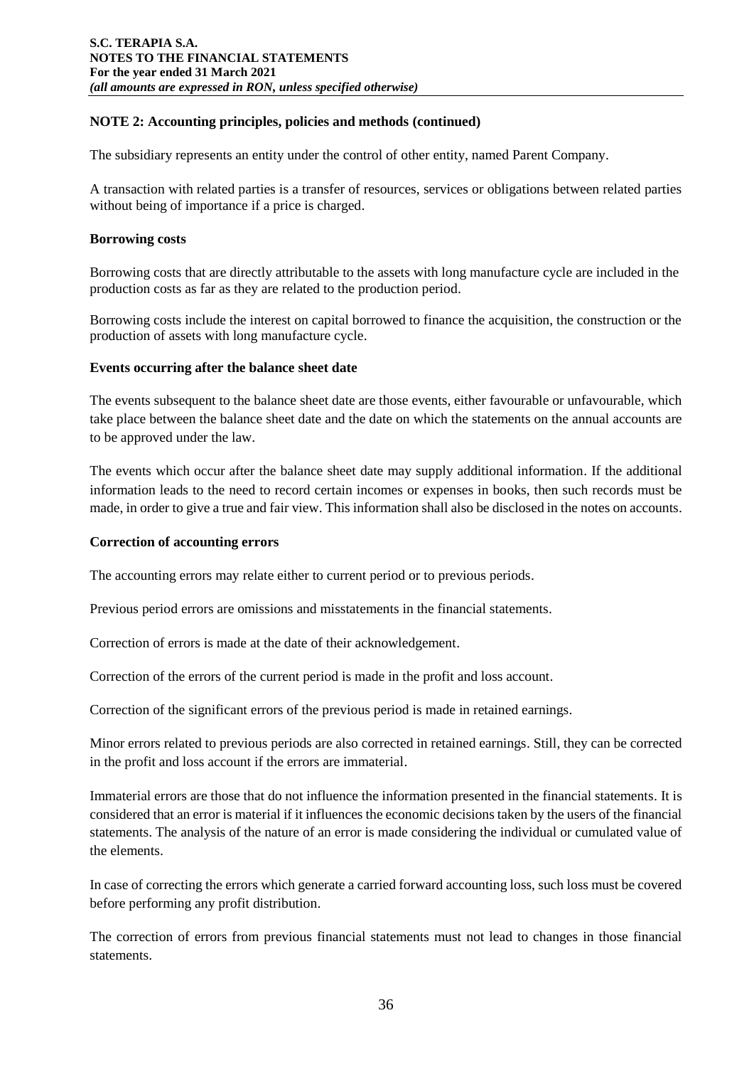### NOTE 2: Accounting principles, policies and methods (continued)

The subsidiary represents an entity under the control of other entity, named Parent Company.

A transaction with related parties is a transfer of resources, services or obligations between related parties without being of importance if a price is charged.

**Borrowing costs**

Borrowing costs that are directly attributable to the assets with long manufacture cycle are included in the production costs as far as they are related to the production period.

Borrowing costs include the interest on capital borrowed to finance the acquisition, the construction or the production of assets with long manufacture cycle.

**Events occurring after the balance sheet date**

The events subsequent to the balance sheet date are those events, either favourable or unfavourable, which take place between the balance sheet date and the date on which the statements on the annual accounts are to be approved under the law.

The events which occur after the balance sheet date may supply additional information. If the additional information leads to the need to record certain incomes or expenses in books, then such records must be made, in order to give a true and fair view. This information shall also be disclosed in the notes on accounts.

**Correction of accounting errors**

The accounting errors may relate either to current period or to previous periods.

Previous period errors are omissions and misstatements in the financial statements.

Correction of errors is made at the date of their acknowledgement.

Correction of the errors of the current period is made in the profit and loss account.

Correction of the significant errors of the previous period is made in retained earnings.

Minor errors related to previous periods are also corrected in retained earnings. Still, they can be corrected in the profit and loss account if the errors are immaterial.

Immaterial errors are those that do not influence the information presented in the financial statements. It is considered that an error is material if it influences the economic decisions taken by the users of the financial statements. The analysis of the nature of an error is made considering the individual or cumulated value of the elements.

In case of correcting the errors which generate a carried forward accounting loss, such loss must be covered before performing any profit distribution.

The correction of errors from previous financial statements must not lead to changes in those financial statements.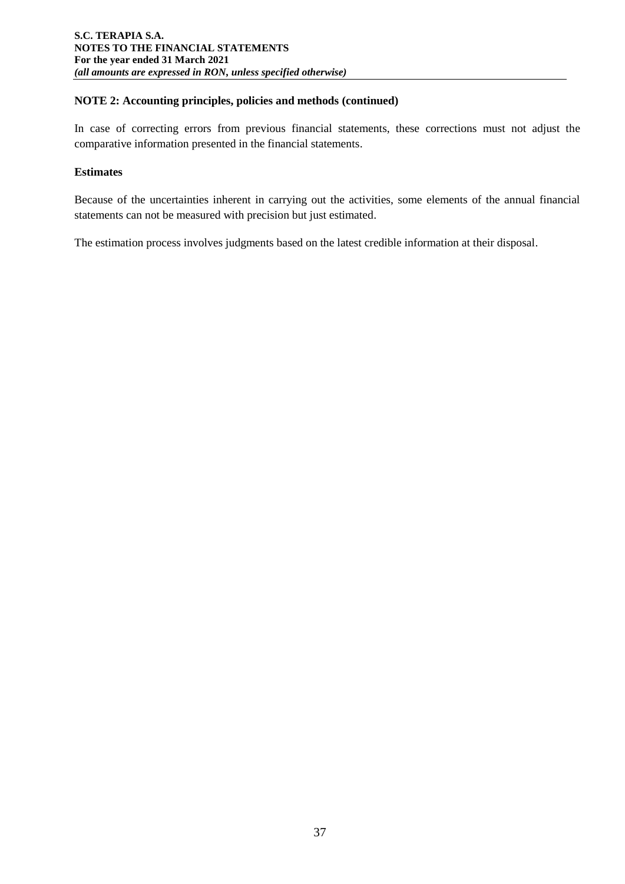## NOTE 2: Accounting principles, policies and methods (continued)

In case of correcting errors from previous financial statements, these corrections must not adjust the comparative information presented in the financial statements.

### Estimates

Because of the uncertainties inherent in carrying out the activities, some elements of the annual financial statements can not be measured with precision but just estimated.

The estimation process involves judgments based on the latest credible information at their disposal.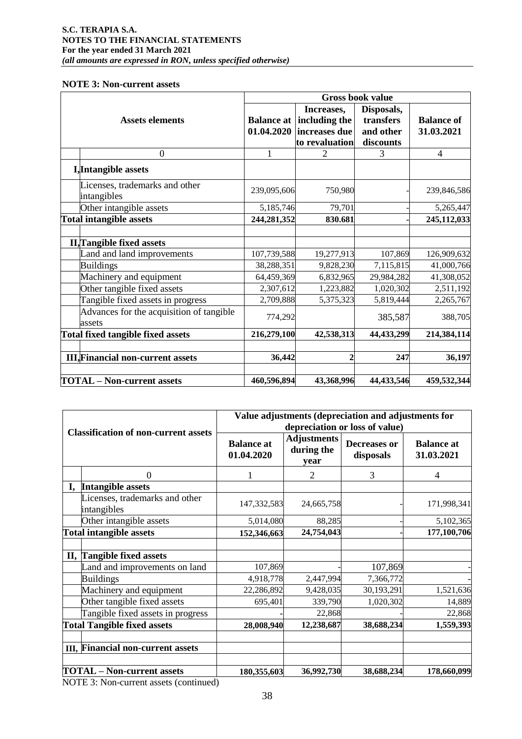**NOTE 3: Non-current assets**

| | Assets elements | Gross book value | | | |
|---|---|---|---|---|---|
| | | Balance at 01.04.2020 | Increases, including the increases due to revaluation | Disposals, transfers and other discounts | Balance of 31.03.2021 |
| | 0 | 1 | 2 | 3 | 4 |
| **I,** | **Intangible assets** | | | | |
| | Licenses, trademarks and other intangibles | 239,095,606 | 750,980 | - | 239,846,586 |
| | Other intangible assets | 5,185,746 | 79,701 | - | 5,265,447 |
| **Total intangible assets** | | **244,281,352** | **830.681** | **-** | **245,112,033** |
| | | | | | |
| **II,** | **Tangible fixed assets** | | | | |
| | Land and land improvements | 107,739,588 | 19,277,913 | 107,869 | 126,909,632 |
| | Buildings | 38,288,351 | 9,828,230 | 7,115,815 | 41,000,766 |
| | Machinery and equipment | 64,459,369 | 6,832,965 | 29,984,282 | 41,308,052 |
| | Other tangible fixed assets | 2,307,612 | 1,223,882 | 1,020,302 | 2,511,192 |
| | Tangible fixed assets in progress | 2,709,888 | 5,375,323 | 5,819,444 | 2,265,767 |
| | Advances for the acquisition of tangible assets | 774,292 | | 385,587 | 388,705 |
| **Total fixed tangible fixed assets** | | **216,279,100** | **42,538,313** | **44,433,299** | **214,384,114** |
| | | | | | |
| **III,** | **Financial non-current assets** | **36,442** | **2** | **247** | **36,197** |
| | | | | | |
| **TOTAL – Non-current assets** | | **460,596,894** | **43,368,996** | **44,433,546** | **459,532,344** |

| | Classification of non-current assets | Value adjustments (depreciation and adjustments for depreciation or loss of value) | | | |
|---|---|---|---|---|---|
| | | Balance at 01.04.2020 | Adjustments during the year | Decreases or disposals | Balance at 31.03.2021 |
| | 0 | 1 | 2 | 3 | 4 |
| **I,** | **Intangible assets** | | | | |
| | Licenses, trademarks and other intangibles | 147,332,583 | 24,665,758 | - | 171,998,341 |
| | Other intangible assets | 5,014,080 | 88,285 | - | 5,102,365 |
| **Total intangible assets** | | **152,346,663** | **24,754,043** | **-** | **177,100,706** |
| | | | | | |
| **II,** | **Tangible fixed assets** | | | | |
| | Land and improvements on land | 107,869 | - | 107,869 | - |
| | Buildings | 4,918,778 | 2,447,994 | 7,366,772 | - |
| | Machinery and equipment | 22,286,892 | 9,428,035 | 30,193,291 | 1,521,636 |
| | Other tangible fixed assets | 695,401 | 339,790 | 1,020,302 | 14,889 |
| | Tangible fixed assets in progress | - | 22,868 | - | 22,868 |
| **Total Tangible fixed assets** | | **28,008,940** | **12,238,687** | **38,688,234** | **1,559,393** |
| | | | | | |
| **III,** | **Financial non-current assets** | | | | |
| | | | | | |
| **TOTAL – Non-current assets** | | **180,355,603** | **36,992,730** | **38,688,234** | **178,660,099** |

NOTE 3: Non-current assets (continued)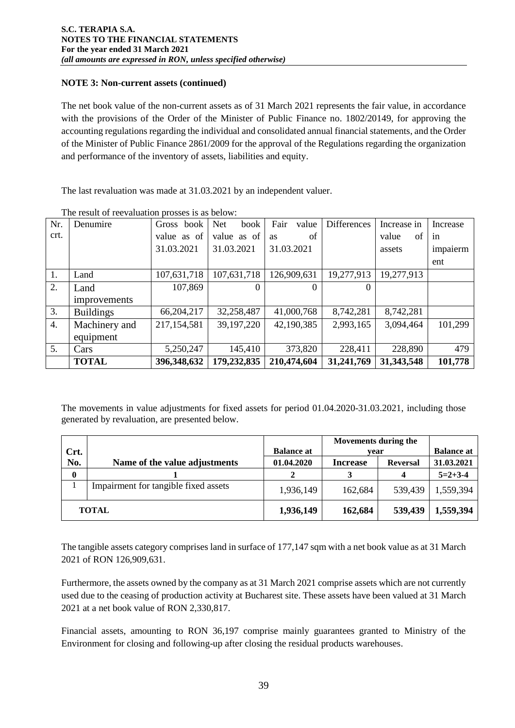**NOTE 3: Non-current assets (continued)**

The net book value of the non-current assets as of 31 March 2021 represents the fair value, in accordance with the provisions of the Order of the Minister of Public Finance no. 1802/20149, for approving the accounting regulations regarding the individual and consolidated annual financial statements, and the Order of the Minister of Public Finance 2861/2009 for the approval of the Regulations regarding the organization and performance of the inventory of assets, liabilities and equity.

The last revaluation was made at 31.03.2021 by an independent valuer.

The result of reevaluation prosses is as below:

| Nr. crt. | Denumire | Gross book value as of 31.03.2021 | Net book value as of 31.03.2021 | Fair value as of 31.03.2021 | Differences | Increase in value of assets | Increase in impaierment |
|---|---|---|---|---|---|---|---|
| 1. | Land | 107,631,718 | 107,631,718 | 126,909,631 | 19,277,913 | 19,277,913 | |
| 2. | Land improvements | 107,869 | 0 | 0 | 0 | | |
| 3. | Buildings | 66,204,217 | 32,258,487 | 41,000,768 | 8,742,281 | 8,742,281 | |
| 4. | Machinery and equipment | 217,154,581 | 39,197,220 | 42,190,385 | 2,993,165 | 3,094,464 | 101,299 |
| 5. | Cars | 5,250,247 | 145,410 | 373,820 | 228,411 | 228,890 | 479 |
| | **TOTAL** | **396,348,632** | **179,232,835** | **210,474,604** | **31,241,769** | **31,343,548** | **101,778** |

The movements in value adjustments for fixed assets for period 01.04.2020-31.03.2021, including those generated by revaluation, are presented below.

| Crt. No. | Name of the value adjustments | Balance at 01.04.2020 | Movements during the year | | Balance at 31.03.2021 |
|---|---|---|---|---|---|
| | | | Increase | Reversal | |
| 0 | 1 | 2 | 3 | 4 | 5=2+3-4 |
| 1 | Impairment for tangible fixed assets | 1,936,149 | 162,684 | 539,439 | 1,559,394 |
| **TOTAL** | | **1,936,149** | **162,684** | **539,439** | **1,559,394** |

The tangible assets category comprises land in surface of 177,147 sqm with a net book value as at 31 March 2021 of RON 126,909,631.

Furthermore, the assets owned by the company as at 31 March 2021 comprise assets which are not currently used due to the ceasing of production activity at Bucharest site. These assets have been valued at 31 March 2021 at a net book value of RON 2,330,817.

Financial assets, amounting to RON 36,197 comprise mainly guarantees granted to Ministry of the Environment for closing and following-up after closing the residual products warehouses.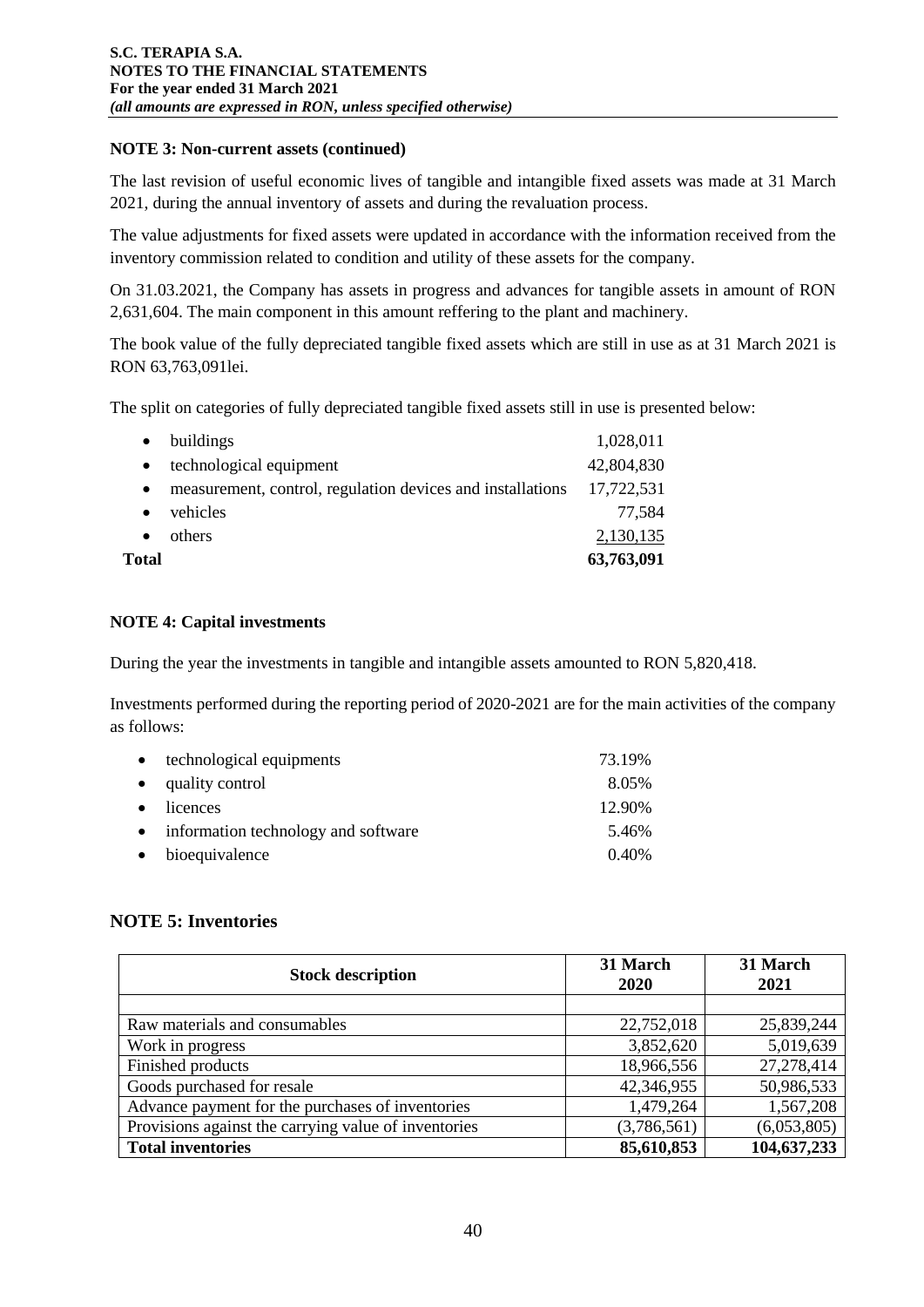### NOTE 3: Non-current assets (continued)

The last revision of useful economic lives of tangible and intangible fixed assets was made at 31 March 2021, during the annual inventory of assets and during the revaluation process.

The value adjustments for fixed assets were updated in accordance with the information received from the inventory commission related to condition and utility of these assets for the company.

On 31.03.2021, the Company has assets in progress and advances for tangible assets in amount of RON 2,631,604. The main component in this amount reffering to the plant and machinery.

The book value of the fully depreciated tangible fixed assets which are still in use as at 31 March 2021 is RON 63,763,091lei.

The split on categories of fully depreciated tangible fixed assets still in use is presented below:

| | |
|---|---:|
| • buildings | 1,028,011 |
| • technological equipment | 42,804,830 |
| • measurement, control, regulation devices and installations | 17,722,531 |
| • vehicles | 77,584 |
| • others | 2,130,135 |
| **Total** | **63,763,091** |

### NOTE 4: Capital investments

During the year the investments in tangible and intangible assets amounted to RON 5,820,418.

Investments performed during the reporting period of 2020-2021 are for the main activities of the company as follows:

| | |
|---|---:|
| • technological equipments | 73.19% |
| • quality control | 8.05% |
| • licences | 12.90% |
| • information technology and software | 5.46% |
| • bioequivalence | 0.40% |

## NOTE 5: Inventories

| Stock description | 31 March 2020 | 31 March 2021 |
|---|---:|---:|
| | | |
| Raw materials and consumables | 22,752,018 | 25,839,244 |
| Work in progress | 3,852,620 | 5,019,639 |
| Finished products | 18,966,556 | 27,278,414 |
| Goods purchased for resale | 42,346,955 | 50,986,533 |
| Advance payment for the purchases of inventories | 1,479,264 | 1,567,208 |
| Provisions against the carrying value of inventories | (3,786,561) | (6,053,805) |
| **Total inventories** | **85,610,853** | **104,637,233** |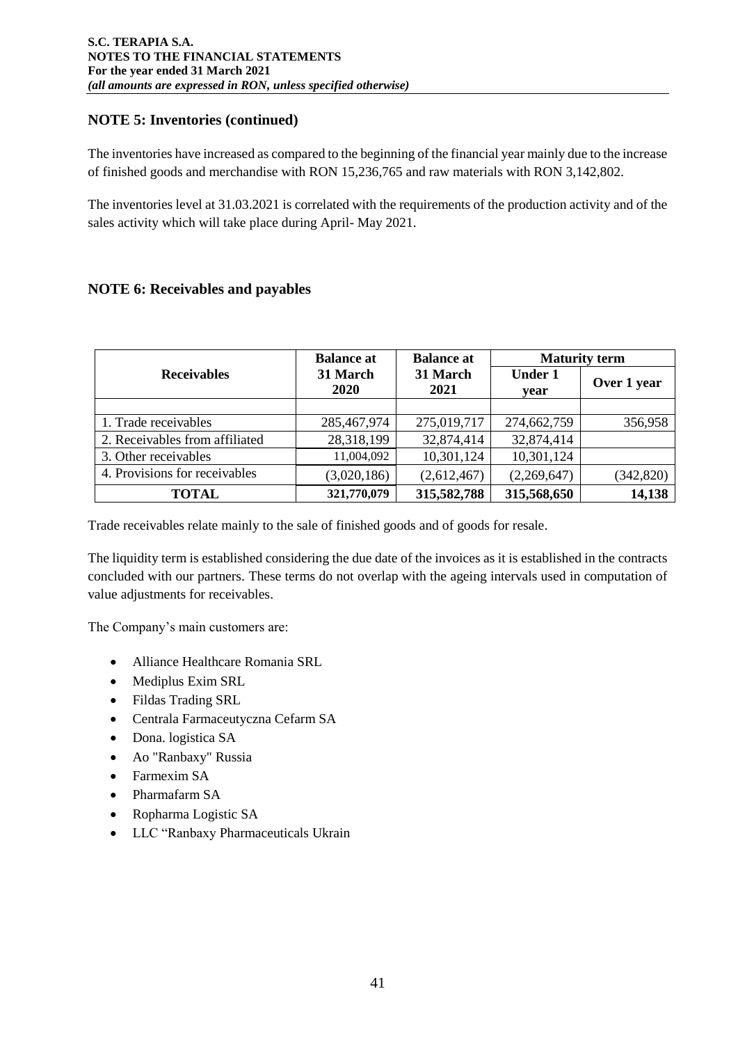## NOTE 5: Inventories (continued)

The inventories have increased as compared to the beginning of the financial year mainly due to the increase of finished goods and merchandise with RON 15,236,765 and raw materials with RON 3,142,802.

The inventories level at 31.03.2021 is correlated with the requirements of the production activity and of the sales activity which will take place during April- May 2021.

## NOTE 6: Receivables and payables

| Receivables | Balance at 31 March 2020 | Balance at 31 March 2021 | Maturity term | |
|---|---|---|---|---|
| | | | Under 1 year | Over 1 year |
| | | | | |
| 1. Trade receivables | 285,467,974 | 275,019,717 | 274,662,759 | 356,958 |
| 2. Receivables from affiliated | 28,318,199 | 32,874,414 | 32,874,414 | |
| 3. Other receivables | 11,004,092 | 10,301,124 | 10,301,124 | |
| 4. Provisions for receivables | (3,020,186) | (2,612,467) | (2,269,647) | (342,820) |
| **TOTAL** | **321,770,079** | **315,582,788** | **315,568,650** | **14,138** |

Trade receivables relate mainly to the sale of finished goods and of goods for resale.

The liquidity term is established considering the due date of the invoices as it is established in the contracts concluded with our partners. These terms do not overlap with the ageing intervals used in computation of value adjustments for receivables.

The Company's main customers are:

- Alliance Healthcare Romania SRL
- Mediplus Exim SRL
- Fildas Trading SRL
- Centrala Farmaceutyczna Cefarm SA
- Dona. logistica SA
- Ao "Ranbaxy" Russia
- Farmexim SA
- Pharmafarm SA
- Ropharma Logistic SA
- LLC "Ranbaxy Pharmaceuticals Ukrain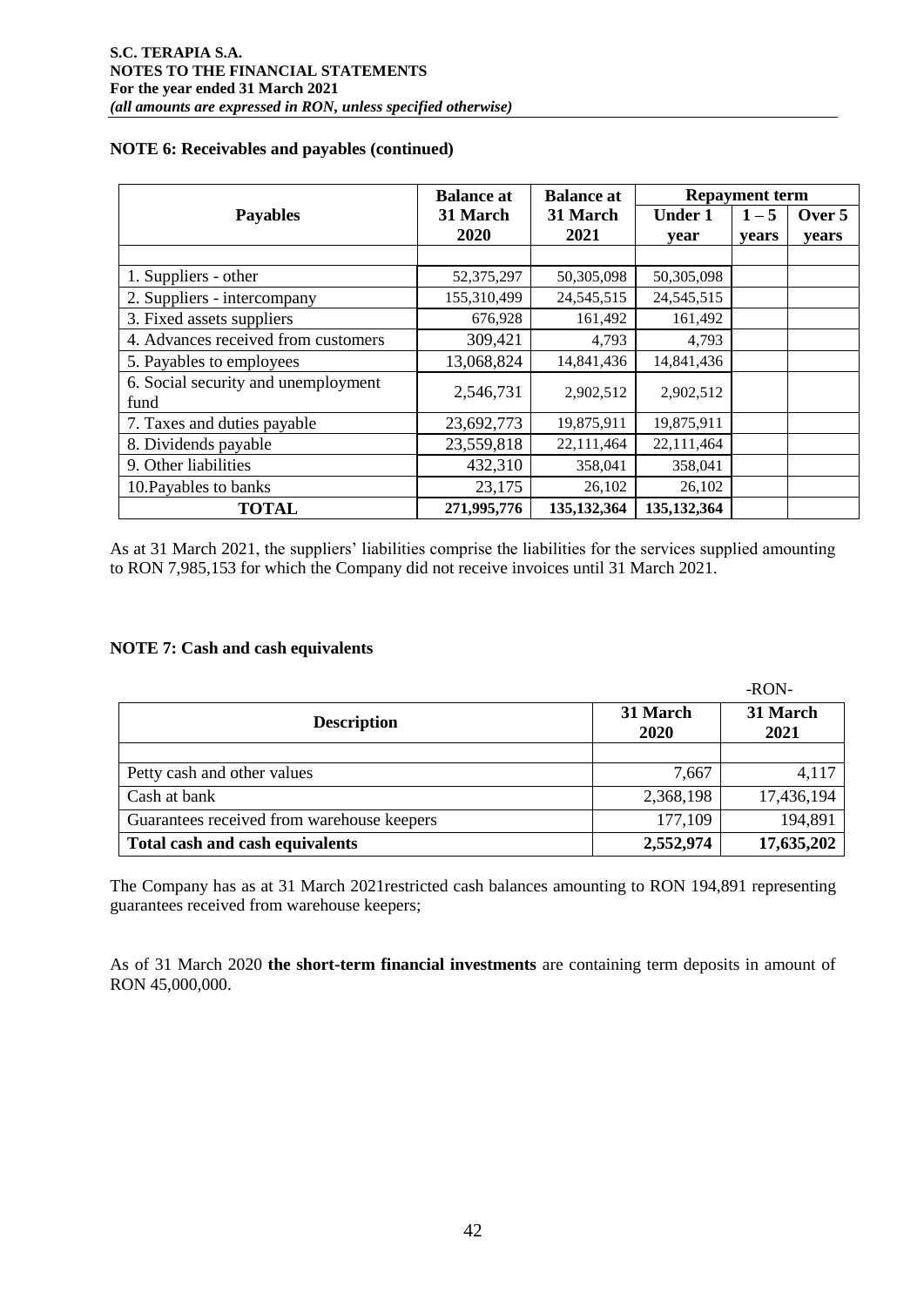**NOTE 6: Receivables and payables (continued)**

| Payables | Balance at 31 March 2020 | Balance at 31 March 2021 | Repayment term | | |
|---|---|---|---|---|---|
| | | | Under 1 year | 1 – 5 years | Over 5 years |
| | | | | | |
| 1. Suppliers - other | 52,375,297 | 50,305,098 | 50,305,098 | | |
| 2. Suppliers - intercompany | 155,310,499 | 24,545,515 | 24,545,515 | | |
| 3. Fixed assets suppliers | 676,928 | 161,492 | 161,492 | | |
| 4. Advances received from customers | 309,421 | 4,793 | 4,793 | | |
| 5. Payables to employees | 13,068,824 | 14,841,436 | 14,841,436 | | |
| 6. Social security and unemployment fund | 2,546,731 | 2,902,512 | 2,902,512 | | |
| 7. Taxes and duties payable | 23,692,773 | 19,875,911 | 19,875,911 | | |
| 8. Dividends payable | 23,559,818 | 22,111,464 | 22,111,464 | | |
| 9. Other liabilities | 432,310 | 358,041 | 358,041 | | |
| 10.Payables to banks | 23,175 | 26,102 | 26,102 | | |
| **TOTAL** | **271,995,776** | **135,132,364** | **135,132,364** | | |

As at 31 March 2021, the suppliers' liabilities comprise the liabilities for the services supplied amounting to RON 7,985,153 for which the Company did not receive invoices until 31 March 2021.

**NOTE 7: Cash and cash equivalents**

-RON-

| Description | 31 March 2020 | 31 March 2021 |
|---|---|---|
| | | |
| Petty cash and other values | 7,667 | 4,117 |
| Cash at bank | 2,368,198 | 17,436,194 |
| Guarantees received from warehouse keepers | 177,109 | 194,891 |
| **Total cash and cash equivalents** | **2,552,974** | **17,635,202** |

The Company has as at 31 March 2021restricted cash balances amounting to RON 194,891 representing guarantees received from warehouse keepers;

As of 31 March 2020 **the short-term financial investments** are containing term deposits in amount of RON 45,000,000.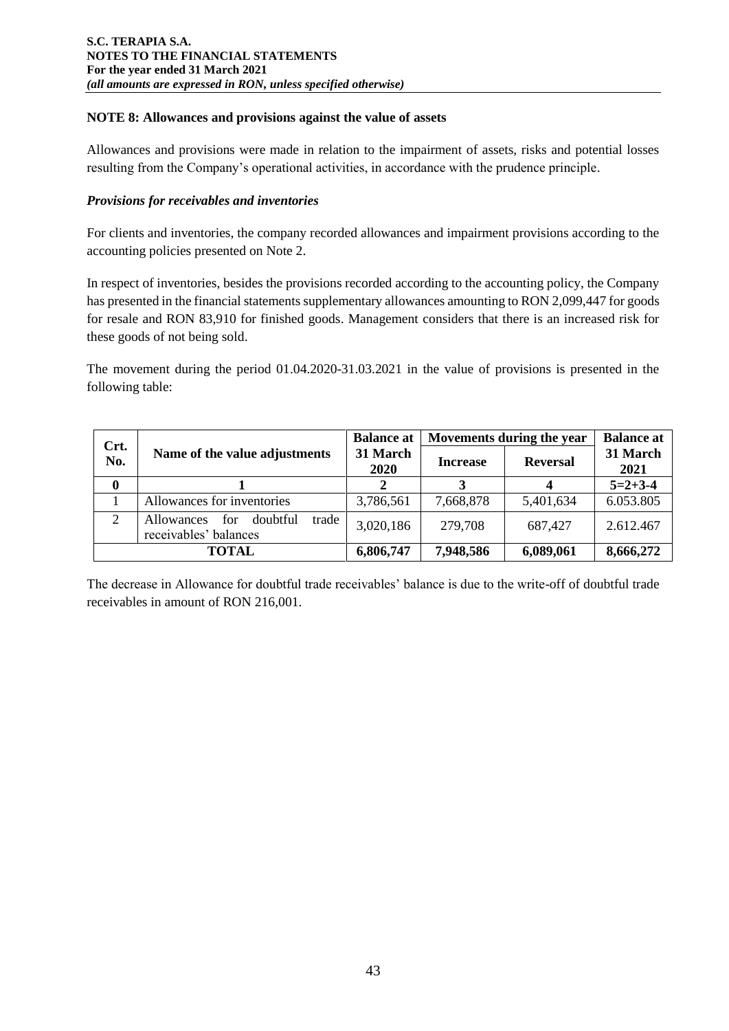**NOTE 8: Allowances and provisions against the value of assets**

Allowances and provisions were made in relation to the impairment of assets, risks and potential losses resulting from the Company's operational activities, in accordance with the prudence principle.

***Provisions for receivables and inventories***

For clients and inventories, the company recorded allowances and impairment provisions according to the accounting policies presented on Note 2.

In respect of inventories, besides the provisions recorded according to the accounting policy, the Company has presented in the financial statements supplementary allowances amounting to RON 2,099,447 for goods for resale and RON 83,910 for finished goods. Management considers that there is an increased risk for these goods of not being sold.

The movement during the period 01.04.2020-31.03.2021 in the value of provisions is presented in the following table:

| Crt. No. | Name of the value adjustments | Balance at 31 March 2020 | Movements during the year | | Balance at 31 March 2021 |
|---|---|---|---|---|---|
| | | | Increase | Reversal | |
| 0 | 1 | 2 | 3 | 4 | 5=2+3-4 |
| 1 | Allowances for inventories | 3,786,561 | 7,668,878 | 5,401,634 | 6.053.805 |
| 2 | Allowances for doubtful trade receivables' balances | 3,020,186 | 279,708 | 687,427 | 2.612.467 |
| **TOTAL** | | **6,806,747** | **7,948,586** | **6,089,061** | **8,666,272** |

The decrease in Allowance for doubtful trade receivables' balance is due to the write-off of doubtful trade receivables in amount of RON 216,001.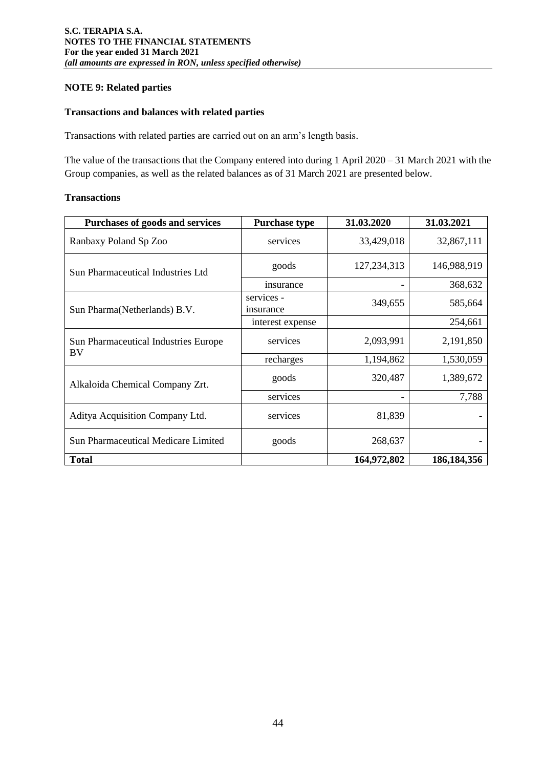**NOTE 9: Related parties**

**Transactions and balances with related parties**

Transactions with related parties are carried out on an arm's length basis.

The value of the transactions that the Company entered into during 1 April 2020 – 31 March 2021 with the Group companies, as well as the related balances as of 31 March 2021 are presented below.

**Transactions**

| Purchases of goods and services | Purchase type | 31.03.2020 | 31.03.2021 |
|---|---|---|---|
| Ranbaxy Poland Sp Zoo | services | 33,429,018 | 32,867,111 |
| Sun Pharmaceutical Industries Ltd | goods | 127,234,313 | 146,988,919 |
| | insurance | - | 368,632 |
| Sun Pharma(Netherlands) B.V. | services - insurance | 349,655 | 585,664 |
| | interest expense | | 254,661 |
| Sun Pharmaceutical Industries Europe BV | services | 2,093,991 | 2,191,850 |
| | recharges | 1,194,862 | 1,530,059 |
| Alkaloida Chemical Company Zrt. | goods | 320,487 | 1,389,672 |
| | services | - | 7,788 |
| Aditya Acquisition Company Ltd. | services | 81,839 | - |
| Sun Pharmaceutical Medicare Limited | goods | 268,637 | - |
| **Total** | | **164,972,802** | **186,184,356** |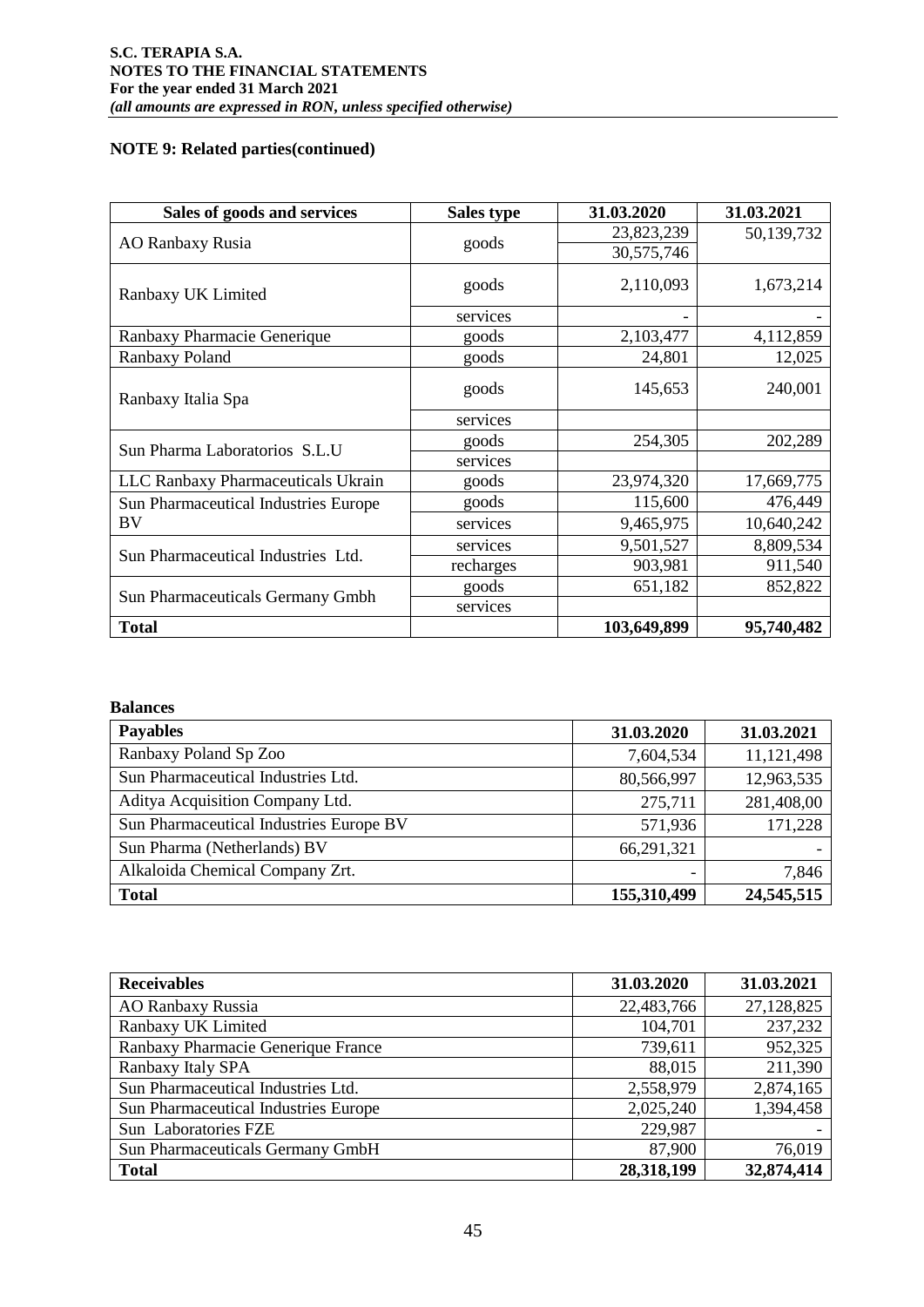## NOTE 9: Related parties(continued)

| Sales of goods and services | Sales type | 31.03.2020 | 31.03.2021 |
|---|---|---|---|
| AO Ranbaxy Rusia | goods | 23,823,239 | 50,139,732 |
| | | 30,575,746 | |
| Ranbaxy UK Limited | goods | 2,110,093 | 1,673,214 |
| | services | - | - |
| Ranbaxy Pharmacie Generique | goods | 2,103,477 | 4,112,859 |
| Ranbaxy Poland | goods | 24,801 | 12,025 |
| Ranbaxy Italia Spa | goods | 145,653 | 240,001 |
| | services | | |
| Sun Pharma Laboratorios S.L.U | goods | 254,305 | 202,289 |
| | services | | |
| LLC Ranbaxy Pharmaceuticals Ukrain | goods | 23,974,320 | 17,669,775 |
| Sun Pharmaceutical Industries Europe BV | goods | 115,600 | 476,449 |
| | services | 9,465,975 | 10,640,242 |
| Sun Pharmaceutical Industries Ltd. | services | 9,501,527 | 8,809,534 |
| | recharges | 903,981 | 911,540 |
| Sun Pharmaceuticals Germany Gmbh | goods | 651,182 | 852,822 |
| | services | | |
| **Total** | | **103,649,899** | **95,740,482** |

**Balances**

| **Payables** | 31.03.2020 | 31.03.2021 |
|---|---|---|
| Ranbaxy Poland Sp Zoo | 7,604,534 | 11,121,498 |
| Sun Pharmaceutical Industries Ltd. | 80,566,997 | 12,963,535 |
| Aditya Acquisition Company Ltd. | 275,711 | 281,408,00 |
| Sun Pharmaceutical Industries Europe BV | 571,936 | 171,228 |
| Sun Pharma (Netherlands) BV | 66,291,321 | - |
| Alkaloida Chemical Company Zrt. | - | 7,846 |
| **Total** | **155,310,499** | **24,545,515** |

| **Receivables** | 31.03.2020 | 31.03.2021 |
|---|---|---|
| AO Ranbaxy Russia | 22,483,766 | 27,128,825 |
| Ranbaxy UK Limited | 104,701 | 237,232 |
| Ranbaxy Pharmacie Generique France | 739,611 | 952,325 |
| Ranbaxy Italy SPA | 88,015 | 211,390 |
| Sun Pharmaceutical Industries Ltd. | 2,558,979 | 2,874,165 |
| Sun Pharmaceutical Industries Europe | 2,025,240 | 1,394,458 |
| Sun Laboratories FZE | 229,987 | - |
| Sun Pharmaceuticals Germany GmbH | 87,900 | 76,019 |
| **Total** | **28,318,199** | **32,874,414** |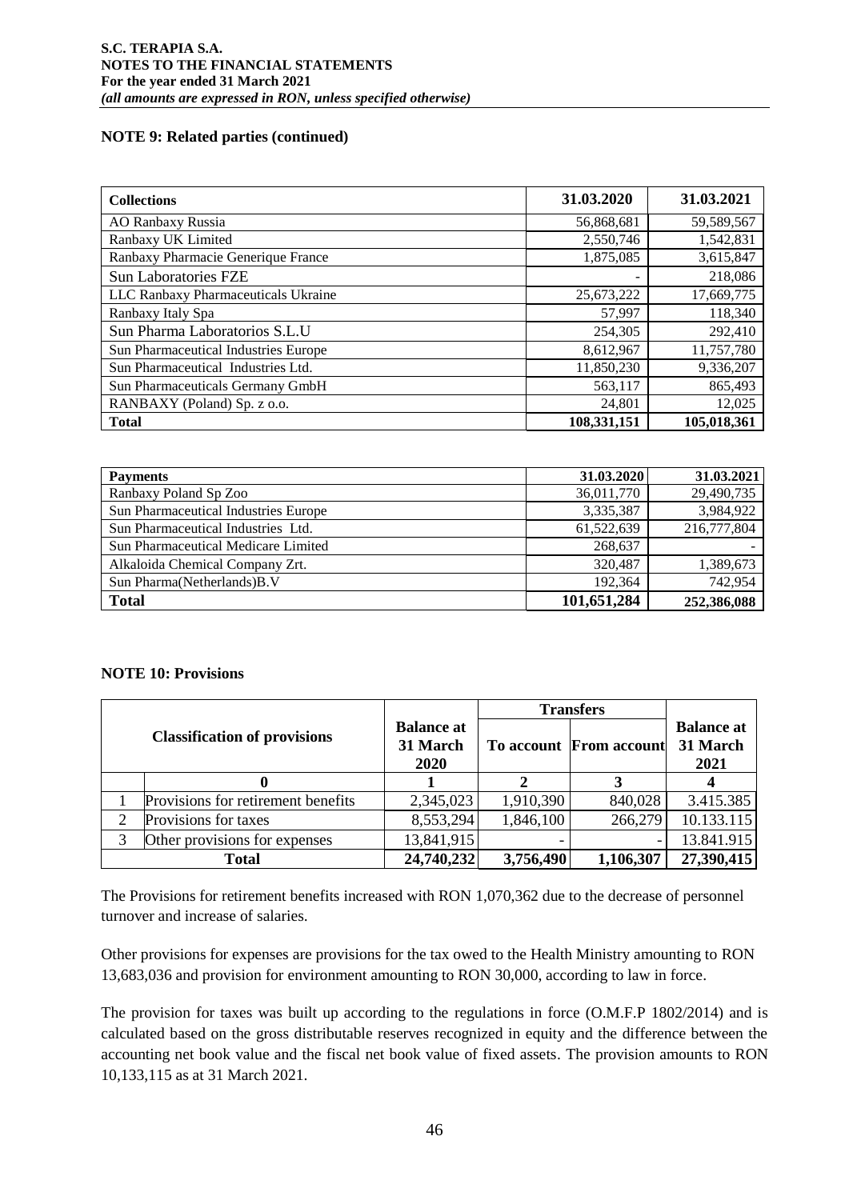**NOTE 9: Related parties (continued)**

| Collections | 31.03.2020 | 31.03.2021 |
|---|---|---|
| AO Ranbaxy Russia | 56,868,681 | 59,589,567 |
| Ranbaxy UK Limited | 2,550,746 | 1,542,831 |
| Ranbaxy Pharmacie Generique France | 1,875,085 | 3,615,847 |
| Sun Laboratories FZE | - | 218,086 |
| LLC Ranbaxy Pharmaceuticals Ukraine | 25,673,222 | 17,669,775 |
| Ranbaxy Italy Spa | 57,997 | 118,340 |
| Sun Pharma Laboratorios S.L.U | 254,305 | 292,410 |
| Sun Pharmaceutical Industries Europe | 8,612,967 | 11,757,780 |
| Sun Pharmaceutical Industries Ltd. | 11,850,230 | 9,336,207 |
| Sun Pharmaceuticals Germany GmbH | 563,117 | 865,493 |
| RANBAXY (Poland) Sp. z o.o. | 24,801 | 12,025 |
| **Total** | **108,331,151** | **105,018,361** |

| Payments | 31.03.2020 | 31.03.2021 |
|---|---|---|
| Ranbaxy Poland Sp Zoo | 36,011,770 | 29,490,735 |
| Sun Pharmaceutical Industries Europe | 3,335,387 | 3,984,922 |
| Sun Pharmaceutical Industries Ltd. | 61,522,639 | 216,777,804 |
| Sun Pharmaceutical Medicare Limited | 268,637 | - |
| Alkaloida Chemical Company Zrt. | 320,487 | 1,389,673 |
| Sun Pharma(Netherlands)B.V | 192,364 | 742,954 |
| **Total** | **101,651,284** | **252,386,088** |

**NOTE 10: Provisions**

| Classification of provisions | | Balance at 31 March 2020 | Transfers | | Balance at 31 March 2021 |
|---|---|---|---|---|---|
| | | | To account | From account | |
| | 0 | 1 | 2 | 3 | 4 |
| 1 | Provisions for retirement benefits | 2,345,023 | 1,910,390 | 840,028 | 3.415.385 |
| 2 | Provisions for taxes | 8,553,294 | 1,846,100 | 266,279 | 10.133.115 |
| 3 | Other provisions for expenses | 13,841,915 | - | - | 13.841.915 |
| | **Total** | **24,740,232** | **3,756,490** | **1,106,307** | **27,390,415** |

The Provisions for retirement benefits increased with RON 1,070,362 due to the decrease of personnel turnover and increase of salaries.

Other provisions for expenses are provisions for the tax owed to the Health Ministry amounting to RON 13,683,036 and provision for environment amounting to RON 30,000, according to law in force.

The provision for taxes was built up according to the regulations in force (O.M.F.P 1802/2014) and is calculated based on the gross distributable reserves recognized in equity and the difference between the accounting net book value and the fiscal net book value of fixed assets. The provision amounts to RON 10,133,115 as at 31 March 2021.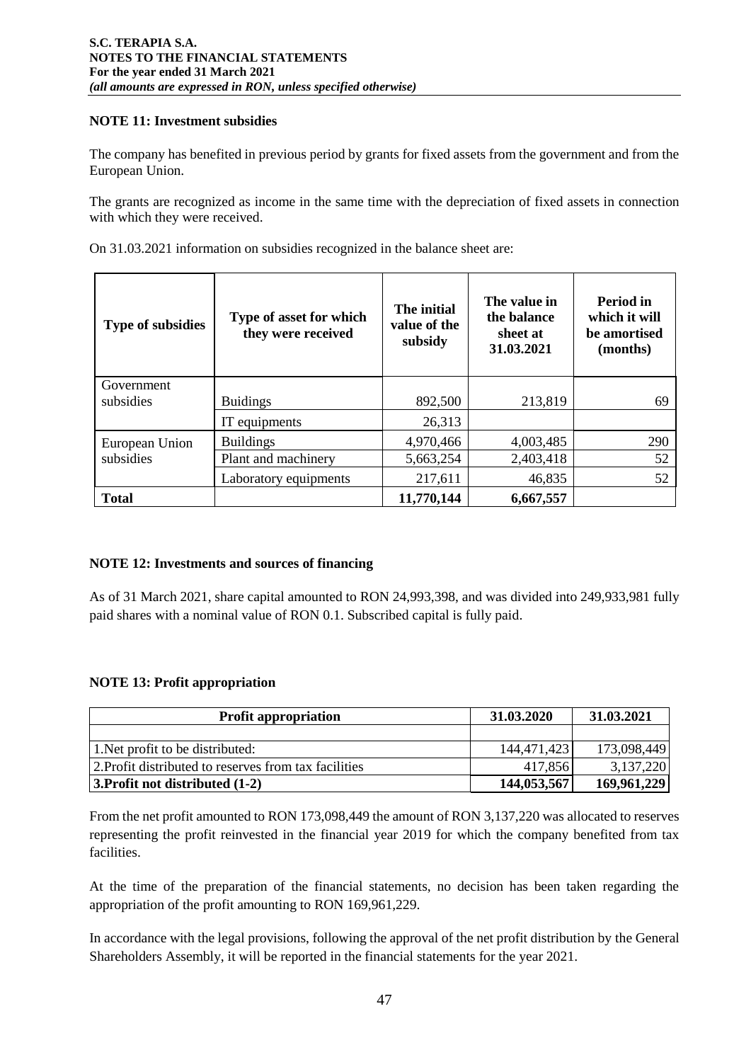## NOTE 11: Investment subsidies

The company has benefited in previous period by grants for fixed assets from the government and from the European Union.

The grants are recognized as income in the same time with the depreciation of fixed assets in connection with which they were received.

On 31.03.2021 information on subsidies recognized in the balance sheet are:

| Type of subsidies | Type of asset for which they were received | The initial value of the subsidy | The value in the balance sheet at 31.03.2021 | Period in which it will be amortised (months) |
|---|---|---|---|---|
| Government subsidies | Buidings | 892,500 | 213,819 | 69 |
| | IT equipments | 26,313 | | |
| European Union subsidies | Buildings | 4,970,466 | 4,003,485 | 290 |
| | Plant and machinery | 5,663,254 | 2,403,418 | 52 |
| | Laboratory equipments | 217,611 | 46,835 | 52 |
| **Total** | | **11,770,144** | **6,667,557** | |

## NOTE 12: Investments and sources of financing

As of 31 March 2021, share capital amounted to RON 24,993,398, and was divided into 249,933,981 fully paid shares with a nominal value of RON 0.1. Subscribed capital is fully paid.

## NOTE 13: Profit appropriation

| Profit appropriation | 31.03.2020 | 31.03.2021 |
|---|---|---|
| | | |
| 1.Net profit to be distributed: | 144,471,423 | 173,098,449 |
| 2.Profit distributed to reserves from tax facilities | 417,856 | 3,137,220 |
| **3.Profit not distributed (1-2)** | **144,053,567** | **169,961,229** |

From the net profit amounted to RON 173,098,449 the amount of RON 3,137,220 was allocated to reserves representing the profit reinvested in the financial year 2019 for which the company benefited from tax facilities.

At the time of the preparation of the financial statements, no decision has been taken regarding the appropriation of the profit amounting to RON 169,961,229.

In accordance with the legal provisions, following the approval of the net profit distribution by the General Shareholders Assembly, it will be reported in the financial statements for the year 2021.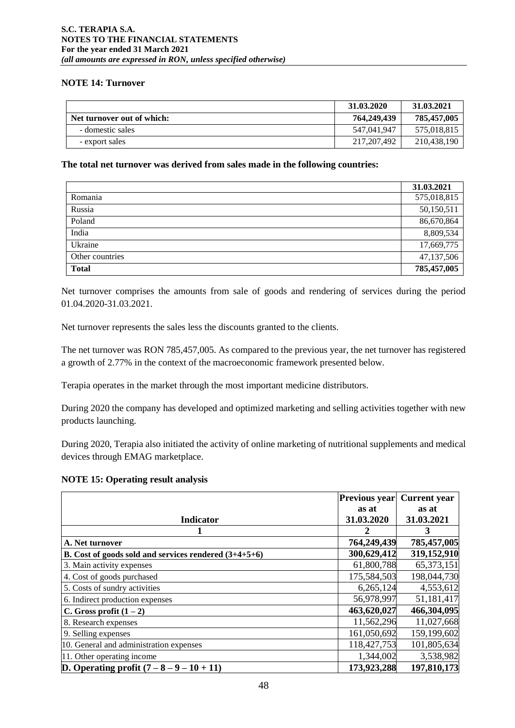## NOTE 14: Turnover

| | 31.03.2020 | 31.03.2021 |
|---|---|---|
| **Net turnover out of which:** | **764,249,439** | **785,457,005** |
| - domestic sales | 547,041,947 | 575,018,815 |
| - export sales | 217,207,492 | 210,438,190 |

**The total net turnover was derived from sales made in the following countries:**

| | 31.03.2021 |
|---|---|
| Romania | 575,018,815 |
| Russia | 50,150,511 |
| Poland | 86,670,864 |
| India | 8,809,534 |
| Ukraine | 17,669,775 |
| Other countries | 47,137,506 |
| **Total** | **785,457,005** |

Net turnover comprises the amounts from sale of goods and rendering of services during the period 01.04.2020-31.03.2021.

Net turnover represents the sales less the discounts granted to the clients.

The net turnover was RON 785,457,005. As compared to the previous year, the net turnover has registered a growth of 2.77% in the context of the macroeconomic framework presented below.

Terapia operates in the market through the most important medicine distributors.

During 2020 the company has developed and optimized marketing and selling activities together with new products launching.

During 2020, Terapia also initiated the activity of online marketing of nutritional supplements and medical devices through EMAG marketplace.

## NOTE 15: Operating result analysis

| Indicator | Previous year as at 31.03.2020 | Current year as at 31.03.2021 |
|---|---|---|
| 1 | 2 | 3 |
| **A. Net turnover** | **764,249,439** | **785,457,005** |
| **B. Cost of goods sold and services rendered (3+4+5+6)** | **300,629,412** | **319,152,910** |
| 3. Main activity expenses | 61,800,788 | 65,373,151 |
| 4. Cost of goods purchased | 175,584,503 | 198,044,730 |
| 5. Costs of sundry activities | 6,265,124 | 4,553,612 |
| 6. Indirect production expenses | 56,978,997 | 51,181,417 |
| **C. Gross profit (1 – 2)** | **463,620,027** | **466,304,095** |
| 8. Research expenses | 11,562,296 | 11,027,668 |
| 9. Selling expenses | 161,050,692 | 159,199,602 |
| 10. General and administration expenses | 118,427,753 | 101,805,634 |
| 11. Other operating income | 1,344,002 | 3,538,982 |
| **D. Operating profit (7 – 8 – 9 – 10 + 11)** | **173,923,288** | **197,810,173** |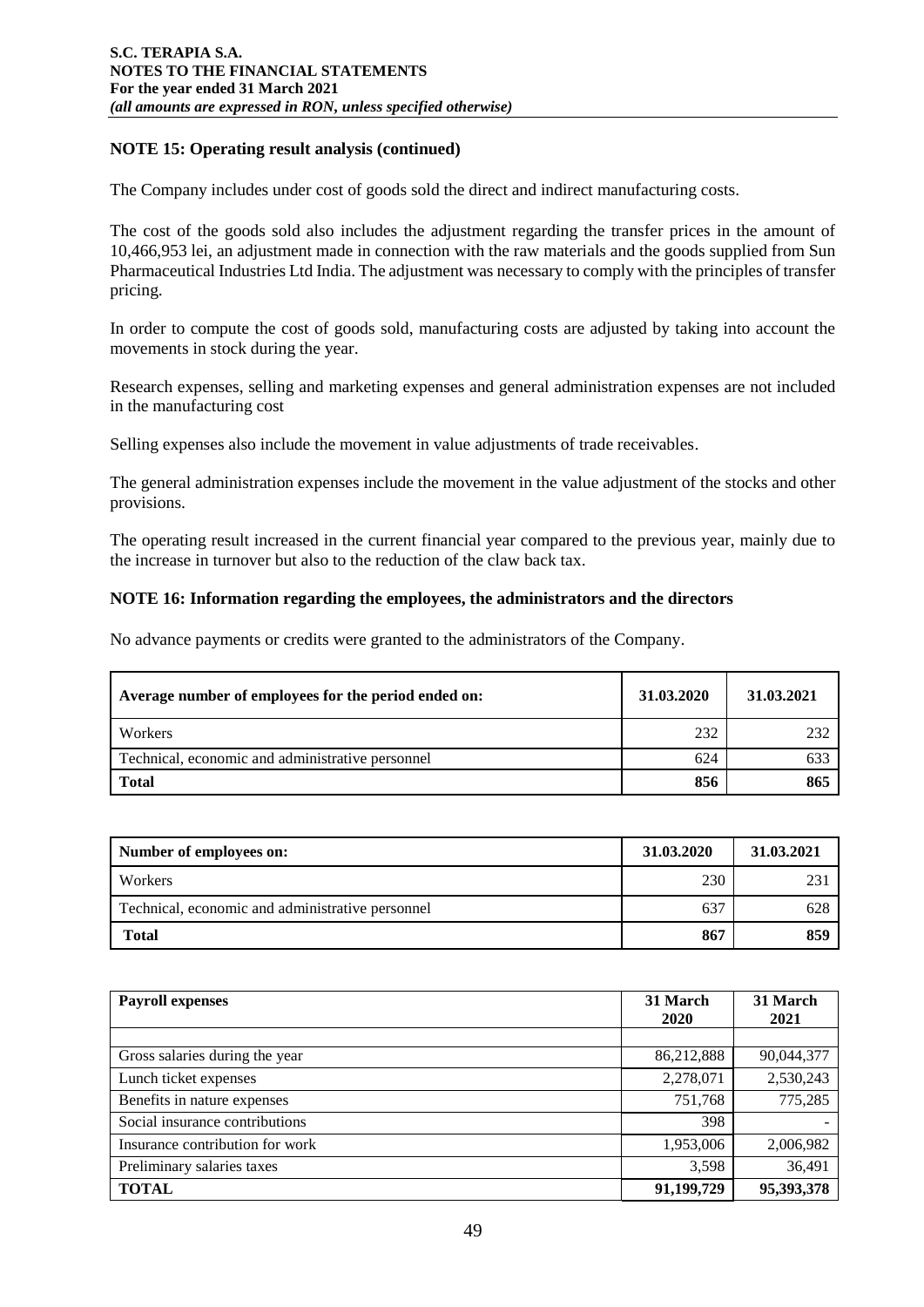## NOTE 15: Operating result analysis (continued)

The Company includes under cost of goods sold the direct and indirect manufacturing costs.

The cost of the goods sold also includes the adjustment regarding the transfer prices in the amount of 10,466,953 lei, an adjustment made in connection with the raw materials and the goods supplied from Sun Pharmaceutical Industries Ltd India. The adjustment was necessary to comply with the principles of transfer pricing.

In order to compute the cost of goods sold, manufacturing costs are adjusted by taking into account the movements in stock during the year.

Research expenses, selling and marketing expenses and general administration expenses are not included in the manufacturing cost

Selling expenses also include the movement in value adjustments of trade receivables.

The general administration expenses include the movement in the value adjustment of the stocks and other provisions.

The operating result increased in the current financial year compared to the previous year, mainly due to the increase in turnover but also to the reduction of the claw back tax.

## NOTE 16: Information regarding the employees, the administrators and the directors

No advance payments or credits were granted to the administrators of the Company.

| Average number of employees for the period ended on: | 31.03.2020 | 31.03.2021 |
|---|---|---|
| Workers | 232 | 232 |
| Technical, economic and administrative personnel | 624 | 633 |
| **Total** | **856** | **865** |

| Number of employees on: | 31.03.2020 | 31.03.2021 |
|---|---|---|
| Workers | 230 | 231 |
| Technical, economic and administrative personnel | 637 | 628 |
| **Total** | **867** | **859** |

| Payroll expenses | 31 March 2020 | 31 March 2021 |
|---|---|---|
| | | |
| Gross salaries during the year | 86,212,888 | 90,044,377 |
| Lunch ticket expenses | 2,278,071 | 2,530,243 |
| Benefits in nature expenses | 751,768 | 775,285 |
| Social insurance contributions | 398 | - |
| Insurance contribution for work | 1,953,006 | 2,006,982 |
| Preliminary salaries taxes | 3,598 | 36,491 |
| **TOTAL** | **91,199,729** | **95,393,378** |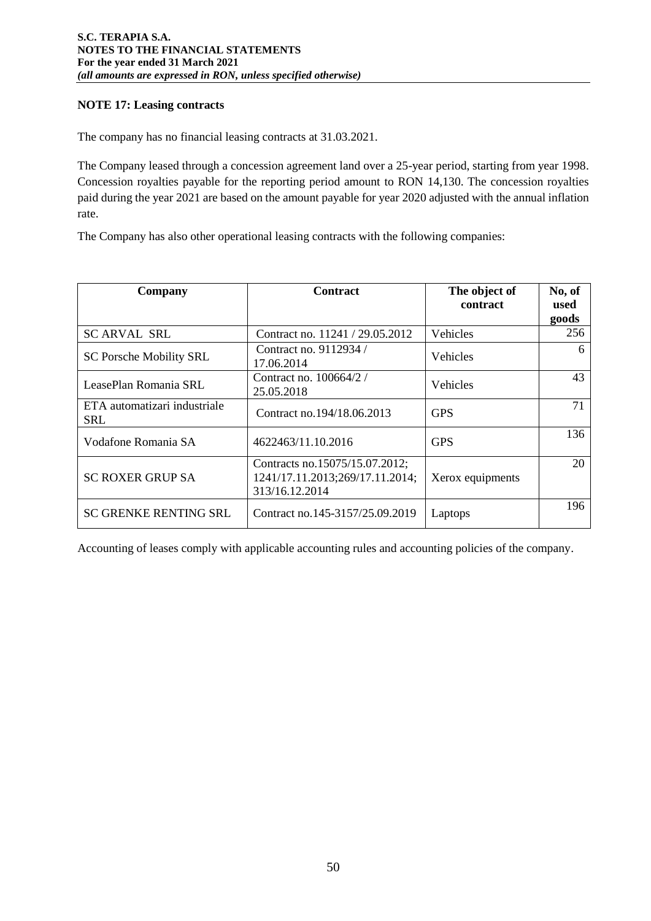## NOTE 17: Leasing contracts

The company has no financial leasing contracts at 31.03.2021.

The Company leased through a concession agreement land over a 25-year period, starting from year 1998. Concession royalties payable for the reporting period amount to RON 14,130. The concession royalties paid during the year 2021 are based on the amount payable for year 2020 adjusted with the annual inflation rate.

The Company has also other operational leasing contracts with the following companies:

| Company | Contract | The object of contract | No, of used goods |
|---|---|---|---|
| SC ARVAL SRL | Contract no. 11241 / 29.05.2012 | Vehicles | 256 |
| SC Porsche Mobility SRL | Contract no. 9112934 / 17.06.2014 | Vehicles | 6 |
| LeasePlan Romania SRL | Contract no. 100664/2 / 25.05.2018 | Vehicles | 43 |
| ETA automatizari industriale SRL | Contract no.194/18.06.2013 | GPS | 71 |
| Vodafone Romania SA | 4622463/11.10.2016 | GPS | 136 |
| SC ROXER GRUP SA | Contracts no.15075/15.07.2012; 1241/17.11.2013;269/17.11.2014; 313/16.12.2014 | Xerox equipments | 20 |
| SC GRENKE RENTING SRL | Contract no.145-3157/25.09.2019 | Laptops | 196 |

Accounting of leases comply with applicable accounting rules and accounting policies of the company.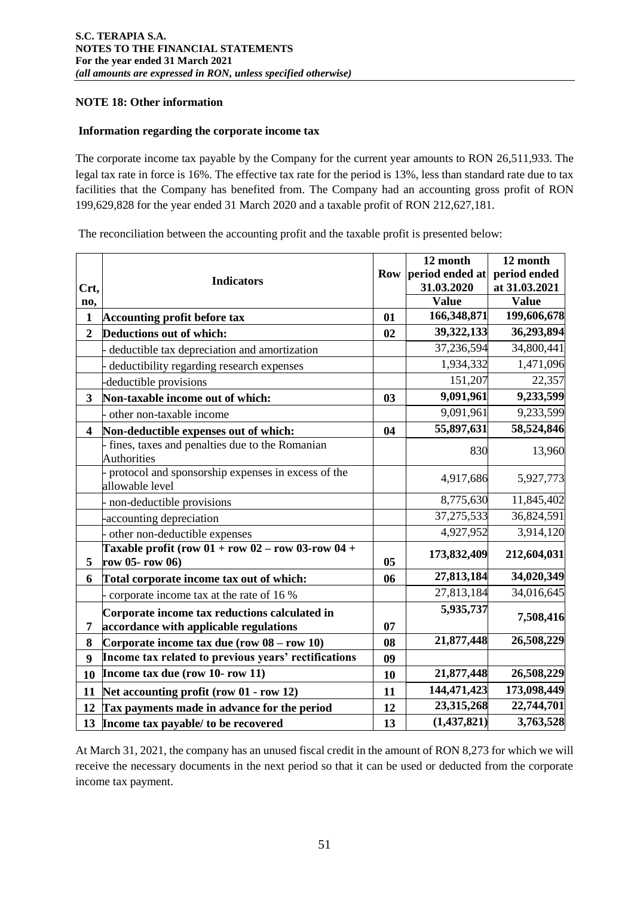**NOTE 18: Other information**

**Information regarding the corporate income tax**

The corporate income tax payable by the Company for the current year amounts to RON 26,511,933. The legal tax rate in force is 16%. The effective tax rate for the period is 13%, less than standard rate due to tax facilities that the Company has benefited from. The Company had an accounting gross profit of RON 199,629,828 for the year ended 31 March 2020 and a taxable profit of RON 212,627,181.

The reconciliation between the accounting profit and the taxable profit is presented below:

| Crt, no, | Indicators | Row | 12 month period ended at 31.03.2020 | 12 month period ended at 31.03.2021 |
|---|---|---|---|---|
| | | | **Value** | **Value** |
| **1** | **Accounting profit before tax** | **01** | **166,348,871** | **199,606,678** |
| **2** | **Deductions out of which:** | **02** | **39,322,133** | **36,293,894** |
| | - deductible tax depreciation and amortization | | 37,236,594 | 34,800,441 |
| | - deductibility regarding research expenses | | 1,934,332 | 1,471,096 |
| | -deductible provisions | | 151,207 | 22,357 |
| **3** | **Non-taxable income out of which:** | **03** | **9,091,961** | **9,233,599** |
| | - other non-taxable income | | 9,091,961 | 9,233,599 |
| **4** | **Non-deductible expenses out of which:** | **04** | **55,897,631** | **58,524,846** |
| | - fines, taxes and penalties due to the Romanian Authorities | | 830 | 13,960 |
| | - protocol and sponsorship expenses in excess of the allowable level | | 4,917,686 | 5,927,773 |
| | - non-deductible provisions | | 8,775,630 | 11,845,402 |
| | -accounting depreciation | | 37,275,533 | 36,824,591 |
| | - other non-deductible expenses | | 4,927,952 | 3,914,120 |
| **5** | **Taxable profit (row 01 + row 02 – row 03-row 04 + row 05- row 06)** | **05** | **173,832,409** | **212,604,031** |
| **6** | **Total corporate income tax out of which:** | **06** | **27,813,184** | **34,020,349** |
| | - corporate income tax at the rate of 16 % | | 27,813,184 | 34,016,645 |
| **7** | **Corporate income tax reductions calculated in accordance with applicable regulations** | **07** | **5,935,737** | **7,508,416** |
| **8** | **Corporate income tax due (row 08 – row 10)** | **08** | **21,877,448** | **26,508,229** |
| **9** | **Income tax related to previous years' rectifications** | **09** | | |
| **10** | **Income tax due (row 10- row 11)** | **10** | **21,877,448** | **26,508,229** |
| **11** | **Net accounting profit (row 01 - row 12)** | **11** | **144,471,423** | **173,098,449** |
| **12** | **Tax payments made in advance for the period** | **12** | **23,315,268** | **22,744,701** |
| **13** | **Income tax payable/ to be recovered** | **13** | **(1,437,821)** | **3,763,528** |

At March 31, 2021, the company has an unused fiscal credit in the amount of RON 8,273 for which we will receive the necessary documents in the next period so that it can be used or deducted from the corporate income tax payment.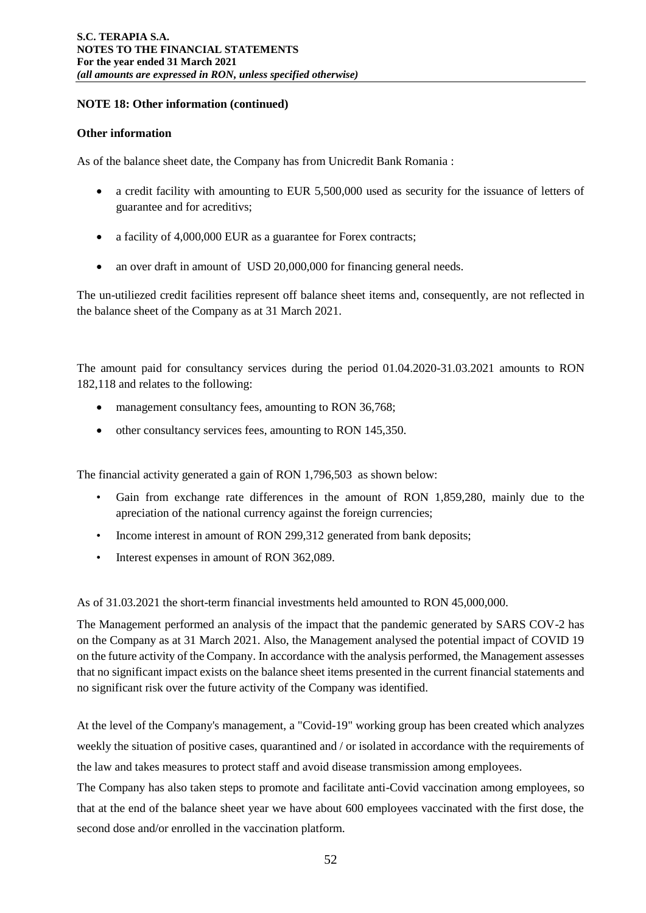## NOTE 18: Other information (continued)

### Other information

As of the balance sheet date, the Company has from Unicredit Bank Romania :

- a credit facility with amounting to EUR 5,500,000 used as security for the issuance of letters of guarantee and for acreditivs;
- a facility of 4,000,000 EUR as a guarantee for Forex contracts;
- an over draft in amount of USD 20,000,000 for financing general needs.

The un-utiliezed credit facilities represent off balance sheet items and, consequently, are not reflected in the balance sheet of the Company as at 31 March 2021.

The amount paid for consultancy services during the period 01.04.2020-31.03.2021 amounts to RON 182,118 and relates to the following:

- management consultancy fees, amounting to RON 36,768;
- other consultancy services fees, amounting to RON 145,350.

The financial activity generated a gain of RON 1,796,503 as shown below:

- Gain from exchange rate differences in the amount of RON 1,859,280, mainly due to the apreciation of the national currency against the foreign currencies;
- Income interest in amount of RON 299,312 generated from bank deposits;
- Interest expenses in amount of RON 362,089.

As of 31.03.2021 the short-term financial investments held amounted to RON 45,000,000.

The Management performed an analysis of the impact that the pandemic generated by SARS COV-2 has on the Company as at 31 March 2021. Also, the Management analysed the potential impact of COVID 19 on the future activity of the Company. In accordance with the analysis performed, the Management assesses that no significant impact exists on the balance sheet items presented in the current financial statements and no significant risk over the future activity of the Company was identified.

At the level of the Company's management, a "Covid-19" working group has been created which analyzes weekly the situation of positive cases, quarantined and / or isolated in accordance with the requirements of the law and takes measures to protect staff and avoid disease transmission among employees.

The Company has also taken steps to promote and facilitate anti-Covid vaccination among employees, so that at the end of the balance sheet year we have about 600 employees vaccinated with the first dose, the second dose and/or enrolled in the vaccination platform.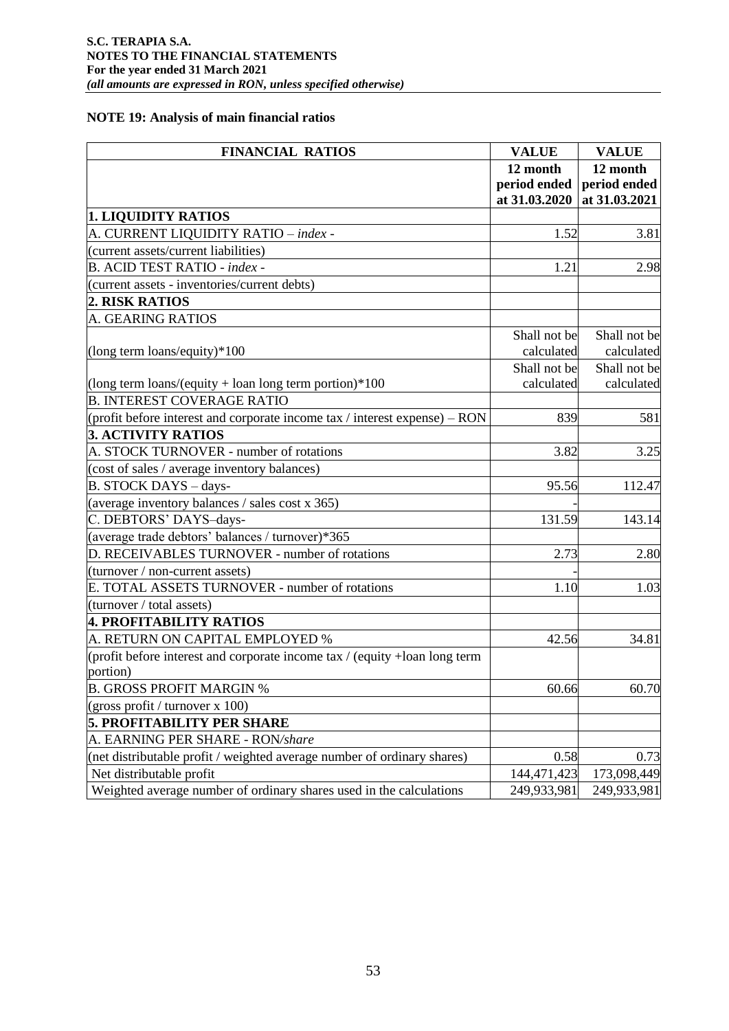## NOTE 19: Analysis of main financial ratios

| FINANCIAL RATIOS | VALUE | VALUE |
|---|---|---|
| | 12 month period ended at 31.03.2020 | 12 month period ended at 31.03.2021 |
| **1. LIQUIDITY RATIOS** | | |
| A. CURRENT LIQUIDITY RATIO – *index* - | 1.52 | 3.81 |
| (current assets/current liabilities) | | |
| B. ACID TEST RATIO - *index* - | 1.21 | 2.98 |
| (current assets - inventories/current debts) | | |
| **2. RISK RATIOS** | | |
| A. GEARING RATIOS | | |
| (long term loans/equity)*100 | Shall not be calculated | Shall not be calculated |
| (long term loans/(equity + loan long term portion)*100 | Shall not be calculated | Shall not be calculated |
| B. INTEREST COVERAGE RATIO | | |
| (profit before interest and corporate income tax / interest expense) – RON | 839 | 581 |
| **3. ACTIVITY RATIOS** | | |
| A. STOCK TURNOVER - number of rotations | 3.82 | 3.25 |
| (cost of sales / average inventory balances) | | |
| B. STOCK DAYS – days- | 95.56 | 112.47 |
| (average inventory balances / sales cost x 365) | - | |
| C. DEBTORS' DAYS–days- | 131.59 | 143.14 |
| (average trade debtors' balances / turnover)*365 | | |
| D. RECEIVABLES TURNOVER - number of rotations | 2.73 | 2.80 |
| (turnover / non-current assets) | - | |
| E. TOTAL ASSETS TURNOVER - number of rotations | 1.10 | 1.03 |
| (turnover / total assets) | | |
| **4. PROFITABILITY RATIOS** | | |
| A. RETURN ON CAPITAL EMPLOYED % | 42.56 | 34.81 |
| (profit before interest and corporate income tax / (equity +loan long term portion) | | |
| B. GROSS PROFIT MARGIN % | 60.66 | 60.70 |
| (gross profit / turnover x 100) | | |
| **5. PROFITABILITY PER SHARE** | | |
| A. EARNING PER SHARE - RON/*share* | | |
| (net distributable profit / weighted average number of ordinary shares) | 0.58 | 0.73 |
| Net distributable profit | 144,471,423 | 173,098,449 |
| Weighted average number of ordinary shares used in the calculations | 249,933,981 | 249,933,981 |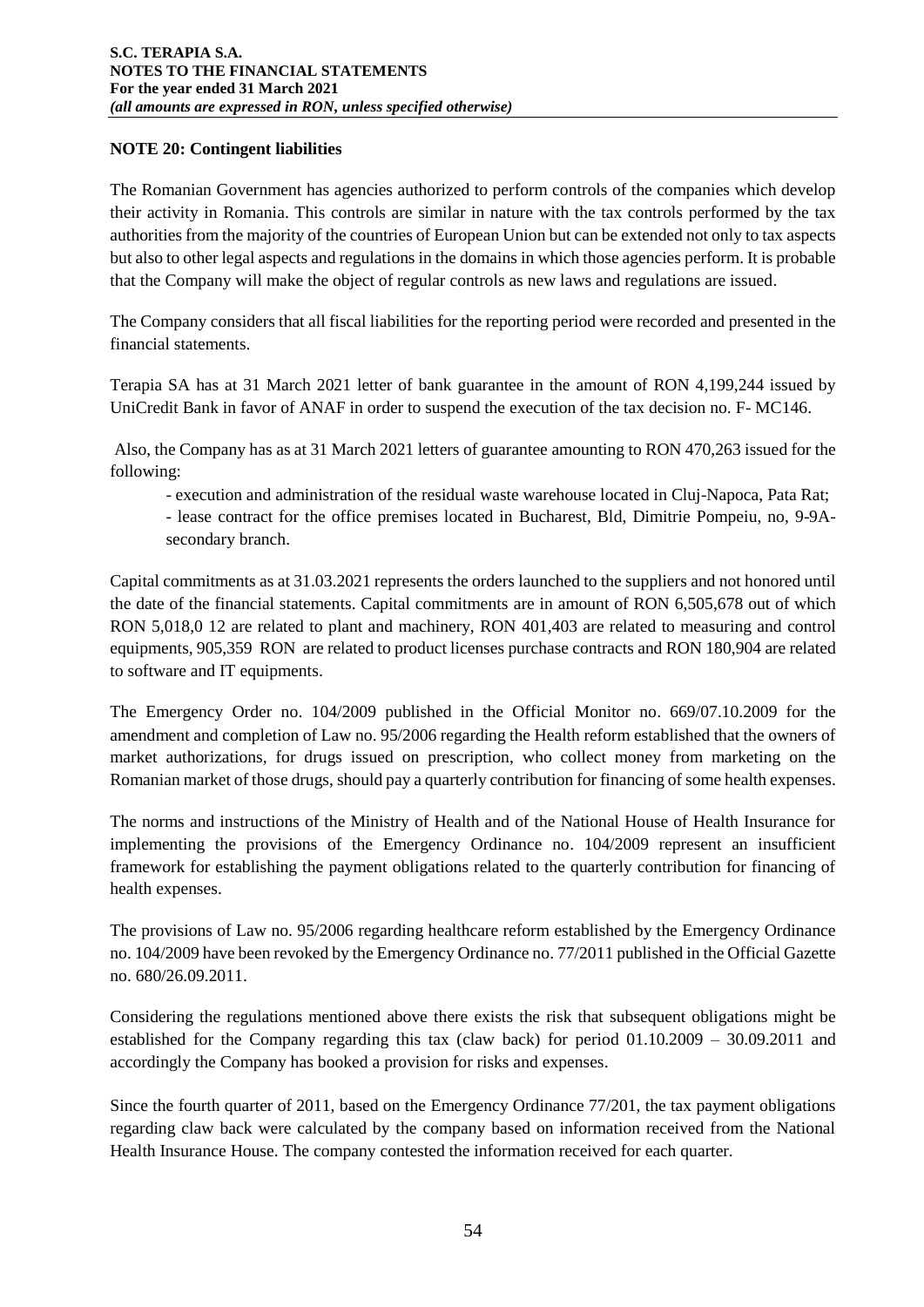## NOTE 20: Contingent liabilities

The Romanian Government has agencies authorized to perform controls of the companies which develop their activity in Romania. This controls are similar in nature with the tax controls performed by the tax authorities from the majority of the countries of European Union but can be extended not only to tax aspects but also to other legal aspects and regulations in the domains in which those agencies perform. It is probable that the Company will make the object of regular controls as new laws and regulations are issued.

The Company considers that all fiscal liabilities for the reporting period were recorded and presented in the financial statements.

Terapia SA has at 31 March 2021 letter of bank guarantee in the amount of RON 4,199,244 issued by UniCredit Bank in favor of ANAF in order to suspend the execution of the tax decision no. F- MC146.

Also, the Company has as at 31 March 2021 letters of guarantee amounting to RON 470,263 issued for the following:

- execution and administration of the residual waste warehouse located in Cluj-Napoca, Pata Rat;
- lease contract for the office premises located in Bucharest, Bld, Dimitrie Pompeiu, no, 9-9A-secondary branch.

Capital commitments as at 31.03.2021 represents the orders launched to the suppliers and not honored until the date of the financial statements. Capital commitments are in amount of RON 6,505,678 out of which RON 5,018,0 12 are related to plant and machinery, RON 401,403 are related to measuring and control equipments, 905,359 RON are related to product licenses purchase contracts and RON 180,904 are related to software and IT equipments.

The Emergency Order no. 104/2009 published in the Official Monitor no. 669/07.10.2009 for the amendment and completion of Law no. 95/2006 regarding the Health reform established that the owners of market authorizations, for drugs issued on prescription, who collect money from marketing on the Romanian market of those drugs, should pay a quarterly contribution for financing of some health expenses.

The norms and instructions of the Ministry of Health and of the National House of Health Insurance for implementing the provisions of the Emergency Ordinance no. 104/2009 represent an insufficient framework for establishing the payment obligations related to the quarterly contribution for financing of health expenses.

The provisions of Law no. 95/2006 regarding healthcare reform established by the Emergency Ordinance no. 104/2009 have been revoked by the Emergency Ordinance no. 77/2011 published in the Official Gazette no. 680/26.09.2011.

Considering the regulations mentioned above there exists the risk that subsequent obligations might be established for the Company regarding this tax (claw back) for period 01.10.2009 – 30.09.2011 and accordingly the Company has booked a provision for risks and expenses.

Since the fourth quarter of 2011, based on the Emergency Ordinance 77/201, the tax payment obligations regarding claw back were calculated by the company based on information received from the National Health Insurance House. The company contested the information received for each quarter.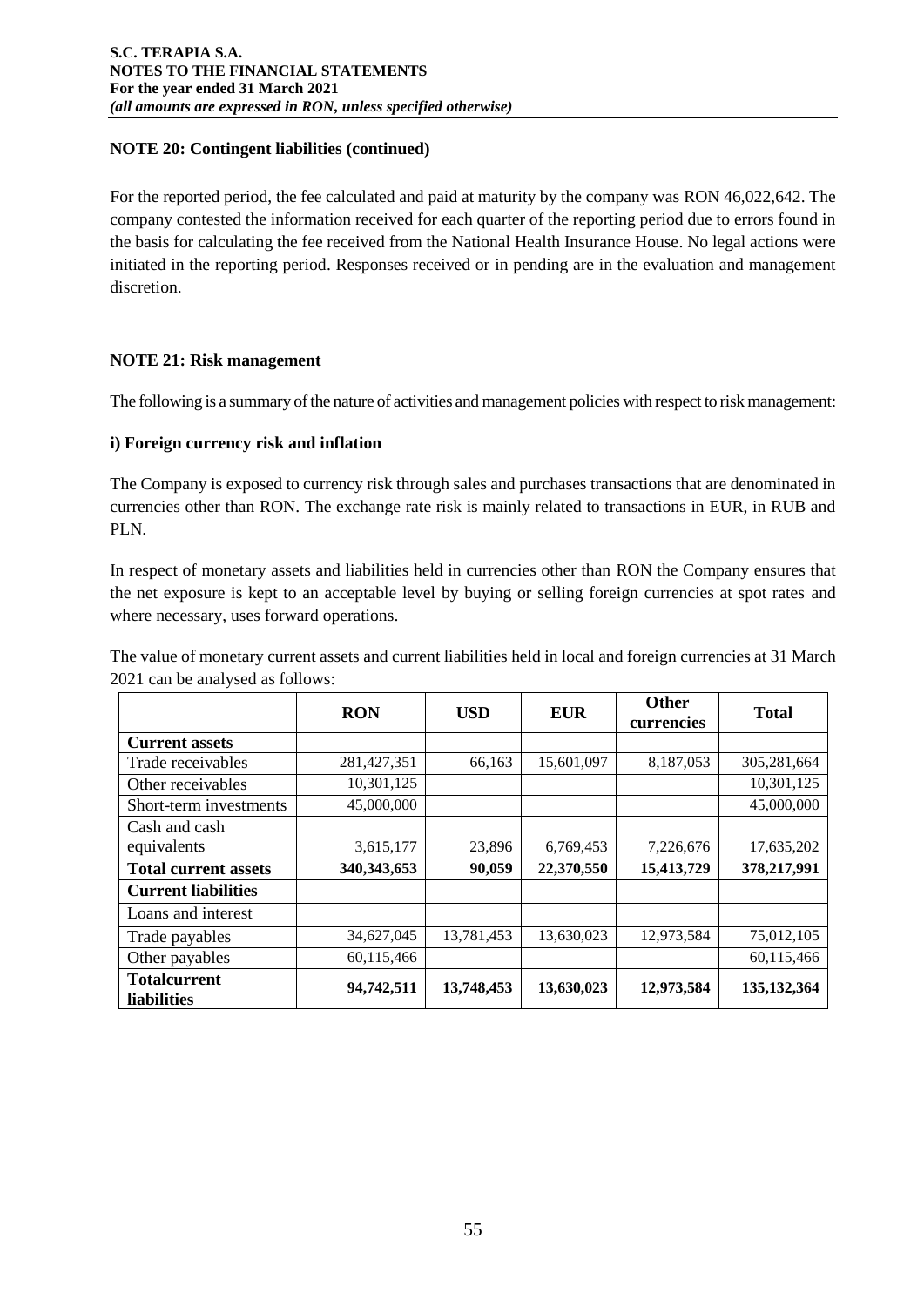### NOTE 20: Contingent liabilities (continued)

For the reported period, the fee calculated and paid at maturity by the company was RON 46,022,642. The company contested the information received for each quarter of the reporting period due to errors found in the basis for calculating the fee received from the National Health Insurance House. No legal actions were initiated in the reporting period. Responses received or in pending are in the evaluation and management discretion.

### NOTE 21: Risk management

The following is a summary of the nature of activities and management policies with respect to risk management:

#### i) Foreign currency risk and inflation

The Company is exposed to currency risk through sales and purchases transactions that are denominated in currencies other than RON. The exchange rate risk is mainly related to transactions in EUR, in RUB and PLN.

In respect of monetary assets and liabilities held in currencies other than RON the Company ensures that the net exposure is kept to an acceptable level by buying or selling foreign currencies at spot rates and where necessary, uses forward operations.

The value of monetary current assets and current liabilities held in local and foreign currencies at 31 March 2021 can be analysed as follows:

| | RON | USD | EUR | Other currencies | Total |
|---|---|---|---|---|---|
| **Current assets** | | | | | |
| Trade receivables | 281,427,351 | 66,163 | 15,601,097 | 8,187,053 | 305,281,664 |
| Other receivables | 10,301,125 | | | | 10,301,125 |
| Short-term investments | 45,000,000 | | | | 45,000,000 |
| Cash and cash equivalents | 3,615,177 | 23,896 | 6,769,453 | 7,226,676 | 17,635,202 |
| **Total current assets** | **340,343,653** | **90,059** | **22,370,550** | **15,413,729** | **378,217,991** |
| **Current liabilities** | | | | | |
| Loans and interest | | | | | |
| Trade payables | 34,627,045 | 13,781,453 | 13,630,023 | 12,973,584 | 75,012,105 |
| Other payables | 60,115,466 | | | | 60,115,466 |
| **Totalcurrent liabilities** | **94,742,511** | **13,748,453** | **13,630,023** | **12,973,584** | **135,132,364** |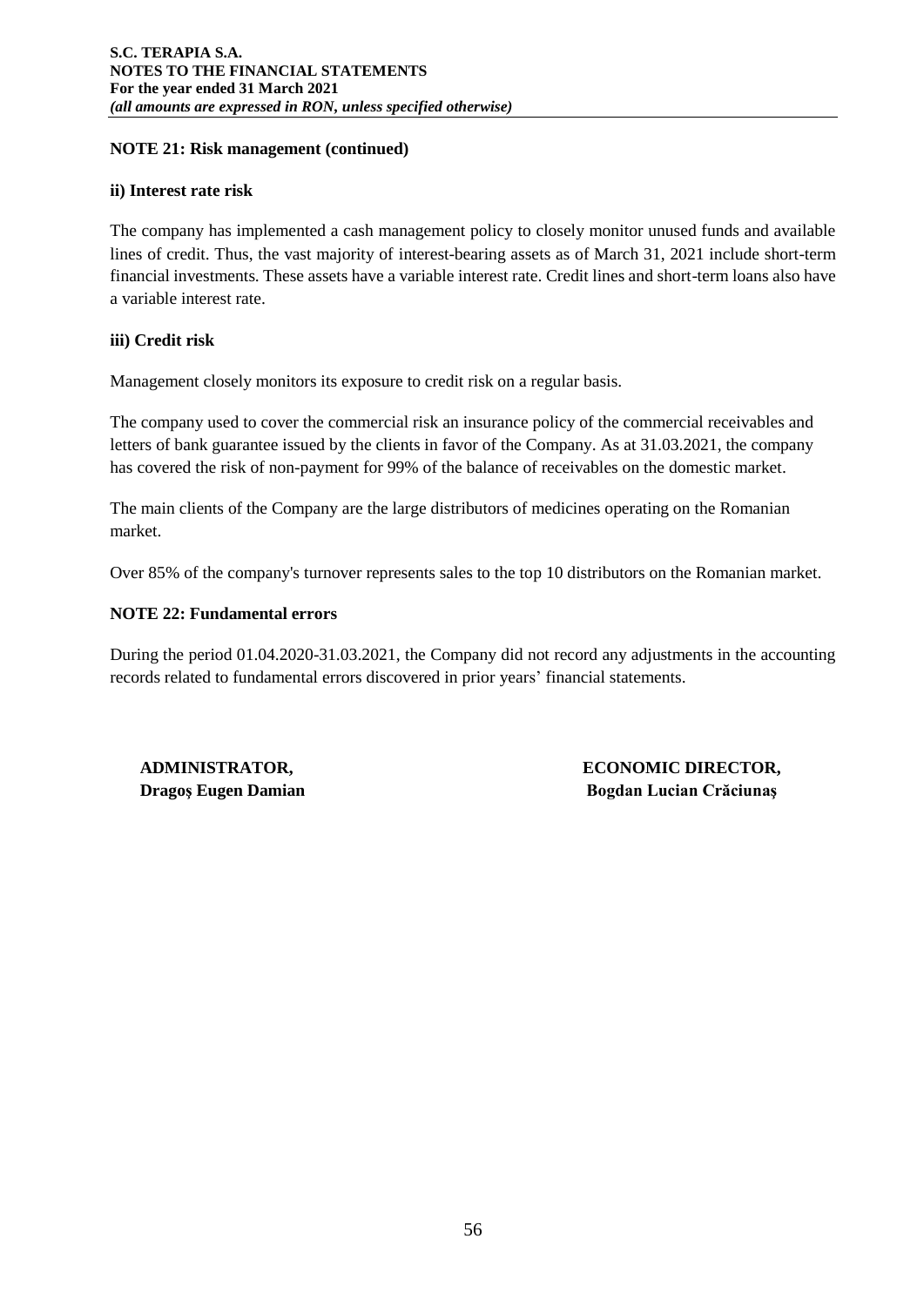**NOTE 21: Risk management (continued)**

**ii) Interest rate risk**

The company has implemented a cash management policy to closely monitor unused funds and available lines of credit. Thus, the vast majority of interest-bearing assets as of March 31, 2021 include short-term financial investments. These assets have a variable interest rate. Credit lines and short-term loans also have a variable interest rate.

**iii) Credit risk**

Management closely monitors its exposure to credit risk on a regular basis.

The company used to cover the commercial risk an insurance policy of the commercial receivables and letters of bank guarantee issued by the clients in favor of the Company. As at 31.03.2021, the company has covered the risk of non-payment for 99% of the balance of receivables on the domestic market.

The main clients of the Company are the large distributors of medicines operating on the Romanian market.

Over 85% of the company's turnover represents sales to the top 10 distributors on the Romanian market.

**NOTE 22: Fundamental errors**

During the period 01.04.2020-31.03.2021, the Company did not record any adjustments in the accounting records related to fundamental errors discovered in prior years' financial statements.

**ADMINISTRATOR,**
**Dragoş Eugen Damian**

**ECONOMIC DIRECTOR,**
**Bogdan Lucian Crăciunaş**